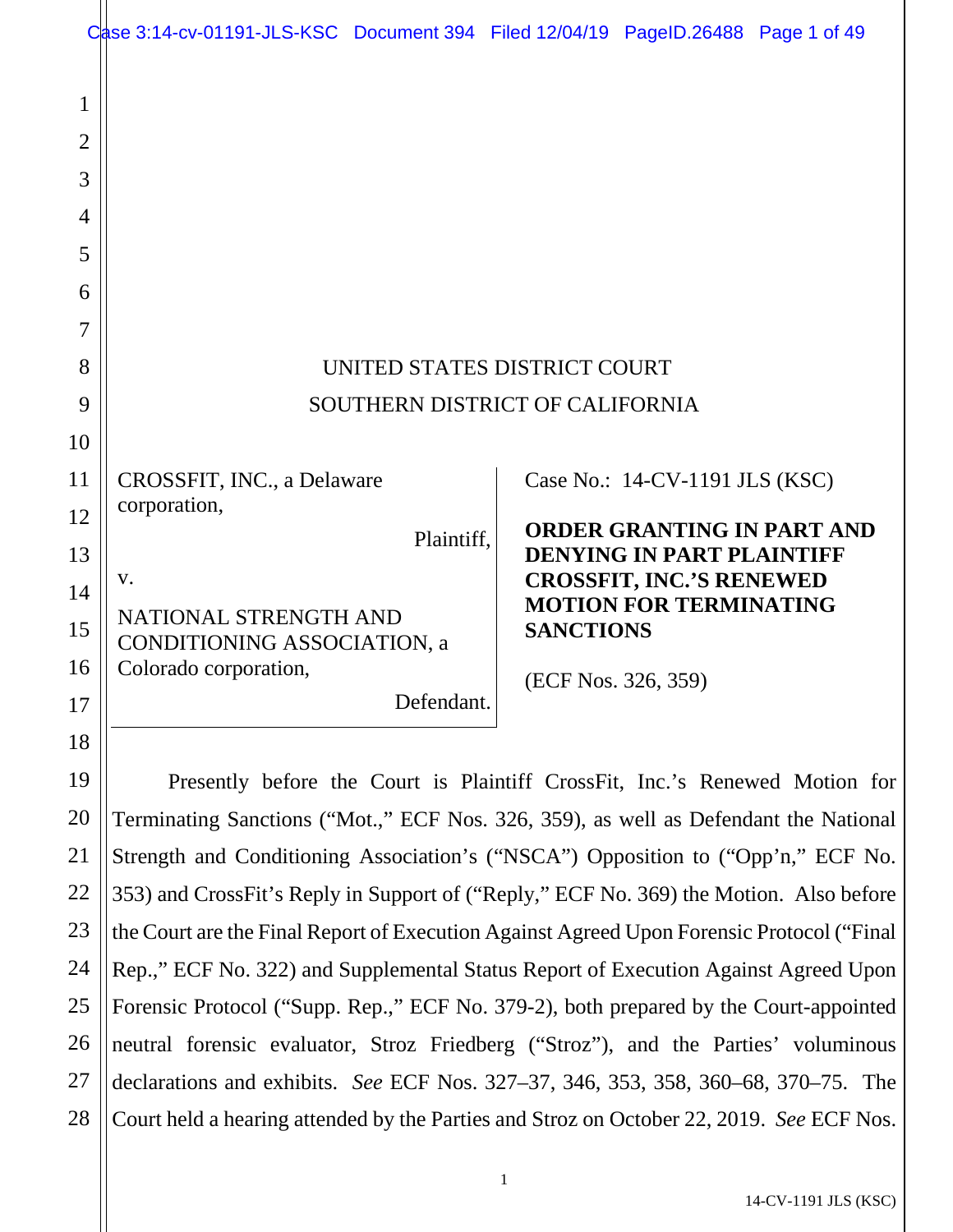UNITED STATES DISTRICT COURT

SOUTHERN DISTRICT OF CALIFORNIA

CROSSFIT, INC., a Delaware corporation,

Plaintiff,

v.

NATIONAL STRENGTH AND CONDITIONING ASSOCIATION, a Colorado corporation,

Defendant.

Case No.: 14-CV-1191 JLS (KSC)

**ORDER GRANTING IN PART AND DENYING IN PART PLAINTIFF CROSSFIT, INC.'S RENEWED MOTION FOR TERMINATING SANCTIONS**

(ECF Nos. 326, 359)

Presently before the Court is Plaintiff CrossFit, Inc.'s Renewed Motion for Terminating Sanctions ("Mot.," ECF Nos. 326, 359), as well as Defendant the National Strength and Conditioning Association's ("NSCA") Opposition to ("Opp'n," ECF No. 353) and CrossFit's Reply in Support of ("Reply," ECF No. 369) the Motion. Also before the Court are the Final Report of Execution Against Agreed Upon Forensic Protocol ("Final Rep.," ECF No. 322) and Supplemental Status Report of Execution Against Agreed Upon Forensic Protocol ("Supp. Rep.," ECF No. 379-2), both prepared by the Court-appointed neutral forensic evaluator, Stroz Friedberg ("Stroz"), and the Parties' voluminous declarations and exhibits. *See* ECF Nos. 327–37, 346, 353, 358, 360–68, 370–75. The Court held a hearing attended by the Parties and Stroz on October 22, 2019. *See* ECF Nos.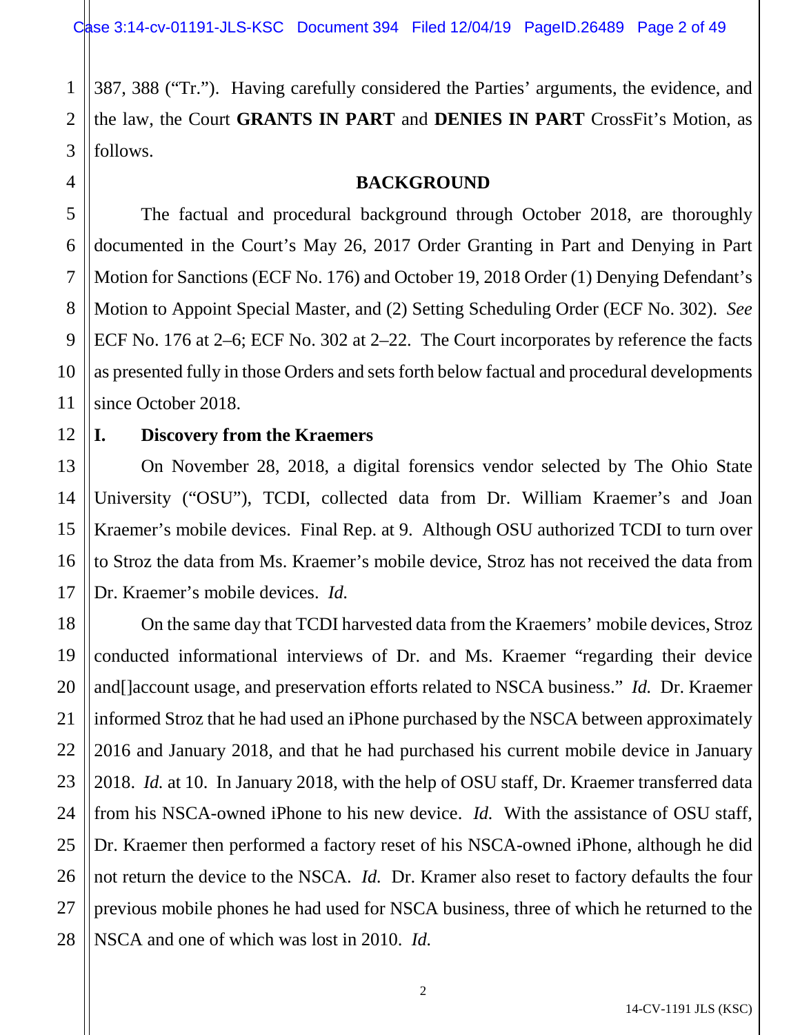387, 388 ("Tr."). Having carefully considered the Parties' arguments, the evidence, and the law, the Court **GRANTS IN PART** and **DENIES IN PART** CrossFit's Motion, as follows.

## BACKGROUND

The factual and procedural background through October 2018, are thoroughly documented in the Court's May 26, 2017 Order Granting in Part and Denying in Part Motion for Sanctions (ECF No. 176) and October 19, 2018 Order (1) Denying Defendant's Motion to Appoint Special Master, and (2) Setting Scheduling Order (ECF No. 302). *See* ECF No. 176 at 2–6; ECF No. 302 at 2–22. The Court incorporates by reference the facts as presented fully in those Orders and sets forth below factual and procedural developments since October 2018.

### I. Discovery from the Kraemers

On November 28, 2018, a digital forensics vendor selected by The Ohio State University ("OSU"), TCDI, collected data from Dr. William Kraemer's and Joan Kraemer's mobile devices. Final Rep. at 9. Although OSU authorized TCDI to turn over to Stroz the data from Ms. Kraemer's mobile device, Stroz has not received the data from Dr. Kraemer's mobile devices. *Id.*

On the same day that TCDI harvested data from the Kraemers' mobile devices, Stroz conducted informational interviews of Dr. and Ms. Kraemer "regarding their device and[]account usage, and preservation efforts related to NSCA business." *Id.* Dr. Kraemer informed Stroz that he had used an iPhone purchased by the NSCA between approximately 2016 and January 2018, and that he had purchased his current mobile device in January 2018. *Id.* at 10. In January 2018, with the help of OSU staff, Dr. Kraemer transferred data from his NSCA-owned iPhone to his new device. *Id.* With the assistance of OSU staff, Dr. Kraemer then performed a factory reset of his NSCA-owned iPhone, although he did not return the device to the NSCA. *Id.* Dr. Kramer also reset to factory defaults the four previous mobile phones he had used for NSCA business, three of which he returned to the NSCA and one of which was lost in 2010. *Id.*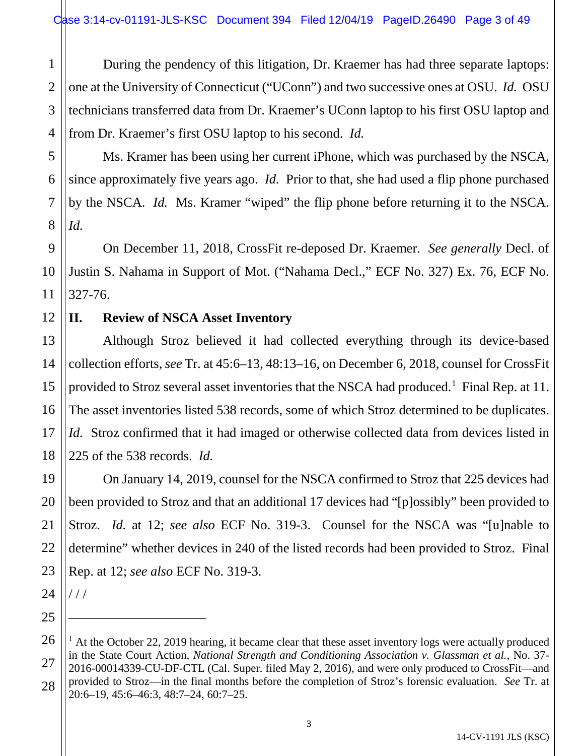During the pendency of this litigation, Dr. Kraemer has had three separate laptops: one at the University of Connecticut ("UConn") and two successive ones at OSU. *Id.* OSU technicians transferred data from Dr. Kraemer's UConn laptop to his first OSU laptop and from Dr. Kraemer's first OSU laptop to his second. *Id.*

Ms. Kramer has been using her current iPhone, which was purchased by the NSCA, since approximately five years ago. *Id.* Prior to that, she had used a flip phone purchased by the NSCA. *Id.* Ms. Kramer "wiped" the flip phone before returning it to the NSCA. *Id.*

On December 11, 2018, CrossFit re-deposed Dr. Kraemer. *See generally* Decl. of Justin S. Nahama in Support of Mot. ("Nahama Decl.," ECF No. 327) Ex. 76, ECF No. 327-76.

## II. Review of NSCA Asset Inventory

Although Stroz believed it had collected everything through its device-based collection efforts, *see* Tr. at 45:6–13, 48:13–16, on December 6, 2018, counsel for CrossFit provided to Stroz several asset inventories that the NSCA had produced.[1] Final Rep. at 11. The asset inventories listed 538 records, some of which Stroz determined to be duplicates. *Id.* Stroz confirmed that it had imaged or otherwise collected data from devices listed in 225 of the 538 records. *Id.*

On January 14, 2019, counsel for the NSCA confirmed to Stroz that 225 devices had been provided to Stroz and that an additional 17 devices had "[p]ossibly" been provided to Stroz. *Id.* at 12; *see also* ECF No. 319-3. Counsel for the NSCA was "[u]nable to determine" whether devices in 240 of the listed records had been provided to Stroz. Final Rep. at 12; *see also* ECF No. 319-3.

/ / /

---

[1] At the October 22, 2019 hearing, it became clear that these asset inventory logs were actually produced in the State Court Action, *National Strength and Conditioning Association v. Glassman et al.*, No. 37-2016-00014339-CU-DF-CTL (Cal. Super. filed May 2, 2016), and were only produced to CrossFit—and provided to Stroz—in the final months before the completion of Stroz's forensic evaluation. *See* Tr. at 20:6–19, 45:6–46:3, 48:7–24, 60:7–25.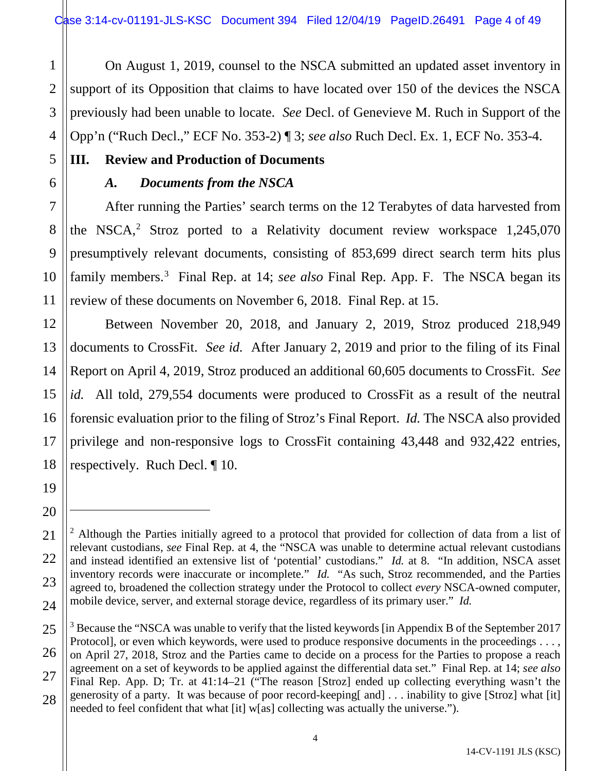On August 1, 2019, counsel to the NSCA submitted an updated asset inventory in support of its Opposition that claims to have located over 150 of the devices the NSCA previously had been unable to locate. *See* Decl. of Genevieve M. Ruch in Support of the Opp'n ("Ruch Decl.," ECF No. 353-2) ¶ 3; *see also* Ruch Decl. Ex. 1, ECF No. 353-4.

## III. Review and Production of Documents

### *A. Documents from the NSCA*

After running the Parties' search terms on the 12 Terabytes of data harvested from the NSCA,[2] Stroz ported to a Relativity document review workspace 1,245,070 presumptively relevant documents, consisting of 853,699 direct search term hits plus family members.[3] Final Rep. at 14; *see also* Final Rep. App. F. The NSCA began its review of these documents on November 6, 2018. Final Rep. at 15.

Between November 20, 2018, and January 2, 2019, Stroz produced 218,949 documents to CrossFit. *See id.* After January 2, 2019 and prior to the filing of its Final Report on April 4, 2019, Stroz produced an additional 60,605 documents to CrossFit. *See id.* All told, 279,554 documents were produced to CrossFit as a result of the neutral forensic evaluation prior to the filing of Stroz's Final Report. *Id.* The NSCA also provided privilege and non-responsive logs to CrossFit containing 43,448 and 932,422 entries, respectively. Ruch Decl. ¶ 10.

---

[2] Although the Parties initially agreed to a protocol that provided for collection of data from a list of relevant custodians, *see* Final Rep. at 4, the "NSCA was unable to determine actual relevant custodians and instead identified an extensive list of 'potential' custodians." *Id.* at 8. "In addition, NSCA asset inventory records were inaccurate or incomplete." *Id.* "As such, Stroz recommended, and the Parties agreed to, broadened the collection strategy under the Protocol to collect *every* NSCA-owned computer, mobile device, server, and external storage device, regardless of its primary user." *Id.*

[3] Because the "NSCA was unable to verify that the listed keywords [in Appendix B of the September 2017 Protocol], or even which keywords, were used to produce responsive documents in the proceedings . . . , on April 27, 2018, Stroz and the Parties came to decide on a process for the Parties to propose a reach agreement on a set of keywords to be applied against the differential data set." Final Rep. at 14; *see also* Final Rep. App. D; Tr. at 41:14–21 ("The reason [Stroz] ended up collecting everything wasn't the generosity of a party. It was because of poor record-keeping[ and] . . . inability to give [Stroz] what [it] needed to feel confident that what [it] w[as] collecting was actually the universe.").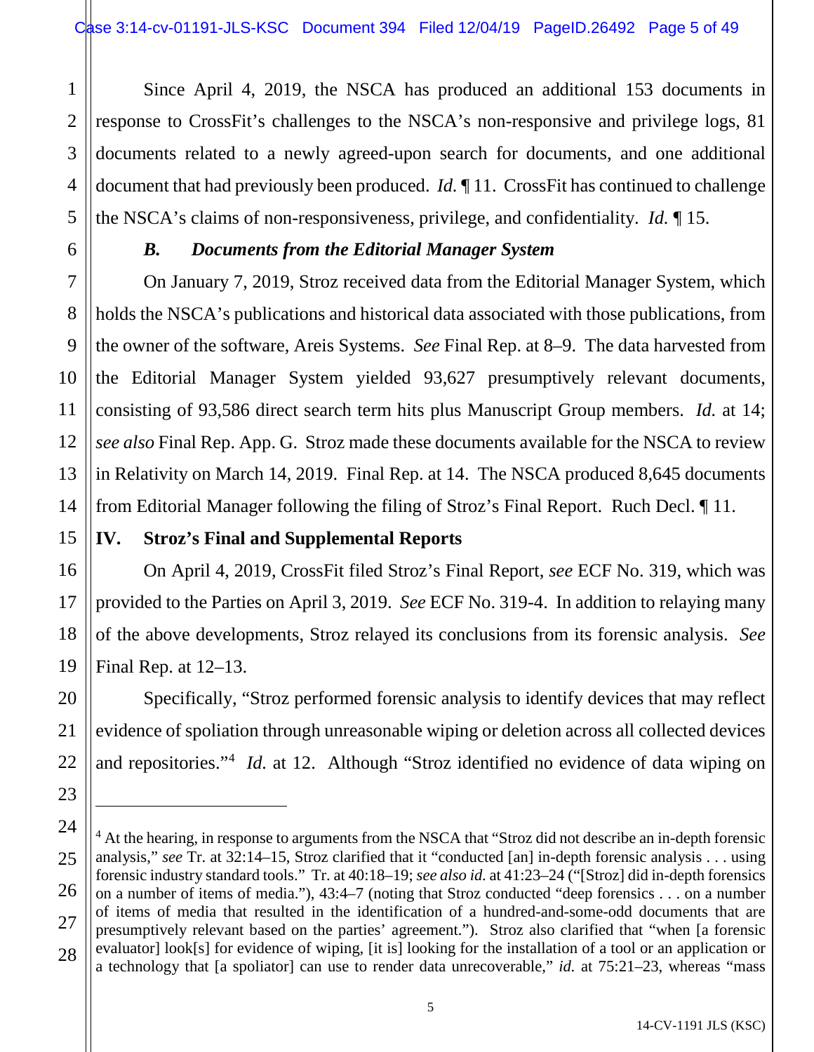Since April 4, 2019, the NSCA has produced an additional 153 documents in response to CrossFit's challenges to the NSCA's non-responsive and privilege logs, 81 documents related to a newly agreed-upon search for documents, and one additional document that had previously been produced. *Id.* ¶ 11. CrossFit has continued to challenge the NSCA's claims of non-responsiveness, privilege, and confidentiality. *Id.* ¶ 15.

### *B. Documents from the Editorial Manager System*

On January 7, 2019, Stroz received data from the Editorial Manager System, which holds the NSCA's publications and historical data associated with those publications, from the owner of the software, Areis Systems. *See* Final Rep. at 8–9. The data harvested from the Editorial Manager System yielded 93,627 presumptively relevant documents, consisting of 93,586 direct search term hits plus Manuscript Group members. *Id.* at 14; *see also* Final Rep. App. G. Stroz made these documents available for the NSCA to review in Relativity on March 14, 2019. Final Rep. at 14. The NSCA produced 8,645 documents from Editorial Manager following the filing of Stroz's Final Report. Ruch Decl. ¶ 11.

## IV. Stroz's Final and Supplemental Reports

On April 4, 2019, CrossFit filed Stroz's Final Report, *see* ECF No. 319, which was provided to the Parties on April 3, 2019. *See* ECF No. 319-4. In addition to relaying many of the above developments, Stroz relayed its conclusions from its forensic analysis. *See* Final Rep. at 12–13.

Specifically, "Stroz performed forensic analysis to identify devices that may reflect evidence of spoliation through unreasonable wiping or deletion across all collected devices and repositories."[4] *Id.* at 12. Although "Stroz identified no evidence of data wiping on

---

[4] At the hearing, in response to arguments from the NSCA that "Stroz did not describe an in-depth forensic analysis," *see* Tr. at 32:14–15, Stroz clarified that it "conducted [an] in-depth forensic analysis . . . using forensic industry standard tools." Tr. at 40:18–19; *see also id.* at 41:23–24 ("[Stroz] did in-depth forensics on a number of items of media."), 43:4–7 (noting that Stroz conducted "deep forensics . . . on a number of items of media that resulted in the identification of a hundred-and-some-odd documents that are presumptively relevant based on the parties' agreement."). Stroz also clarified that "when [a forensic evaluator] look[s] for evidence of wiping, [it is] looking for the installation of a tool or an application or a technology that [a spoliator] can use to render data unrecoverable," *id.* at 75:21–23, whereas "mass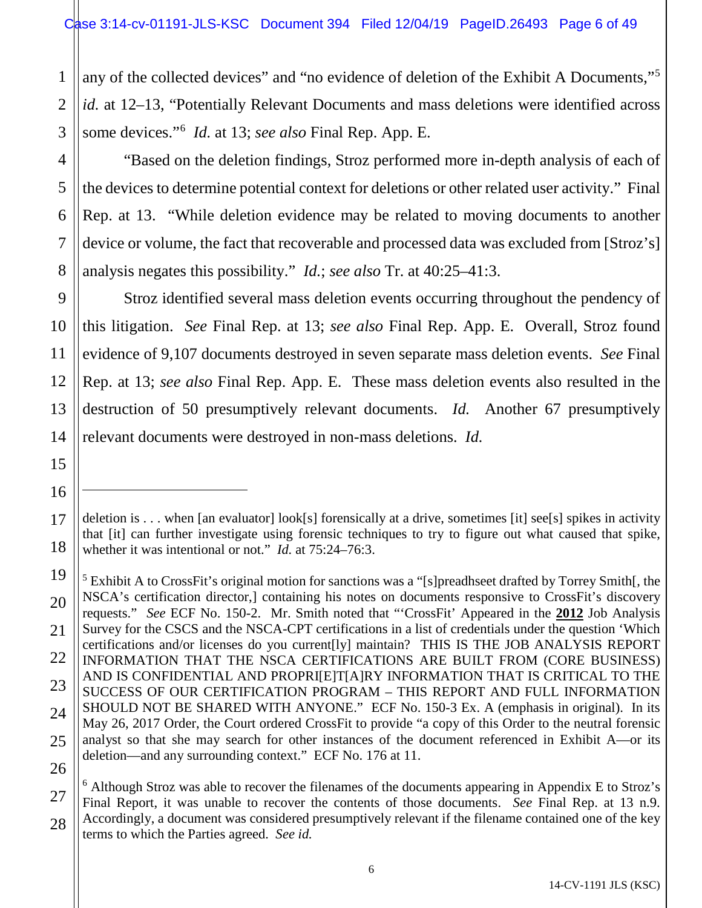any of the collected devices" and "no evidence of deletion of the Exhibit A Documents,"[5] *id.* at 12–13, "Potentially Relevant Documents and mass deletions were identified across some devices."[6] *Id.* at 13; *see also* Final Rep. App. E.

"Based on the deletion findings, Stroz performed more in-depth analysis of each of the devices to determine potential context for deletions or other related user activity." Final Rep. at 13. "While deletion evidence may be related to moving documents to another device or volume, the fact that recoverable and processed data was excluded from [Stroz's] analysis negates this possibility." *Id.*; *see also* Tr. at 40:25–41:3.

Stroz identified several mass deletion events occurring throughout the pendency of this litigation. *See* Final Rep. at 13; *see also* Final Rep. App. E. Overall, Stroz found evidence of 9,107 documents destroyed in seven separate mass deletion events. *See* Final Rep. at 13; *see also* Final Rep. App. E. These mass deletion events also resulted in the destruction of 50 presumptively relevant documents. *Id.* Another 67 presumptively relevant documents were destroyed in non-mass deletions. *Id.*

---

deletion is . . . when [an evaluator] look[s] forensically at a drive, sometimes [it] see[s] spikes in activity that [it] can further investigate using forensic techniques to try to figure out what caused that spike, whether it was intentional or not." *Id.* at 75:24–76:3.

[5] Exhibit A to CrossFit's original motion for sanctions was a "[s]preadhseet drafted by Torrey Smith[, the NSCA's certification director,] containing his notes on documents responsive to CrossFit's discovery requests." *See* ECF No. 150-2. Mr. Smith noted that "'CrossFit' Appeared in the **2012** Job Analysis Survey for the CSCS and the NSCA-CPT certifications in a list of credentials under the question 'Which certifications and/or licenses do you current[ly] maintain? THIS IS THE JOB ANALYSIS REPORT INFORMATION THAT THE NSCA CERTIFICATIONS ARE BUILT FROM (CORE BUSINESS) AND IS CONFIDENTIAL AND PROPRI[E]T[A]RY INFORMATION THAT IS CRITICAL TO THE SUCCESS OF OUR CERTIFICATION PROGRAM – THIS REPORT AND FULL INFORMATION SHOULD NOT BE SHARED WITH ANYONE." ECF No. 150-3 Ex. A (emphasis in original). In its May 26, 2017 Order, the Court ordered CrossFit to provide "a copy of this Order to the neutral forensic analyst so that she may search for other instances of the document referenced in Exhibit A—or its deletion—and any surrounding context." ECF No. 176 at 11.

[6] Although Stroz was able to recover the filenames of the documents appearing in Appendix E to Stroz's Final Report, it was unable to recover the contents of those documents. *See* Final Rep. at 13 n.9. Accordingly, a document was considered presumptively relevant if the filename contained one of the key terms to which the Parties agreed. *See id.*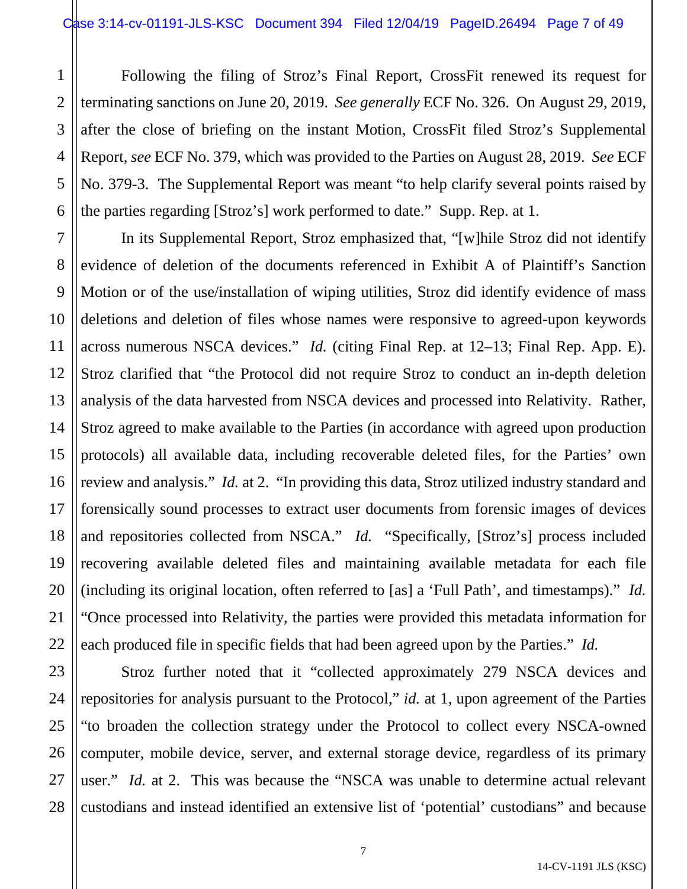Following the filing of Stroz's Final Report, CrossFit renewed its request for terminating sanctions on June 20, 2019. *See generally* ECF No. 326. On August 29, 2019, after the close of briefing on the instant Motion, CrossFit filed Stroz's Supplemental Report, *see* ECF No. 379, which was provided to the Parties on August 28, 2019. *See* ECF No. 379-3. The Supplemental Report was meant "to help clarify several points raised by the parties regarding [Stroz's] work performed to date." Supp. Rep. at 1.

In its Supplemental Report, Stroz emphasized that, "[w]hile Stroz did not identify evidence of deletion of the documents referenced in Exhibit A of Plaintiff's Sanction Motion or of the use/installation of wiping utilities, Stroz did identify evidence of mass deletions and deletion of files whose names were responsive to agreed-upon keywords across numerous NSCA devices." *Id.* (citing Final Rep. at 12–13; Final Rep. App. E). Stroz clarified that "the Protocol did not require Stroz to conduct an in-depth deletion analysis of the data harvested from NSCA devices and processed into Relativity. Rather, Stroz agreed to make available to the Parties (in accordance with agreed upon production protocols) all available data, including recoverable deleted files, for the Parties' own review and analysis." *Id.* at 2. "In providing this data, Stroz utilized industry standard and forensically sound processes to extract user documents from forensic images of devices and repositories collected from NSCA." *Id.* "Specifically, [Stroz's] process included recovering available deleted files and maintaining available metadata for each file (including its original location, often referred to [as] a 'Full Path', and timestamps)." *Id.* "Once processed into Relativity, the parties were provided this metadata information for each produced file in specific fields that had been agreed upon by the Parties." *Id.*

Stroz further noted that it "collected approximately 279 NSCA devices and repositories for analysis pursuant to the Protocol," *id.* at 1, upon agreement of the Parties "to broaden the collection strategy under the Protocol to collect every NSCA-owned computer, mobile device, server, and external storage device, regardless of its primary user." *Id.* at 2. This was because the "NSCA was unable to determine actual relevant custodians and instead identified an extensive list of 'potential' custodians" and because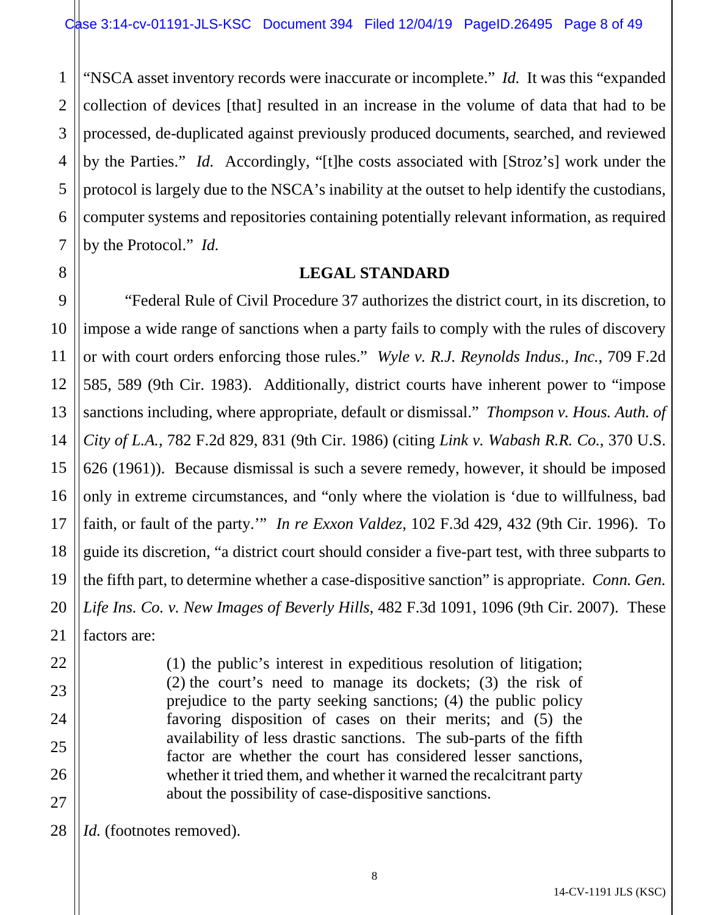"NSCA asset inventory records were inaccurate or incomplete." *Id.* It was this "expanded collection of devices [that] resulted in an increase in the volume of data that had to be processed, de-duplicated against previously produced documents, searched, and reviewed by the Parties." *Id.* Accordingly, "[t]he costs associated with [Stroz's] work under the protocol is largely due to the NSCA's inability at the outset to help identify the custodians, computer systems and repositories containing potentially relevant information, as required by the Protocol." *Id.*

## LEGAL STANDARD

"Federal Rule of Civil Procedure 37 authorizes the district court, in its discretion, to impose a wide range of sanctions when a party fails to comply with the rules of discovery or with court orders enforcing those rules." *Wyle v. R.J. Reynolds Indus., Inc.*, 709 F.2d 585, 589 (9th Cir. 1983). Additionally, district courts have inherent power to "impose sanctions including, where appropriate, default or dismissal." *Thompson v. Hous. Auth. of City of L.A.*, 782 F.2d 829, 831 (9th Cir. 1986) (citing *Link v. Wabash R.R. Co.*, 370 U.S. 626 (1961)). Because dismissal is such a severe remedy, however, it should be imposed only in extreme circumstances, and "only where the violation is 'due to willfulness, bad faith, or fault of the party.'" *In re Exxon Valdez*, 102 F.3d 429, 432 (9th Cir. 1996). To guide its discretion, "a district court should consider a five-part test, with three subparts to the fifth part, to determine whether a case-dispositive sanction" is appropriate. *Conn. Gen. Life Ins. Co. v. New Images of Beverly Hills*, 482 F.3d 1091, 1096 (9th Cir. 2007). These factors are:

> (1) the public's interest in expeditious resolution of litigation; (2) the court's need to manage its dockets; (3) the risk of prejudice to the party seeking sanctions; (4) the public policy favoring disposition of cases on their merits; and (5) the availability of less drastic sanctions. The sub-parts of the fifth factor are whether the court has considered lesser sanctions, whether it tried them, and whether it warned the recalcitrant party about the possibility of case-dispositive sanctions.

*Id.* (footnotes removed).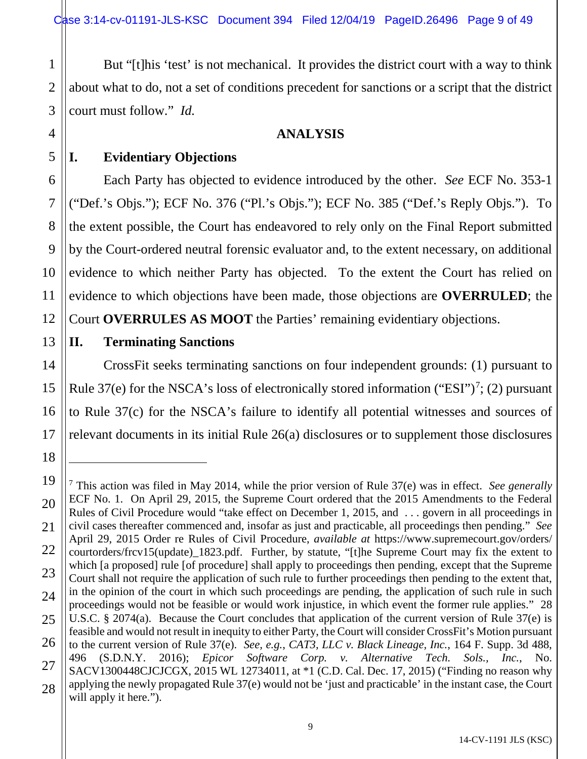But "[t]his 'test' is not mechanical. It provides the district court with a way to think about what to do, not a set of conditions precedent for sanctions or a script that the district court must follow." *Id.*

## ANALYSIS

### I. Evidentiary Objections

Each Party has objected to evidence introduced by the other. *See* ECF No. 353-1 ("Def.'s Objs."); ECF No. 376 ("Pl.'s Objs."); ECF No. 385 ("Def.'s Reply Objs."). To the extent possible, the Court has endeavored to rely only on the Final Report submitted by the Court-ordered neutral forensic evaluator and, to the extent necessary, on additional evidence to which neither Party has objected. To the extent the Court has relied on evidence to which objections have been made, those objections are **OVERRULED**; the Court **OVERRULES AS MOOT** the Parties' remaining evidentiary objections.

### II. Terminating Sanctions

CrossFit seeks terminating sanctions on four independent grounds: (1) pursuant to Rule 37(e) for the NSCA's loss of electronically stored information ("ESI")[7]; (2) pursuant to Rule 37(c) for the NSCA's failure to identify all potential witnesses and sources of relevant documents in its initial Rule 26(a) disclosures or to supplement those disclosures

---

[7] This action was filed in May 2014, while the prior version of Rule 37(e) was in effect. *See generally* ECF No. 1. On April 29, 2015, the Supreme Court ordered that the 2015 Amendments to the Federal Rules of Civil Procedure would "take effect on December 1, 2015, and . . . govern in all proceedings in civil cases thereafter commenced and, insofar as just and practicable, all proceedings then pending." *See* April 29, 2015 Order re Rules of Civil Procedure, *available at* https://www.supremecourt.gov/orders/courtorders/frcv15(update)_1823.pdf. Further, by statute, "[t]he Supreme Court may fix the extent to which [a proposed] rule [of procedure] shall apply to proceedings then pending, except that the Supreme Court shall not require the application of such rule to further proceedings then pending to the extent that, in the opinion of the court in which such proceedings are pending, the application of such rule in such proceedings would not be feasible or would work injustice, in which event the former rule applies." 28 U.S.C. § 2074(a). Because the Court concludes that application of the current version of Rule 37(e) is feasible and would not result in inequity to either Party, the Court will consider CrossFit's Motion pursuant to the current version of Rule 37(e). *See, e.g.*, *CAT3, LLC v. Black Lineage, Inc.*, 164 F. Supp. 3d 488, 496 (S.D.N.Y. 2016); *Epicor Software Corp. v. Alternative Tech. Sols., Inc.*, No. SACV1300448CJCJCGX, 2015 WL 12734011, at *1 (C.D. Cal. Dec. 17, 2015) ("Finding no reason why applying the newly propagated Rule 37(e) would not be 'just and practicable' in the instant case, the Court will apply it here.").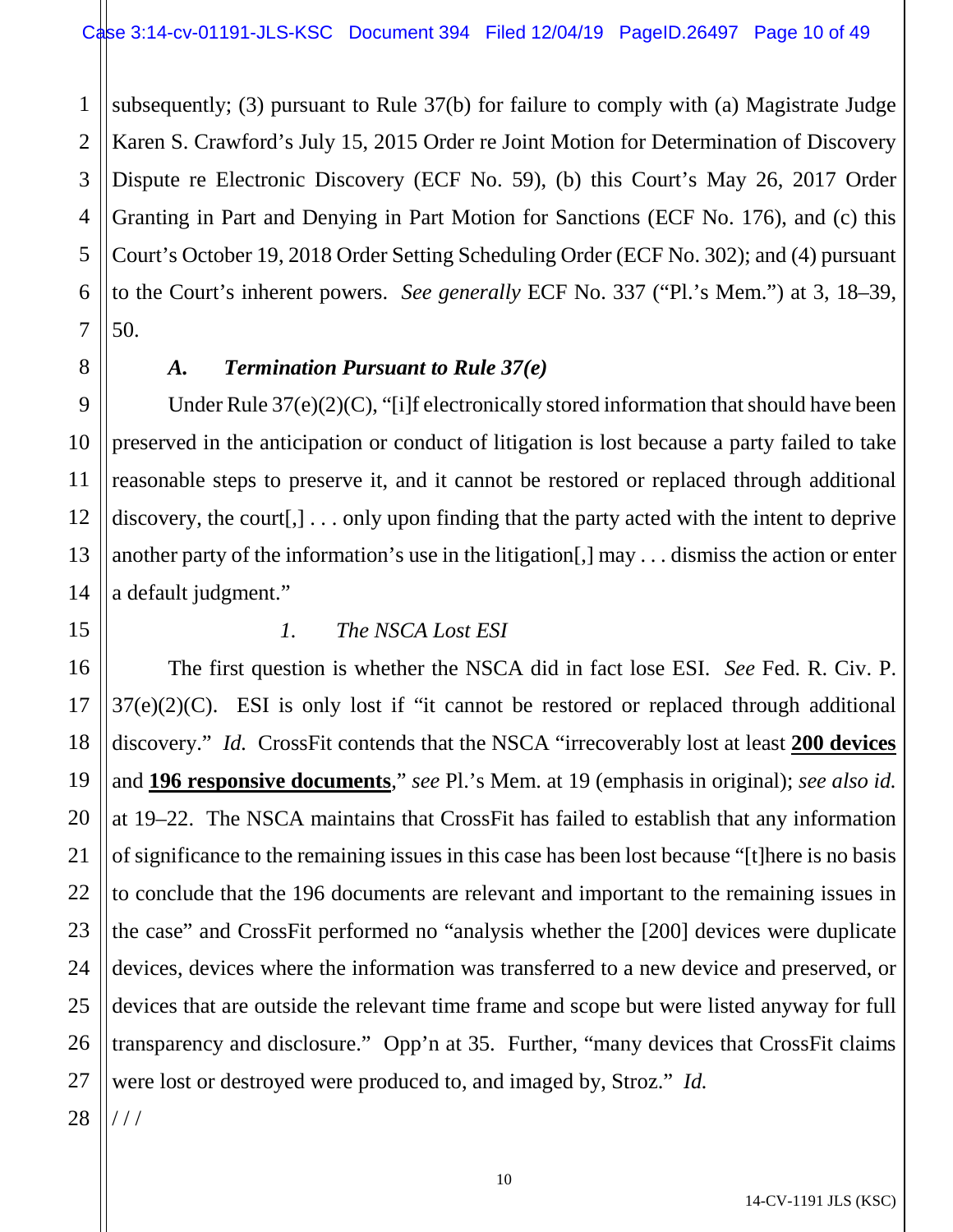subsequently; (3) pursuant to Rule 37(b) for failure to comply with (a) Magistrate Judge Karen S. Crawford's July 15, 2015 Order re Joint Motion for Determination of Discovery Dispute re Electronic Discovery (ECF No. 59), (b) this Court's May 26, 2017 Order Granting in Part and Denying in Part Motion for Sanctions (ECF No. 176), and (c) this Court's October 19, 2018 Order Setting Scheduling Order (ECF No. 302); and (4) pursuant to the Court's inherent powers. *See generally* ECF No. 337 ("Pl.'s Mem.") at 3, 18–39, 50.

### *A. Termination Pursuant to Rule 37(e)*

Under Rule 37(e)(2)(C), "[i]f electronically stored information that should have been preserved in the anticipation or conduct of litigation is lost because a party failed to take reasonable steps to preserve it, and it cannot be restored or replaced through additional discovery, the court[,] . . . only upon finding that the party acted with the intent to deprive another party of the information's use in the litigation[,] may . . . dismiss the action or enter a default judgment."

#### *1. The NSCA Lost ESI*

The first question is whether the NSCA did in fact lose ESI. *See* Fed. R. Civ. P. 37(e)(2)(C). ESI is only lost if "it cannot be restored or replaced through additional discovery." *Id.* CrossFit contends that the NSCA "irrecoverably lost at least **<u>200 devices</u>** and **<u>196 responsive documents</u>**," *see* Pl.'s Mem. at 19 (emphasis in original); *see also id.* at 19–22. The NSCA maintains that CrossFit has failed to establish that any information of significance to the remaining issues in this case has been lost because "[t]here is no basis to conclude that the 196 documents are relevant and important to the remaining issues in the case" and CrossFit performed no "analysis whether the [200] devices were duplicate devices, devices where the information was transferred to a new device and preserved, or devices that are outside the relevant time frame and scope but were listed anyway for full transparency and disclosure." Opp'n at 35. Further, "many devices that CrossFit claims were lost or destroyed were produced to, and imaged by, Stroz." *Id.*

/ / /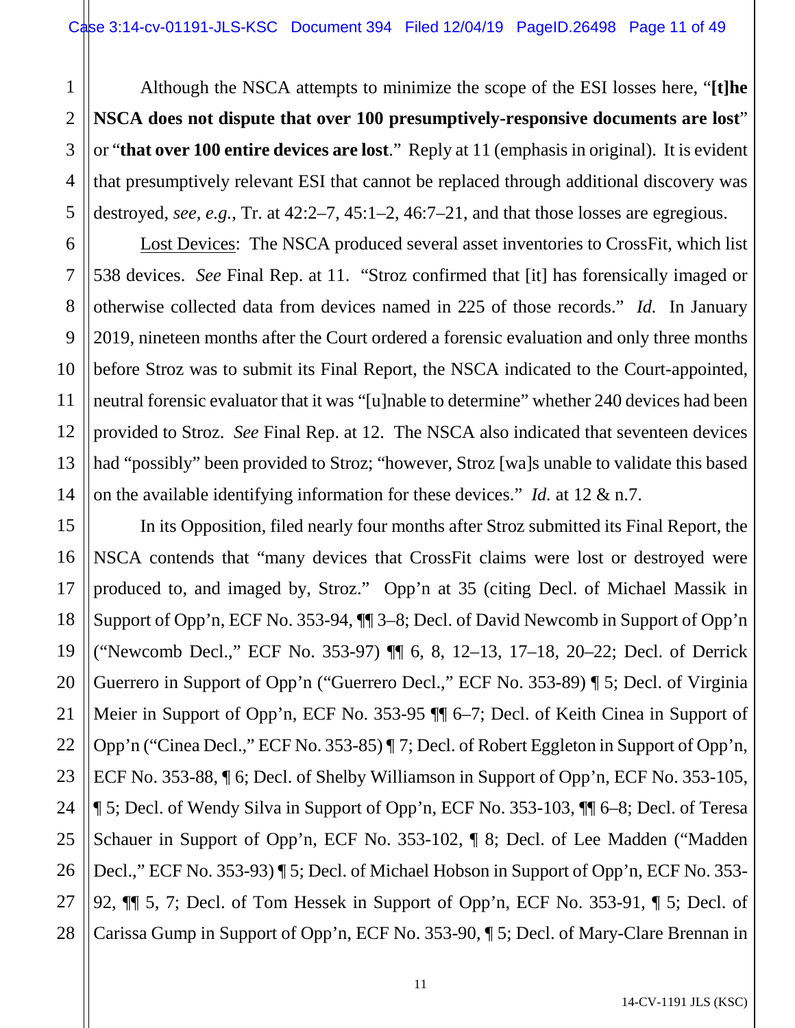Although the NSCA attempts to minimize the scope of the ESI losses here, "**[t]he NSCA does not dispute that over 100 presumptively-responsive documents are lost**" or "**that over 100 entire devices are lost**." Reply at 11 (emphasis in original). It is evident that presumptively relevant ESI that cannot be replaced through additional discovery was destroyed, *see, e.g.*, Tr. at 42:2–7, 45:1–2, 46:7–21, and that those losses are egregious.

Lost Devices: The NSCA produced several asset inventories to CrossFit, which list 538 devices. *See* Final Rep. at 11. "Stroz confirmed that [it] has forensically imaged or otherwise collected data from devices named in 225 of those records." *Id.* In January 2019, nineteen months after the Court ordered a forensic evaluation and only three months before Stroz was to submit its Final Report, the NSCA indicated to the Court-appointed, neutral forensic evaluator that it was "[u]nable to determine" whether 240 devices had been provided to Stroz. *See* Final Rep. at 12. The NSCA also indicated that seventeen devices had "possibly" been provided to Stroz; "however, Stroz [wa]s unable to validate this based on the available identifying information for these devices." *Id.* at 12 & n.7.

In its Opposition, filed nearly four months after Stroz submitted its Final Report, the NSCA contends that "many devices that CrossFit claims were lost or destroyed were produced to, and imaged by, Stroz." Opp'n at 35 (citing Decl. of Michael Massik in Support of Opp'n, ECF No. 353-94, ¶¶ 3–8; Decl. of David Newcomb in Support of Opp'n ("Newcomb Decl.," ECF No. 353-97) ¶¶ 6, 8, 12–13, 17–18, 20–22; Decl. of Derrick Guerrero in Support of Opp'n ("Guerrero Decl.," ECF No. 353-89) ¶ 5; Decl. of Virginia Meier in Support of Opp'n, ECF No. 353-95 ¶¶ 6–7; Decl. of Keith Cinea in Support of Opp'n ("Cinea Decl.," ECF No. 353-85) ¶ 7; Decl. of Robert Eggleton in Support of Opp'n, ECF No. 353-88, ¶ 6; Decl. of Shelby Williamson in Support of Opp'n, ECF No. 353-105, ¶ 5; Decl. of Wendy Silva in Support of Opp'n, ECF No. 353-103, ¶¶ 6–8; Decl. of Teresa Schauer in Support of Opp'n, ECF No. 353-102, ¶ 8; Decl. of Lee Madden ("Madden Decl.," ECF No. 353-93) ¶ 5; Decl. of Michael Hobson in Support of Opp'n, ECF No. 353-92, ¶¶ 5, 7; Decl. of Tom Hessek in Support of Opp'n, ECF No. 353-91, ¶ 5; Decl. of Carissa Gump in Support of Opp'n, ECF No. 353-90, ¶ 5; Decl. of Mary-Clare Brennan in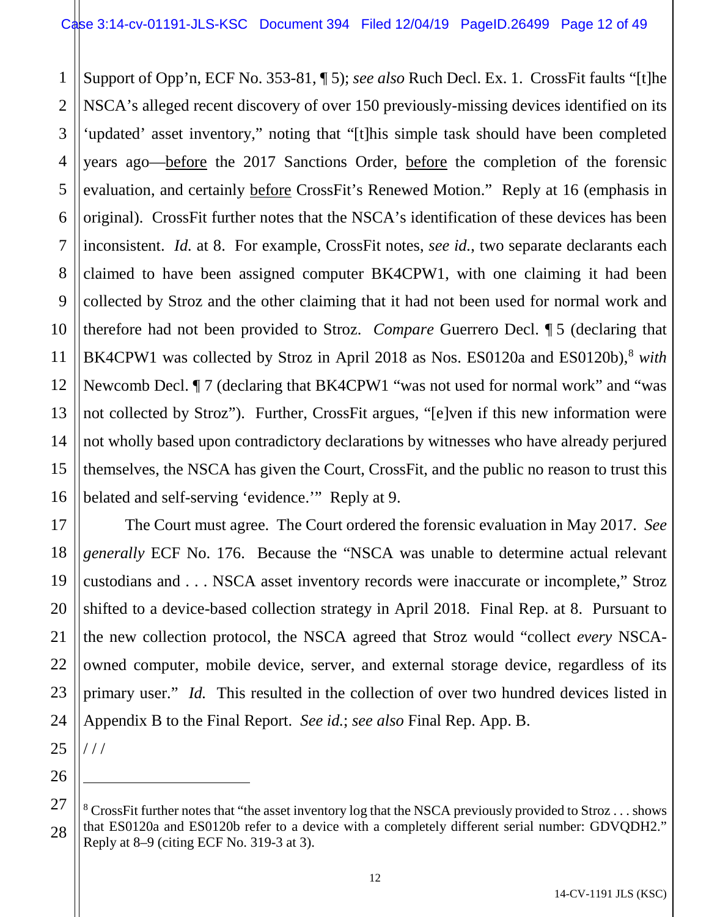Support of Opp'n, ECF No. 353-81, ¶ 5); *see also* Ruch Decl. Ex. 1. CrossFit faults "[t]he NSCA's alleged recent discovery of over 150 previously-missing devices identified on its 'updated' asset inventory," noting that "[t]his simple task should have been completed years ago—before the 2017 Sanctions Order, before the completion of the forensic evaluation, and certainly before CrossFit's Renewed Motion." Reply at 16 (emphasis in original). CrossFit further notes that the NSCA's identification of these devices has been inconsistent. *Id.* at 8. For example, CrossFit notes, *see id.*, two separate declarants each claimed to have been assigned computer BK4CPW1, with one claiming it had been collected by Stroz and the other claiming that it had not been used for normal work and therefore had not been provided to Stroz. *Compare* Guerrero Decl. ¶ 5 (declaring that BK4CPW1 was collected by Stroz in April 2018 as Nos. ES0120a and ES0120b),[8] *with* Newcomb Decl. ¶ 7 (declaring that BK4CPW1 "was not used for normal work" and "was not collected by Stroz"). Further, CrossFit argues, "[e]ven if this new information were not wholly based upon contradictory declarations by witnesses who have already perjured themselves, the NSCA has given the Court, CrossFit, and the public no reason to trust this belated and self-serving 'evidence.'" Reply at 9.

The Court must agree. The Court ordered the forensic evaluation in May 2017. *See generally* ECF No. 176. Because the "NSCA was unable to determine actual relevant custodians and . . . NSCA asset inventory records were inaccurate or incomplete," Stroz shifted to a device-based collection strategy in April 2018. Final Rep. at 8. Pursuant to the new collection protocol, the NSCA agreed that Stroz would "collect *every* NSCA-owned computer, mobile device, server, and external storage device, regardless of its primary user." *Id.* This resulted in the collection of over two hundred devices listed in Appendix B to the Final Report. *See id.*; *see also* Final Rep. App. B.

/ / /

---

[8] CrossFit further notes that "the asset inventory log that the NSCA previously provided to Stroz . . . shows that ES0120a and ES0120b refer to a device with a completely different serial number: GDVQDH2." Reply at 8–9 (citing ECF No. 319-3 at 3).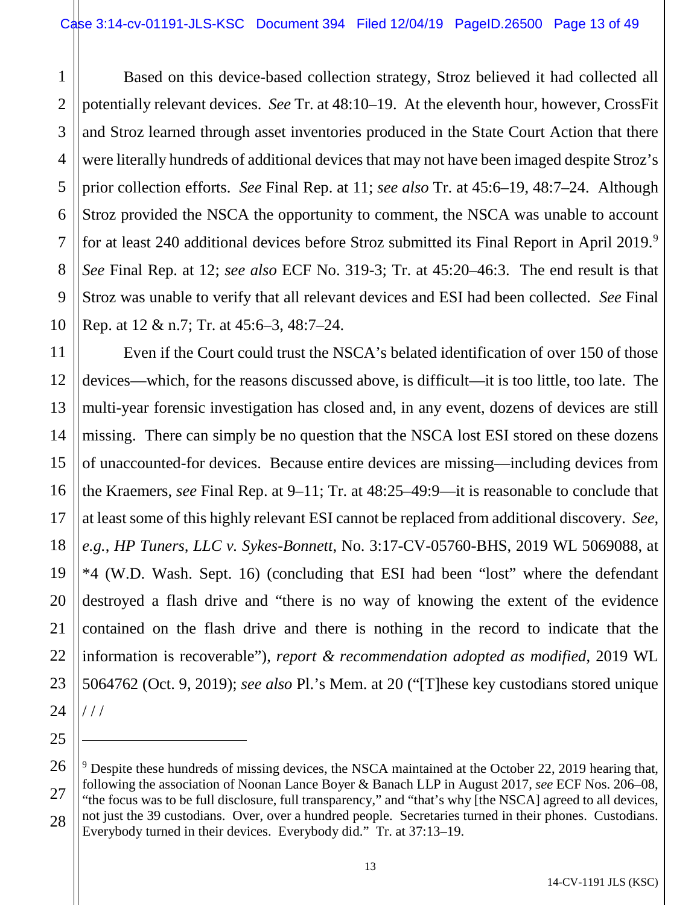Based on this device-based collection strategy, Stroz believed it had collected all potentially relevant devices. *See* Tr. at 48:10–19. At the eleventh hour, however, CrossFit and Stroz learned through asset inventories produced in the State Court Action that there were literally hundreds of additional devices that may not have been imaged despite Stroz's prior collection efforts. *See* Final Rep. at 11; *see also* Tr. at 45:6–19, 48:7–24. Although Stroz provided the NSCA the opportunity to comment, the NSCA was unable to account for at least 240 additional devices before Stroz submitted its Final Report in April 2019.[9] *See* Final Rep. at 12; *see also* ECF No. 319-3; Tr. at 45:20–46:3. The end result is that Stroz was unable to verify that all relevant devices and ESI had been collected. *See* Final Rep. at 12 & n.7; Tr. at 45:6–3, 48:7–24.

Even if the Court could trust the NSCA's belated identification of over 150 of those devices—which, for the reasons discussed above, is difficult—it is too little, too late. The multi-year forensic investigation has closed and, in any event, dozens of devices are still missing. There can simply be no question that the NSCA lost ESI stored on these dozens of unaccounted-for devices. Because entire devices are missing—including devices from the Kraemers, *see* Final Rep. at 9–11; Tr. at 48:25–49:9—it is reasonable to conclude that at least some of this highly relevant ESI cannot be replaced from additional discovery. *See, e.g.*, *HP Tuners, LLC v. Sykes-Bonnett*, No. 3:17-CV-05760-BHS, 2019 WL 5069088, at *4 (W.D. Wash. Sept. 16) (concluding that ESI had been "lost" where the defendant destroyed a flash drive and "there is no way of knowing the extent of the evidence contained on the flash drive and there is nothing in the record to indicate that the information is recoverable"), *report & recommendation adopted as modified*, 2019 WL 5064762 (Oct. 9, 2019); *see also* Pl.'s Mem. at 20 ("[T]hese key custodians stored unique

/ / /

---

[9] Despite these hundreds of missing devices, the NSCA maintained at the October 22, 2019 hearing that, following the association of Noonan Lance Boyer & Banach LLP in August 2017, *see* ECF Nos. 206–08, "the focus was to be full disclosure, full transparency," and "that's why [the NSCA] agreed to all devices, not just the 39 custodians. Over, over a hundred people. Secretaries turned in their phones. Custodians. Everybody turned in their devices. Everybody did." Tr. at 37:13–19.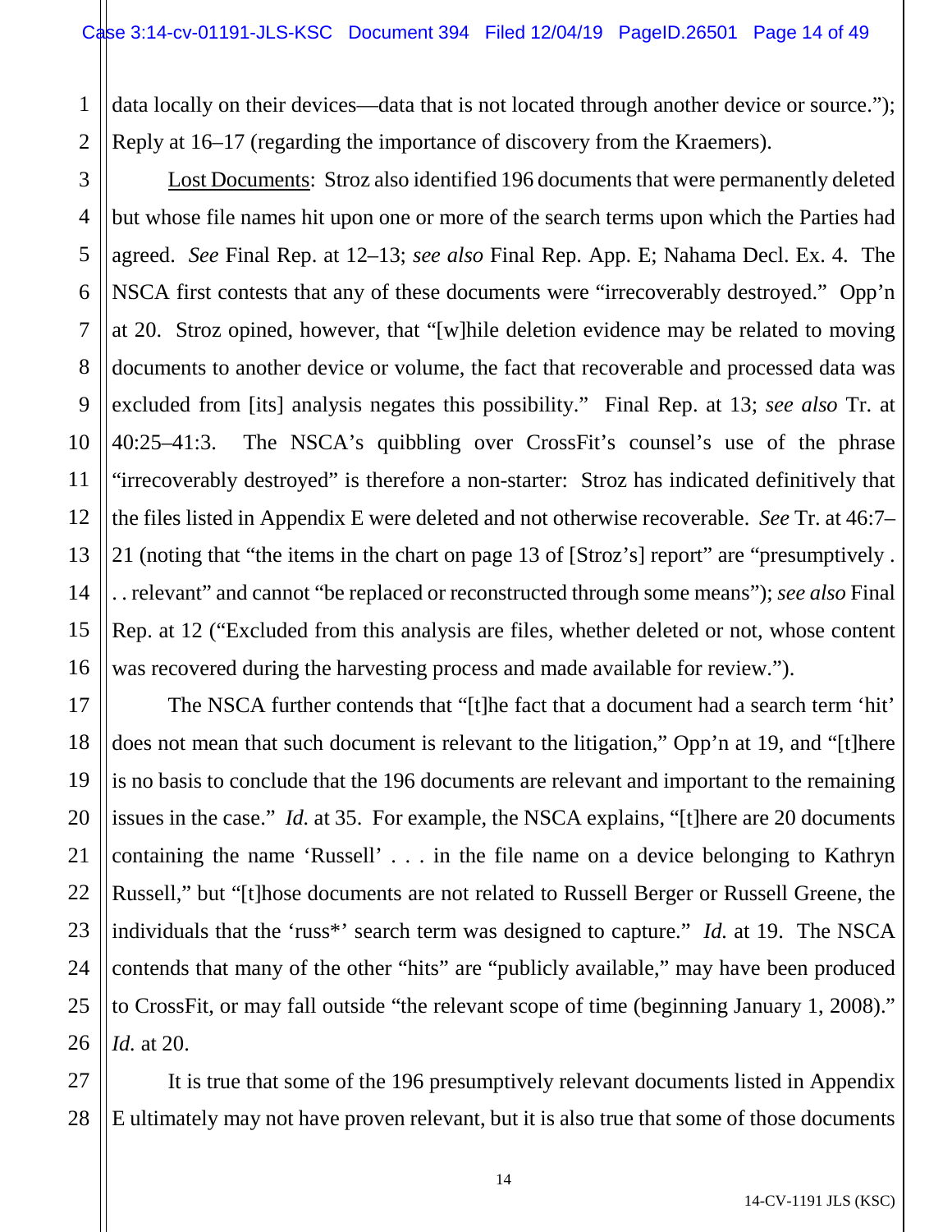data locally on their devices—data that is not located through another device or source."); Reply at 16–17 (regarding the importance of discovery from the Kraemers).

Lost Documents: Stroz also identified 196 documents that were permanently deleted but whose file names hit upon one or more of the search terms upon which the Parties had agreed. *See* Final Rep. at 12–13; *see also* Final Rep. App. E; Nahama Decl. Ex. 4. The NSCA first contests that any of these documents were "irrecoverably destroyed." Opp'n at 20. Stroz opined, however, that "[w]hile deletion evidence may be related to moving documents to another device or volume, the fact that recoverable and processed data was excluded from [its] analysis negates this possibility." Final Rep. at 13; *see also* Tr. at 40:25–41:3. The NSCA's quibbling over CrossFit's counsel's use of the phrase "irrecoverably destroyed" is therefore a non-starter: Stroz has indicated definitively that the files listed in Appendix E were deleted and not otherwise recoverable. *See* Tr. at 46:7–21 (noting that "the items in the chart on page 13 of [Stroz's] report" are "presumptively . . . relevant" and cannot "be replaced or reconstructed through some means"); *see also* Final Rep. at 12 ("Excluded from this analysis are files, whether deleted or not, whose content was recovered during the harvesting process and made available for review.").

The NSCA further contends that "[t]he fact that a document had a search term 'hit' does not mean that such document is relevant to the litigation," Opp'n at 19, and "[t]here is no basis to conclude that the 196 documents are relevant and important to the remaining issues in the case." *Id.* at 35. For example, the NSCA explains, "[t]here are 20 documents containing the name 'Russell' . . . in the file name on a device belonging to Kathryn Russell," but "[t]hose documents are not related to Russell Berger or Russell Greene, the individuals that the 'russ*' search term was designed to capture." *Id.* at 19. The NSCA contends that many of the other "hits" are "publicly available," may have been produced to CrossFit, or may fall outside "the relevant scope of time (beginning January 1, 2008)." *Id.* at 20.

It is true that some of the 196 presumptively relevant documents listed in Appendix E ultimately may not have proven relevant, but it is also true that some of those documents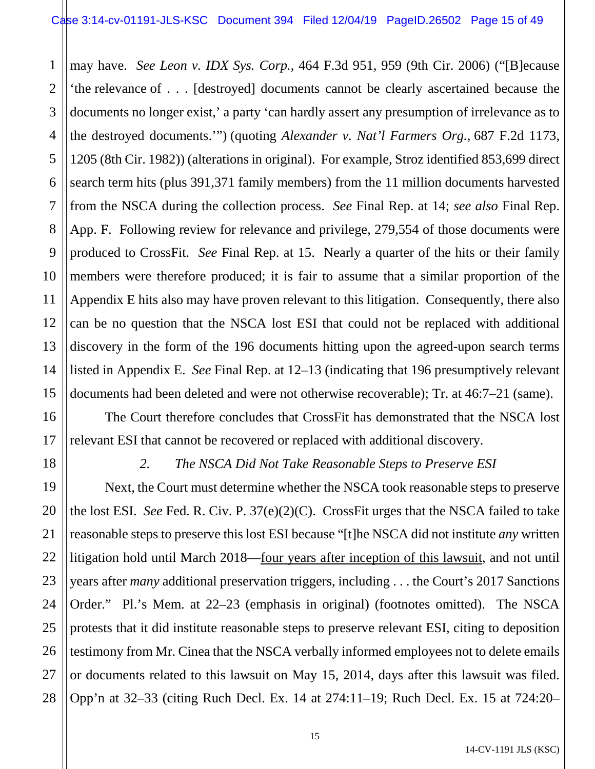may have. *See Leon v. IDX Sys. Corp.*, 464 F.3d 951, 959 (9th Cir. 2006) ("[B]ecause 'the relevance of . . . [destroyed] documents cannot be clearly ascertained because the documents no longer exist,' a party 'can hardly assert any presumption of irrelevance as to the destroyed documents.'") (quoting *Alexander v. Nat'l Farmers Org.*, 687 F.2d 1173, 1205 (8th Cir. 1982)) (alterations in original). For example, Stroz identified 853,699 direct search term hits (plus 391,371 family members) from the 11 million documents harvested from the NSCA during the collection process. *See* Final Rep. at 14; *see also* Final Rep. App. F. Following review for relevance and privilege, 279,554 of those documents were produced to CrossFit. *See* Final Rep. at 15. Nearly a quarter of the hits or their family members were therefore produced; it is fair to assume that a similar proportion of the Appendix E hits also may have proven relevant to this litigation. Consequently, there also can be no question that the NSCA lost ESI that could not be replaced with additional discovery in the form of the 196 documents hitting upon the agreed-upon search terms listed in Appendix E. *See* Final Rep. at 12–13 (indicating that 196 presumptively relevant documents had been deleted and were not otherwise recoverable); Tr. at 46:7–21 (same).

The Court therefore concludes that CrossFit has demonstrated that the NSCA lost relevant ESI that cannot be recovered or replaced with additional discovery.

### 2. *The NSCA Did Not Take Reasonable Steps to Preserve ESI*

Next, the Court must determine whether the NSCA took reasonable steps to preserve the lost ESI. *See* Fed. R. Civ. P. 37(e)(2)(C). CrossFit urges that the NSCA failed to take reasonable steps to preserve this lost ESI because "[t]he NSCA did not institute *any* written litigation hold until March 2018—<u>four years after inception of this lawsuit</u>, and not until years after *many* additional preservation triggers, including . . . the Court's 2017 Sanctions Order." Pl.'s Mem. at 22–23 (emphasis in original) (footnotes omitted). The NSCA protests that it did institute reasonable steps to preserve relevant ESI, citing to deposition testimony from Mr. Cinea that the NSCA verbally informed employees not to delete emails or documents related to this lawsuit on May 15, 2014, days after this lawsuit was filed. Opp'n at 32–33 (citing Ruch Decl. Ex. 14 at 274:11–19; Ruch Decl. Ex. 15 at 724:20–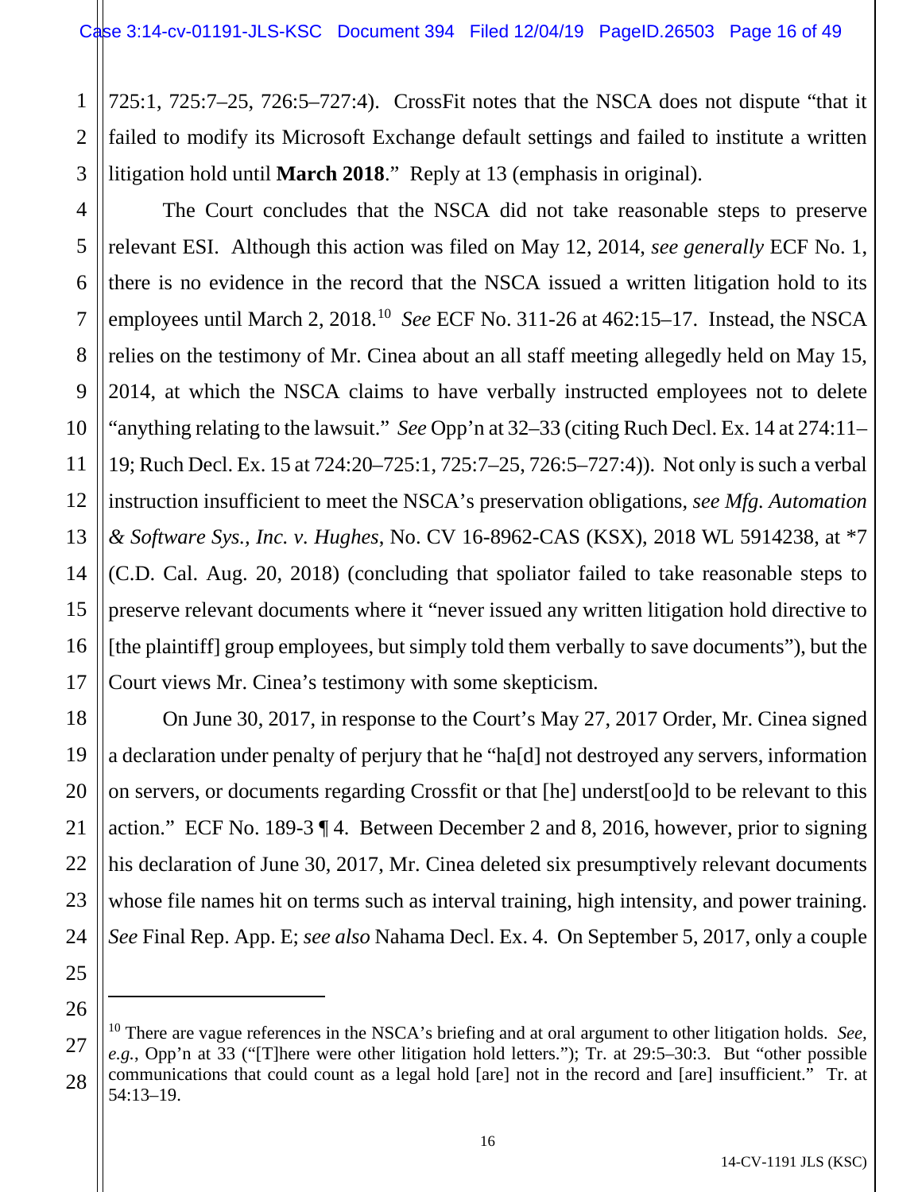725:1, 725:7–25, 726:5–727:4). CrossFit notes that the NSCA does not dispute "that it failed to modify its Microsoft Exchange default settings and failed to institute a written litigation hold until **March 2018**." Reply at 13 (emphasis in original).

The Court concludes that the NSCA did not take reasonable steps to preserve relevant ESI. Although this action was filed on May 12, 2014, *see generally* ECF No. 1, there is no evidence in the record that the NSCA issued a written litigation hold to its employees until March 2, 2018.[10] *See* ECF No. 311-26 at 462:15–17. Instead, the NSCA relies on the testimony of Mr. Cinea about an all staff meeting allegedly held on May 15, 2014, at which the NSCA claims to have verbally instructed employees not to delete "anything relating to the lawsuit." *See* Opp'n at 32–33 (citing Ruch Decl. Ex. 14 at 274:11–19; Ruch Decl. Ex. 15 at 724:20–725:1, 725:7–25, 726:5–727:4)). Not only is such a verbal instruction insufficient to meet the NSCA's preservation obligations, *see Mfg. Automation & Software Sys., Inc. v. Hughes*, No. CV 16-8962-CAS (KSX), 2018 WL 5914238, at *7 (C.D. Cal. Aug. 20, 2018) (concluding that spoliator failed to take reasonable steps to preserve relevant documents where it "never issued any written litigation hold directive to [the plaintiff] group employees, but simply told them verbally to save documents"), but the Court views Mr. Cinea's testimony with some skepticism.

On June 30, 2017, in response to the Court's May 27, 2017 Order, Mr. Cinea signed a declaration under penalty of perjury that he "ha[d] not destroyed any servers, information on servers, or documents regarding Crossfit or that [he] underst[oo]d to be relevant to this action." ECF No. 189-3 ¶ 4. Between December 2 and 8, 2016, however, prior to signing his declaration of June 30, 2017, Mr. Cinea deleted six presumptively relevant documents whose file names hit on terms such as interval training, high intensity, and power training. *See* Final Rep. App. E; *see also* Nahama Decl. Ex. 4. On September 5, 2017, only a couple

---

[10] There are vague references in the NSCA's briefing and at oral argument to other litigation holds. *See, e.g.*, Opp'n at 33 ("[T]here were other litigation hold letters."); Tr. at 29:5–30:3. But "other possible communications that could count as a legal hold [are] not in the record and [are] insufficient." Tr. at 54:13–19.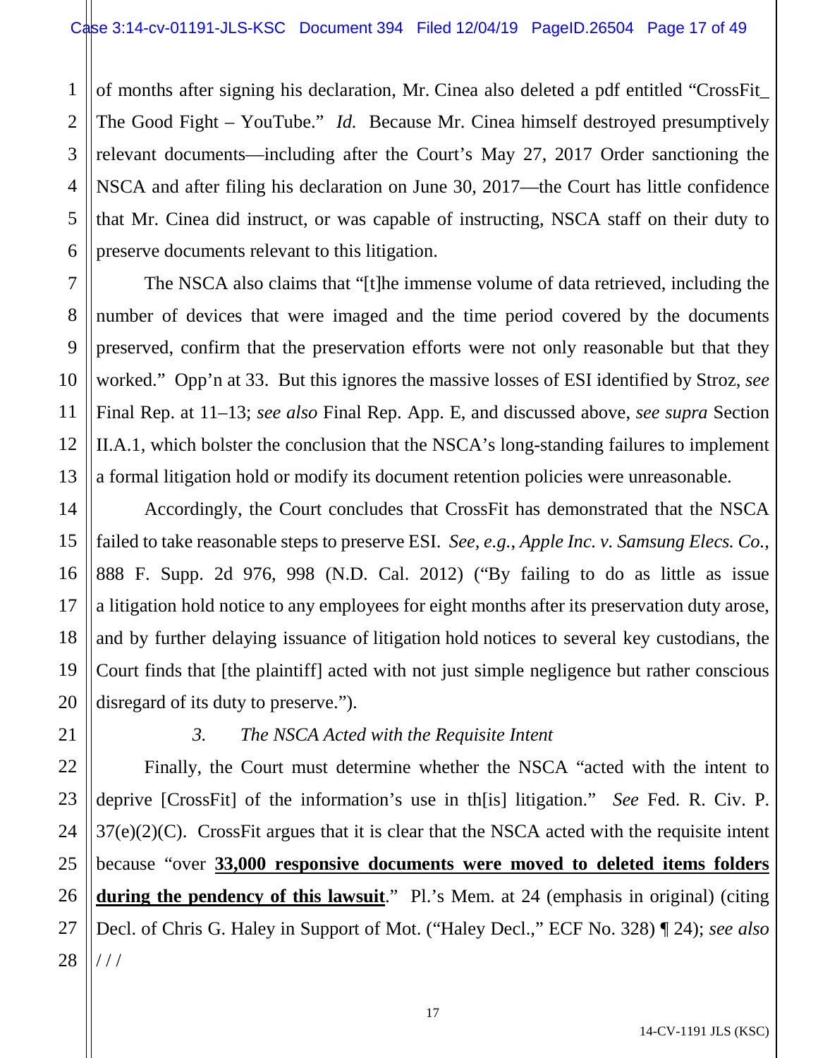of months after signing his declaration, Mr. Cinea also deleted a pdf entitled "CrossFit_ The Good Fight – YouTube." *Id.* Because Mr. Cinea himself destroyed presumptively relevant documents—including after the Court's May 27, 2017 Order sanctioning the NSCA and after filing his declaration on June 30, 2017—the Court has little confidence that Mr. Cinea did instruct, or was capable of instructing, NSCA staff on their duty to preserve documents relevant to this litigation.

The NSCA also claims that "[t]he immense volume of data retrieved, including the number of devices that were imaged and the time period covered by the documents preserved, confirm that the preservation efforts were not only reasonable but that they worked." Opp'n at 33. But this ignores the massive losses of ESI identified by Stroz, *see* Final Rep. at 11–13; *see also* Final Rep. App. E, and discussed above, *see supra* Section II.A.1, which bolster the conclusion that the NSCA's long-standing failures to implement a formal litigation hold or modify its document retention policies were unreasonable.

Accordingly, the Court concludes that CrossFit has demonstrated that the NSCA failed to take reasonable steps to preserve ESI. *See, e.g.*, *Apple Inc. v. Samsung Elecs. Co.*, 888 F. Supp. 2d 976, 998 (N.D. Cal. 2012) ("By failing to do as little as issue a litigation hold notice to any employees for eight months after its preservation duty arose, and by further delaying issuance of litigation hold notices to several key custodians, the Court finds that [the plaintiff] acted with not just simple negligence but rather conscious disregard of its duty to preserve.").

*3. The NSCA Acted with the Requisite Intent*

Finally, the Court must determine whether the NSCA "acted with the intent to deprive [CrossFit] of the information's use in th[is] litigation." *See* Fed. R. Civ. P. 37(e)(2)(C). CrossFit argues that it is clear that the NSCA acted with the requisite intent because "over **33,000 responsive documents were moved to deleted items folders during the pendency of this lawsuit**." Pl.'s Mem. at 24 (emphasis in original) (citing Decl. of Chris G. Haley in Support of Mot. ("Haley Decl.," ECF No. 328) ¶ 24); *see also*

/ / /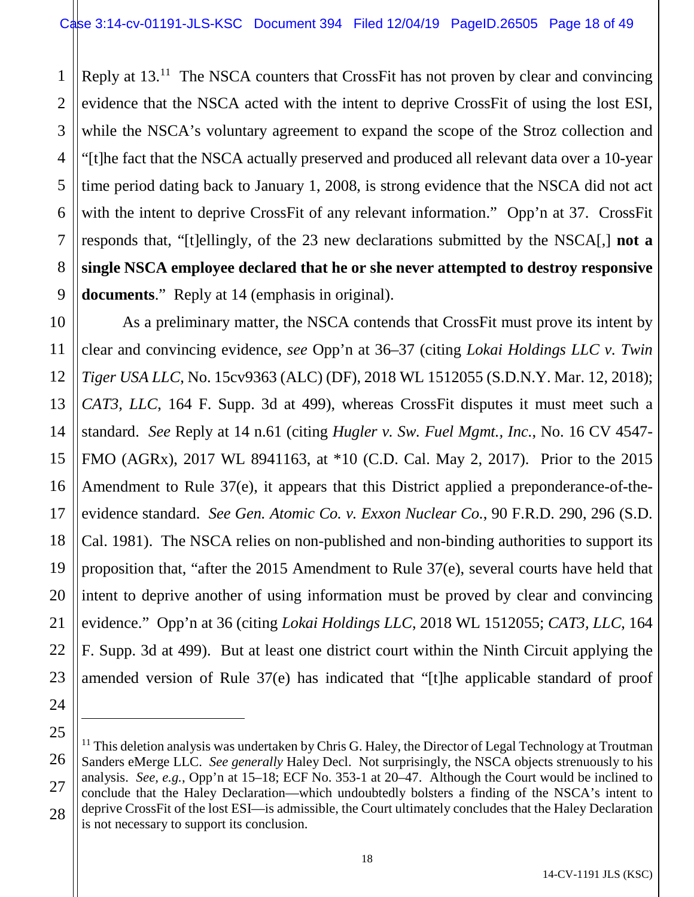Reply at 13.[11] The NSCA counters that CrossFit has not proven by clear and convincing evidence that the NSCA acted with the intent to deprive CrossFit of using the lost ESI, while the NSCA's voluntary agreement to expand the scope of the Stroz collection and "[t]he fact that the NSCA actually preserved and produced all relevant data over a 10-year time period dating back to January 1, 2008, is strong evidence that the NSCA did not act with the intent to deprive CrossFit of any relevant information." Opp'n at 37. CrossFit responds that, "[t]ellingly, of the 23 new declarations submitted by the NSCA[,] **not a single NSCA employee declared that he or she never attempted to destroy responsive documents**." Reply at 14 (emphasis in original).

As a preliminary matter, the NSCA contends that CrossFit must prove its intent by clear and convincing evidence, *see* Opp'n at 36–37 (citing *Lokai Holdings LLC v. Twin Tiger USA LLC*, No. 15cv9363 (ALC) (DF), 2018 WL 1512055 (S.D.N.Y. Mar. 12, 2018); *CAT3, LLC*, 164 F. Supp. 3d at 499), whereas CrossFit disputes it must meet such a standard. *See* Reply at 14 n.61 (citing *Hugler v. Sw. Fuel Mgmt., Inc.*, No. 16 CV 4547-FMO (AGRx), 2017 WL 8941163, at *10 (C.D. Cal. May 2, 2017). Prior to the 2015 Amendment to Rule 37(e), it appears that this District applied a preponderance-of-the-evidence standard. *See Gen. Atomic Co. v. Exxon Nuclear Co.*, 90 F.R.D. 290, 296 (S.D. Cal. 1981). The NSCA relies on non-published and non-binding authorities to support its proposition that, "after the 2015 Amendment to Rule 37(e), several courts have held that intent to deprive another of using information must be proved by clear and convincing evidence." Opp'n at 36 (citing *Lokai Holdings LLC*, 2018 WL 1512055; *CAT3, LLC*, 164 F. Supp. 3d at 499). But at least one district court within the Ninth Circuit applying the amended version of Rule 37(e) has indicated that "[t]he applicable standard of proof

---

[11] This deletion analysis was undertaken by Chris G. Haley, the Director of Legal Technology at Troutman Sanders eMerge LLC. *See generally* Haley Decl. Not surprisingly, the NSCA objects strenuously to his analysis. *See, e.g.*, Opp'n at 15–18; ECF No. 353-1 at 20–47. Although the Court would be inclined to conclude that the Haley Declaration—which undoubtedly bolsters a finding of the NSCA's intent to deprive CrossFit of the lost ESI—is admissible, the Court ultimately concludes that the Haley Declaration is not necessary to support its conclusion.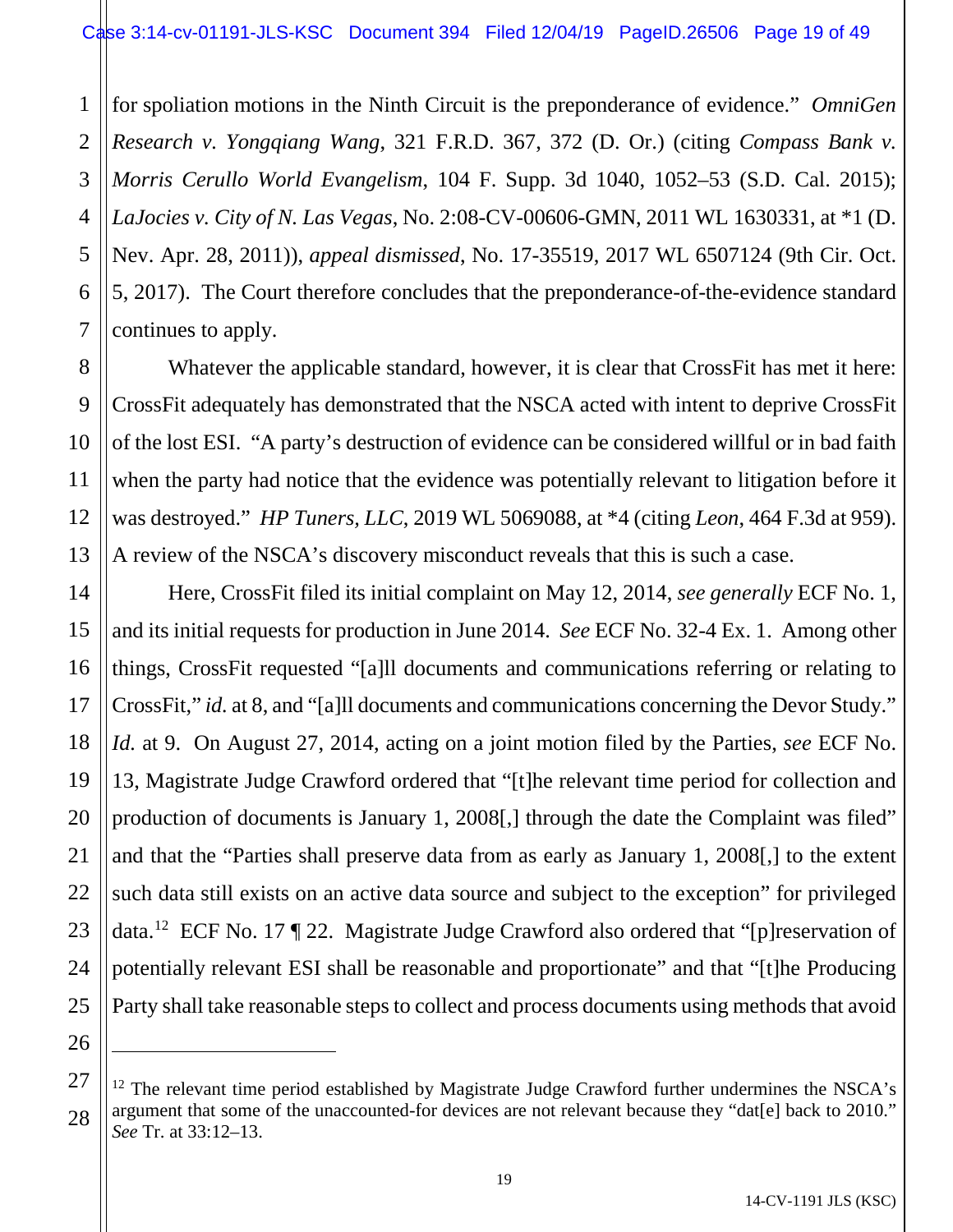for spoliation motions in the Ninth Circuit is the preponderance of evidence." *OmniGen Research v. Yongqiang Wang*, 321 F.R.D. 367, 372 (D. Or.) (citing *Compass Bank v. Morris Cerullo World Evangelism*, 104 F. Supp. 3d 1040, 1052–53 (S.D. Cal. 2015); *LaJocies v. City of N. Las Vegas*, No. 2:08-CV-00606-GMN, 2011 WL 1630331, at *1 (D. Nev. Apr. 28, 2011)), *appeal dismissed*, No. 17-35519, 2017 WL 6507124 (9th Cir. Oct. 5, 2017). The Court therefore concludes that the preponderance-of-the-evidence standard continues to apply.

Whatever the applicable standard, however, it is clear that CrossFit has met it here: CrossFit adequately has demonstrated that the NSCA acted with intent to deprive CrossFit of the lost ESI. "A party's destruction of evidence can be considered willful or in bad faith when the party had notice that the evidence was potentially relevant to litigation before it was destroyed." *HP Tuners, LLC*, 2019 WL 5069088, at *4 (citing *Leon*, 464 F.3d at 959). A review of the NSCA's discovery misconduct reveals that this is such a case.

Here, CrossFit filed its initial complaint on May 12, 2014, *see generally* ECF No. 1, and its initial requests for production in June 2014. *See* ECF No. 32-4 Ex. 1. Among other things, CrossFit requested "[a]ll documents and communications referring or relating to CrossFit," *id.* at 8, and "[a]ll documents and communications concerning the Devor Study." *Id.* at 9. On August 27, 2014, acting on a joint motion filed by the Parties, *see* ECF No. 13, Magistrate Judge Crawford ordered that "[t]he relevant time period for collection and production of documents is January 1, 2008[,] through the date the Complaint was filed" and that the "Parties shall preserve data from as early as January 1, 2008[,] to the extent such data still exists on an active data source and subject to the exception" for privileged data.[12] ECF No. 17 ¶ 22. Magistrate Judge Crawford also ordered that "[p]reservation of potentially relevant ESI shall be reasonable and proportionate" and that "[t]he Producing Party shall take reasonable steps to collect and process documents using methods that avoid

---

[12] The relevant time period established by Magistrate Judge Crawford further undermines the NSCA's argument that some of the unaccounted-for devices are not relevant because they "dat[e] back to 2010." *See* Tr. at 33:12–13.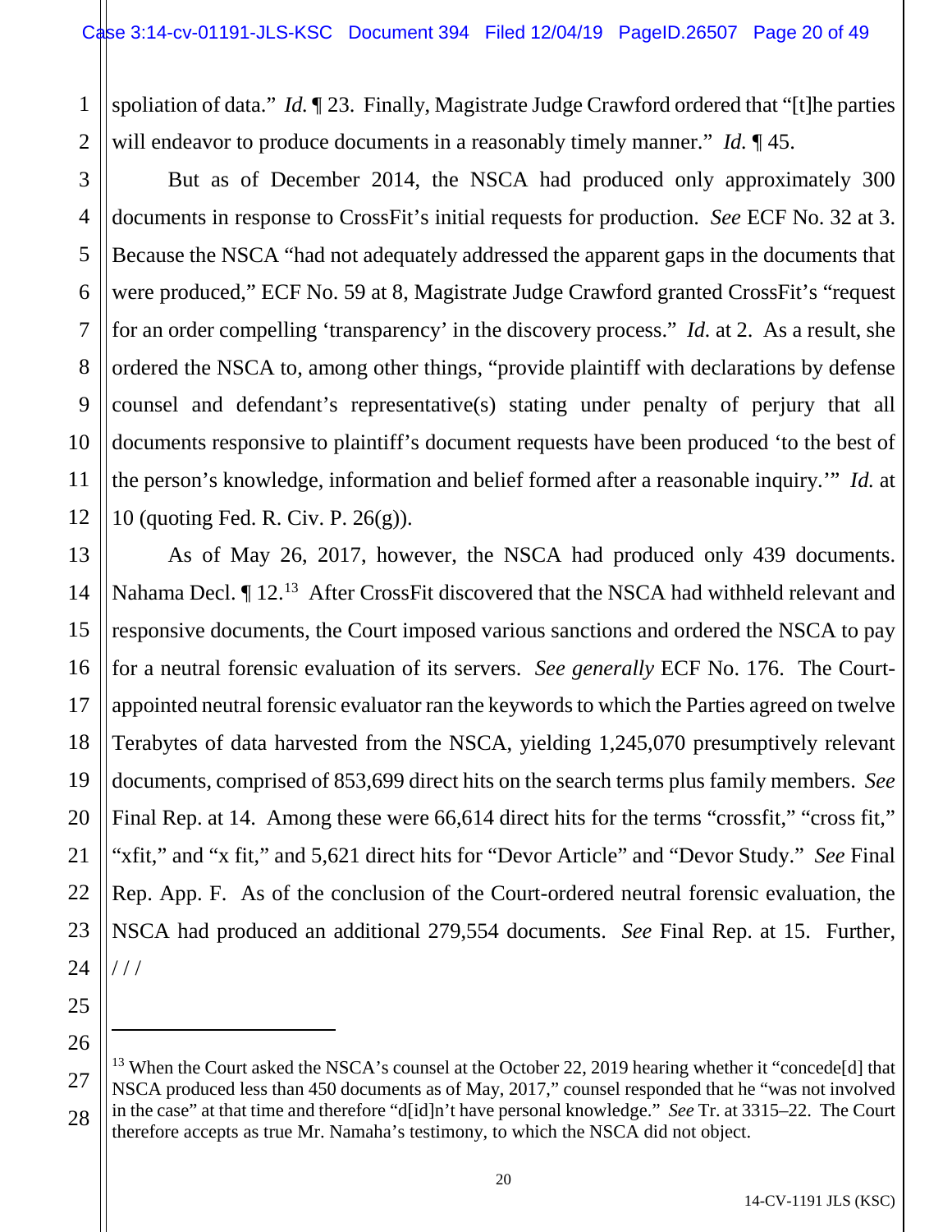spoliation of data." *Id.* ¶ 23. Finally, Magistrate Judge Crawford ordered that "[t]he parties will endeavor to produce documents in a reasonably timely manner." *Id.* ¶ 45.

But as of December 2014, the NSCA had produced only approximately 300 documents in response to CrossFit's initial requests for production. *See* ECF No. 32 at 3. Because the NSCA "had not adequately addressed the apparent gaps in the documents that were produced," ECF No. 59 at 8, Magistrate Judge Crawford granted CrossFit's "request for an order compelling 'transparency' in the discovery process." *Id.* at 2. As a result, she ordered the NSCA to, among other things, "provide plaintiff with declarations by defense counsel and defendant's representative(s) stating under penalty of perjury that all documents responsive to plaintiff's document requests have been produced 'to the best of the person's knowledge, information and belief formed after a reasonable inquiry.'" *Id.* at 10 (quoting Fed. R. Civ. P. 26(g)).

As of May 26, 2017, however, the NSCA had produced only 439 documents. Nahama Decl. ¶ 12.[13] After CrossFit discovered that the NSCA had withheld relevant and responsive documents, the Court imposed various sanctions and ordered the NSCA to pay for a neutral forensic evaluation of its servers. *See generally* ECF No. 176. The Court-appointed neutral forensic evaluator ran the keywords to which the Parties agreed on twelve Terabytes of data harvested from the NSCA, yielding 1,245,070 presumptively relevant documents, comprised of 853,699 direct hits on the search terms plus family members. *See* Final Rep. at 14. Among these were 66,614 direct hits for the terms "crossfit," "cross fit," "xfit," and "x fit," and 5,621 direct hits for "Devor Article" and "Devor Study." *See* Final Rep. App. F. As of the conclusion of the Court-ordered neutral forensic evaluation, the NSCA had produced an additional 279,554 documents. *See* Final Rep. at 15. Further,

/ / /

---

[13] When the Court asked the NSCA's counsel at the October 22, 2019 hearing whether it "concede[d] that NSCA produced less than 450 documents as of May, 2017," counsel responded that he "was not involved in the case" at that time and therefore "d[id]n't have personal knowledge." *See* Tr. at 3315–22. The Court therefore accepts as true Mr. Namaha's testimony, to which the NSCA did not object.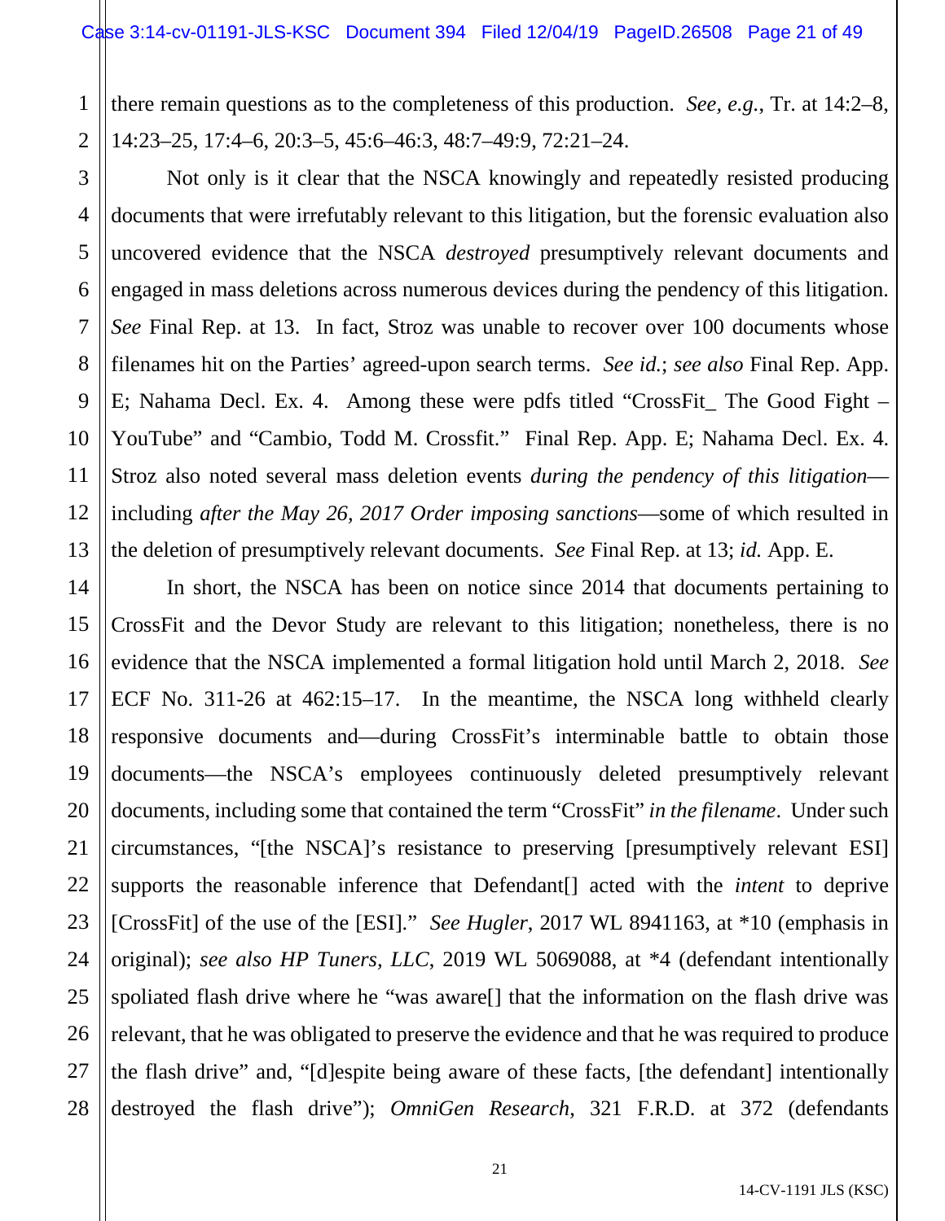there remain questions as to the completeness of this production. *See, e.g.*, Tr. at 14:2–8, 14:23–25, 17:4–6, 20:3–5, 45:6–46:3, 48:7–49:9, 72:21–24.

Not only is it clear that the NSCA knowingly and repeatedly resisted producing documents that were irrefutably relevant to this litigation, but the forensic evaluation also uncovered evidence that the NSCA *destroyed* presumptively relevant documents and engaged in mass deletions across numerous devices during the pendency of this litigation. *See* Final Rep. at 13. In fact, Stroz was unable to recover over 100 documents whose filenames hit on the Parties' agreed-upon search terms. *See id.*; *see also* Final Rep. App. E; Nahama Decl. Ex. 4. Among these were pdfs titled "CrossFit_ The Good Fight – YouTube" and "Cambio, Todd M. Crossfit." Final Rep. App. E; Nahama Decl. Ex. 4. Stroz also noted several mass deletion events *during the pendency of this litigation*—including *after the May 26, 2017 Order imposing sanctions*—some of which resulted in the deletion of presumptively relevant documents. *See* Final Rep. at 13; *id.* App. E.

In short, the NSCA has been on notice since 2014 that documents pertaining to CrossFit and the Devor Study are relevant to this litigation; nonetheless, there is no evidence that the NSCA implemented a formal litigation hold until March 2, 2018. *See* ECF No. 311-26 at 462:15–17. In the meantime, the NSCA long withheld clearly responsive documents and—during CrossFit's interminable battle to obtain those documents—the NSCA's employees continuously deleted presumptively relevant documents, including some that contained the term "CrossFit" *in the filename*. Under such circumstances, "[the NSCA]'s resistance to preserving [presumptively relevant ESI] supports the reasonable inference that Defendant[] acted with the *intent* to deprive [CrossFit] of the use of the [ESI]." *See Hugler*, 2017 WL 8941163, at *10 (emphasis in original); *see also HP Tuners, LLC*, 2019 WL 5069088, at *4 (defendant intentionally spoliated flash drive where he "was aware[] that the information on the flash drive was relevant, that he was obligated to preserve the evidence and that he was required to produce the flash drive" and, "[d]espite being aware of these facts, [the defendant] intentionally destroyed the flash drive"); *OmniGen Research*, 321 F.R.D. at 372 (defendants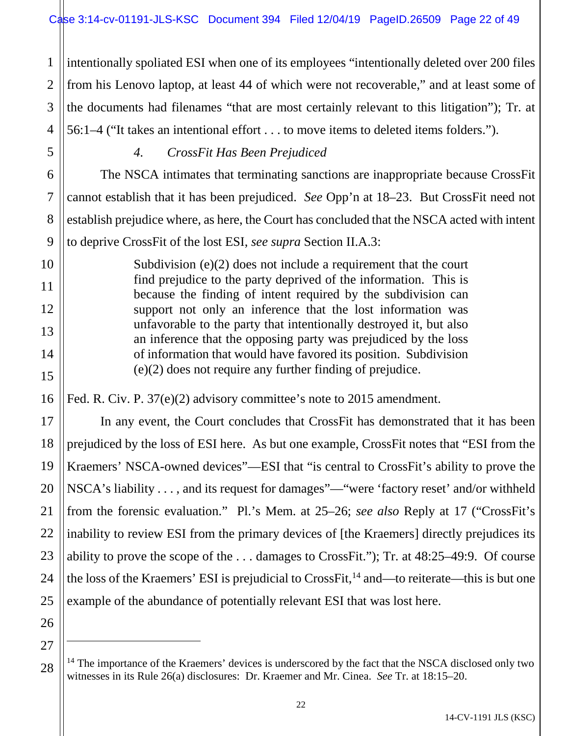intentionally spoliated ESI when one of its employees "intentionally deleted over 200 files from his Lenovo laptop, at least 44 of which were not recoverable," and at least some of the documents had filenames "that are most certainly relevant to this litigation"); Tr. at 56:1–4 ("It takes an intentional effort . . . to move items to deleted items folders.").

#### *4. CrossFit Has Been Prejudiced*

The NSCA intimates that terminating sanctions are inappropriate because CrossFit cannot establish that it has been prejudiced. *See* Opp'n at 18–23. But CrossFit need not establish prejudice where, as here, the Court has concluded that the NSCA acted with intent to deprive CrossFit of the lost ESI, *see supra* Section II.A.3:

> Subdivision (e)(2) does not include a requirement that the court find prejudice to the party deprived of the information. This is because the finding of intent required by the subdivision can support not only an inference that the lost information was unfavorable to the party that intentionally destroyed it, but also an inference that the opposing party was prejudiced by the loss of information that would have favored its position. Subdivision (e)(2) does not require any further finding of prejudice.

Fed. R. Civ. P. 37(e)(2) advisory committee's note to 2015 amendment.

In any event, the Court concludes that CrossFit has demonstrated that it has been prejudiced by the loss of ESI here. As but one example, CrossFit notes that "ESI from the Kraemers' NSCA-owned devices"—ESI that "is central to CrossFit's ability to prove the NSCA's liability . . . , and its request for damages"—"were 'factory reset' and/or withheld from the forensic evaluation." Pl.'s Mem. at 25–26; *see also* Reply at 17 ("CrossFit's inability to review ESI from the primary devices of [the Kraemers] directly prejudices its ability to prove the scope of the . . . damages to CrossFit."); Tr. at 48:25–49:9. Of course the loss of the Kraemers' ESI is prejudicial to CrossFit,[14] and—to reiterate—this is but one example of the abundance of potentially relevant ESI that was lost here.

---

[14] The importance of the Kraemers' devices is underscored by the fact that the NSCA disclosed only two witnesses in its Rule 26(a) disclosures: Dr. Kraemer and Mr. Cinea. *See* Tr. at 18:15–20.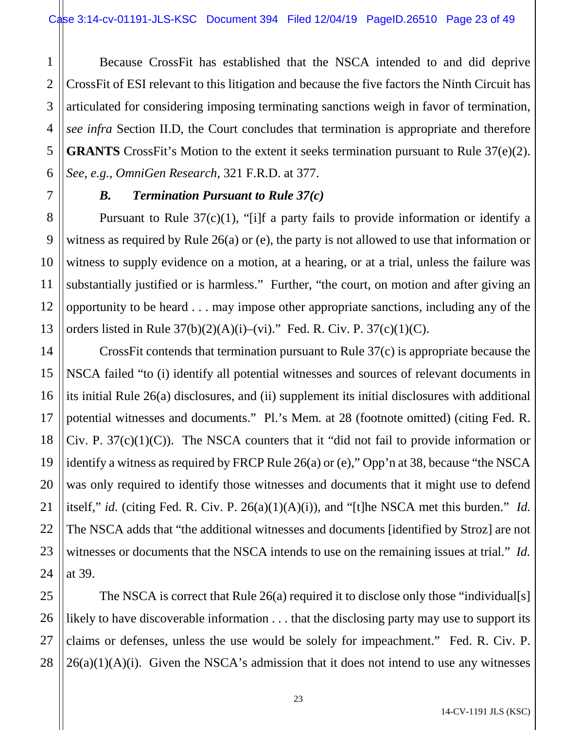Because CrossFit has established that the NSCA intended to and did deprive CrossFit of ESI relevant to this litigation and because the five factors the Ninth Circuit has articulated for considering imposing terminating sanctions weigh in favor of termination, *see infra* Section II.D, the Court concludes that termination is appropriate and therefore **GRANTS** CrossFit's Motion to the extent it seeks termination pursuant to Rule 37(e)(2). *See, e.g.*, *OmniGen Research*, 321 F.R.D. at 377.

### *B. Termination Pursuant to Rule 37(c)*

Pursuant to Rule 37(c)(1), "[i]f a party fails to provide information or identify a witness as required by Rule 26(a) or (e), the party is not allowed to use that information or witness to supply evidence on a motion, at a hearing, or at a trial, unless the failure was substantially justified or is harmless." Further, "the court, on motion and after giving an opportunity to be heard . . . may impose other appropriate sanctions, including any of the orders listed in Rule 37(b)(2)(A)(i)–(vi)." Fed. R. Civ. P. 37(c)(1)(C).

CrossFit contends that termination pursuant to Rule 37(c) is appropriate because the NSCA failed "to (i) identify all potential witnesses and sources of relevant documents in its initial Rule 26(a) disclosures, and (ii) supplement its initial disclosures with additional potential witnesses and documents." Pl.'s Mem. at 28 (footnote omitted) (citing Fed. R. Civ. P. 37(c)(1)(C)). The NSCA counters that it "did not fail to provide information or identify a witness as required by FRCP Rule 26(a) or (e)," Opp'n at 38, because "the NSCA was only required to identify those witnesses and documents that it might use to defend itself," *id.* (citing Fed. R. Civ. P. 26(a)(1)(A)(i)), and "[t]he NSCA met this burden." *Id.* The NSCA adds that "the additional witnesses and documents [identified by Stroz] are not witnesses or documents that the NSCA intends to use on the remaining issues at trial." *Id.* at 39.

The NSCA is correct that Rule 26(a) required it to disclose only those "individual[s] likely to have discoverable information . . . that the disclosing party may use to support its claims or defenses, unless the use would be solely for impeachment." Fed. R. Civ. P. 26(a)(1)(A)(i). Given the NSCA's admission that it does not intend to use any witnesses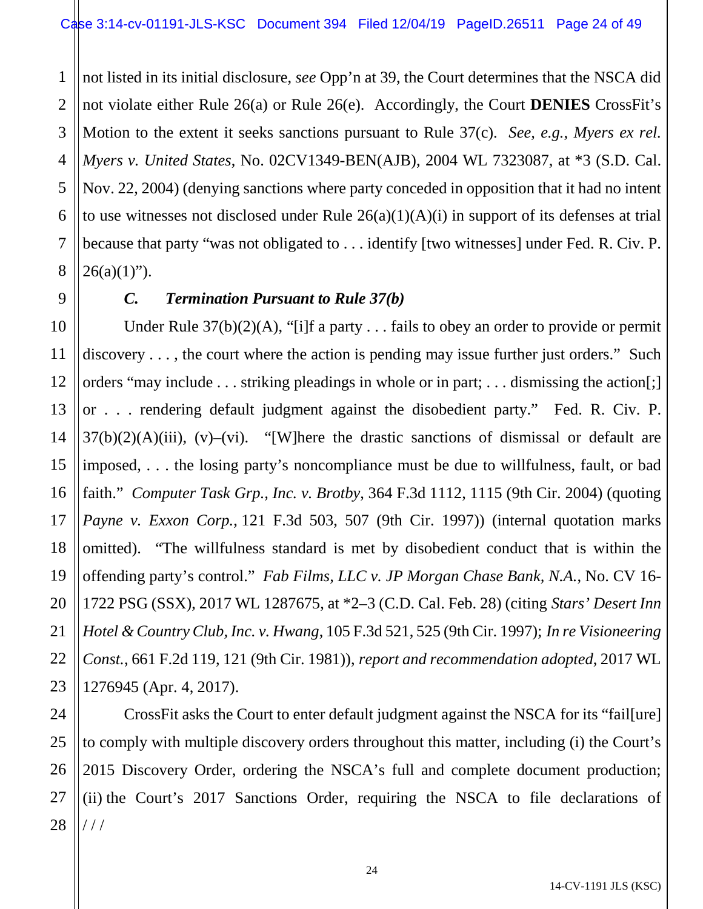not listed in its initial disclosure, *see* Opp'n at 39, the Court determines that the NSCA did not violate either Rule 26(a) or Rule 26(e). Accordingly, the Court **DENIES** CrossFit's Motion to the extent it seeks sanctions pursuant to Rule 37(c). *See, e.g.*, *Myers ex rel. Myers v. United States*, No. 02CV1349-BEN(AJB), 2004 WL 7323087, at *3 (S.D. Cal. Nov. 22, 2004) (denying sanctions where party conceded in opposition that it had no intent to use witnesses not disclosed under Rule 26(a)(1)(A)(i) in support of its defenses at trial because that party "was not obligated to . . . identify [two witnesses] under Fed. R. Civ. P. 26(a)(1)").

### *C. Termination Pursuant to Rule 37(b)*

Under Rule 37(b)(2)(A), "[i]f a party . . . fails to obey an order to provide or permit discovery . . . , the court where the action is pending may issue further just orders." Such orders "may include . . . striking pleadings in whole or in part; . . . dismissing the action[;] or . . . rendering default judgment against the disobedient party." Fed. R. Civ. P. 37(b)(2)(A)(iii), (v)–(vi). "[W]here the drastic sanctions of dismissal or default are imposed, . . . the losing party's noncompliance must be due to willfulness, fault, or bad faith." *Computer Task Grp., Inc. v. Brotby*, 364 F.3d 1112, 1115 (9th Cir. 2004) (quoting *Payne v. Exxon Corp.*, 121 F.3d 503, 507 (9th Cir. 1997)) (internal quotation marks omitted). "The willfulness standard is met by disobedient conduct that is within the offending party's control." *Fab Films, LLC v. JP Morgan Chase Bank, N.A.*, No. CV 16-1722 PSG (SSX), 2017 WL 1287675, at *2–3 (C.D. Cal. Feb. 28) (citing *Stars' Desert Inn Hotel & Country Club, Inc. v. Hwang*, 105 F.3d 521, 525 (9th Cir. 1997); *In re Visioneering Const.*, 661 F.2d 119, 121 (9th Cir. 1981)), *report and recommendation adopted*, 2017 WL 1276945 (Apr. 4, 2017).

CrossFit asks the Court to enter default judgment against the NSCA for its "fail[ure] to comply with multiple discovery orders throughout this matter, including (i) the Court's 2015 Discovery Order, ordering the NSCA's full and complete document production; (ii) the Court's 2017 Sanctions Order, requiring the NSCA to file declarations of

/ / /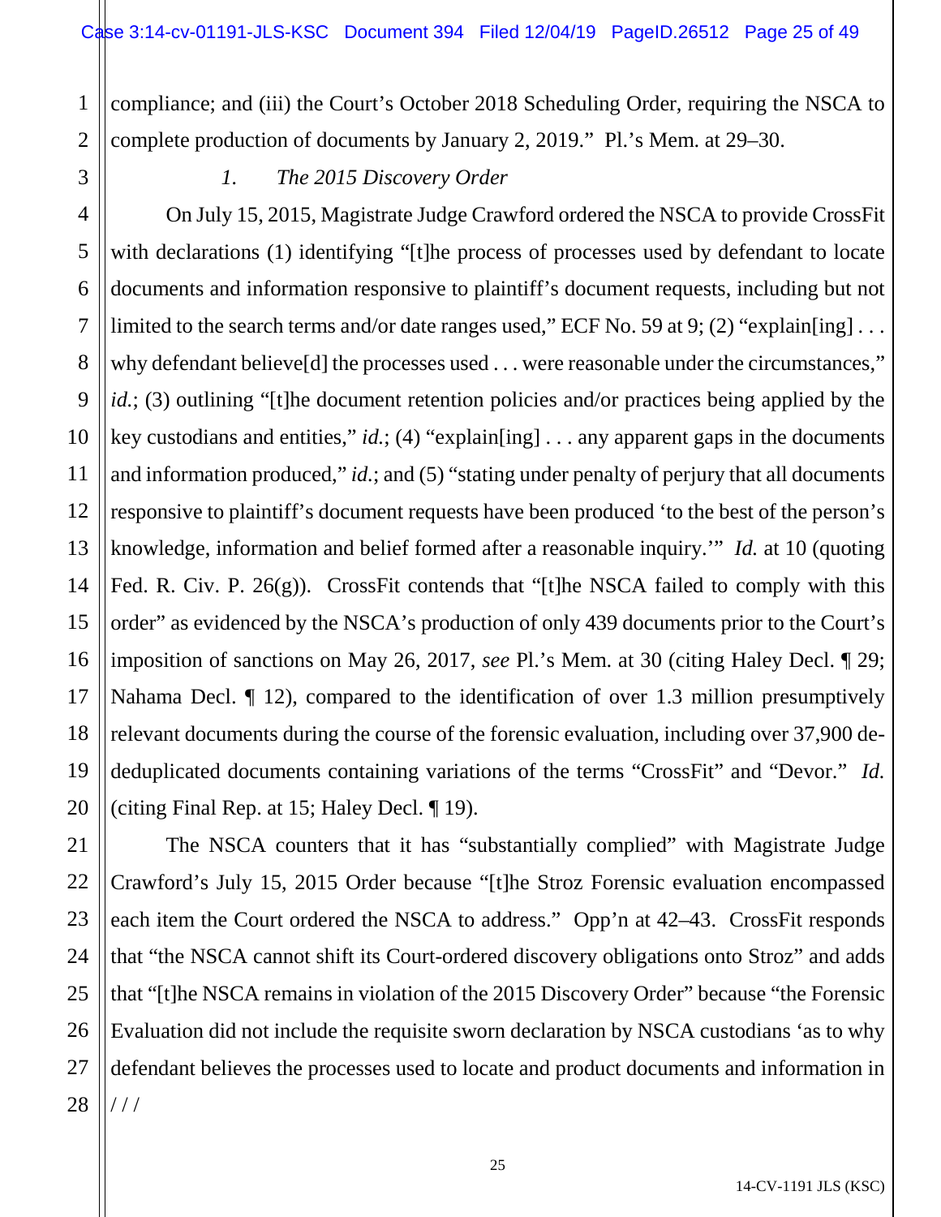compliance; and (iii) the Court's October 2018 Scheduling Order, requiring the NSCA to complete production of documents by January 2, 2019." Pl.'s Mem. at 29–30.

### *1. The 2015 Discovery Order*

On July 15, 2015, Magistrate Judge Crawford ordered the NSCA to provide CrossFit with declarations (1) identifying "[t]he process of processes used by defendant to locate documents and information responsive to plaintiff's document requests, including but not limited to the search terms and/or date ranges used," ECF No. 59 at 9; (2) "explain[ing] . . . why defendant believe[d] the processes used . . . were reasonable under the circumstances," *id.*; (3) outlining "[t]he document retention policies and/or practices being applied by the key custodians and entities," *id.*; (4) "explain[ing] . . . any apparent gaps in the documents and information produced," *id.*; and (5) "stating under penalty of perjury that all documents responsive to plaintiff's document requests have been produced 'to the best of the person's knowledge, information and belief formed after a reasonable inquiry.'" *Id.* at 10 (quoting Fed. R. Civ. P. 26(g)). CrossFit contends that "[t]he NSCA failed to comply with this order" as evidenced by the NSCA's production of only 439 documents prior to the Court's imposition of sanctions on May 26, 2017, *see* Pl.'s Mem. at 30 (citing Haley Decl. ¶ 29; Nahama Decl. ¶ 12), compared to the identification of over 1.3 million presumptively relevant documents during the course of the forensic evaluation, including over 37,900 de-deduplicated documents containing variations of the terms "CrossFit" and "Devor." *Id.* (citing Final Rep. at 15; Haley Decl. ¶ 19).

The NSCA counters that it has "substantially complied" with Magistrate Judge Crawford's July 15, 2015 Order because "[t]he Stroz Forensic evaluation encompassed each item the Court ordered the NSCA to address." Opp'n at 42–43. CrossFit responds that "the NSCA cannot shift its Court-ordered discovery obligations onto Stroz" and adds that "[t]he NSCA remains in violation of the 2015 Discovery Order" because "the Forensic Evaluation did not include the requisite sworn declaration by NSCA custodians 'as to why defendant believes the processes used to locate and product documents and information in

/ / /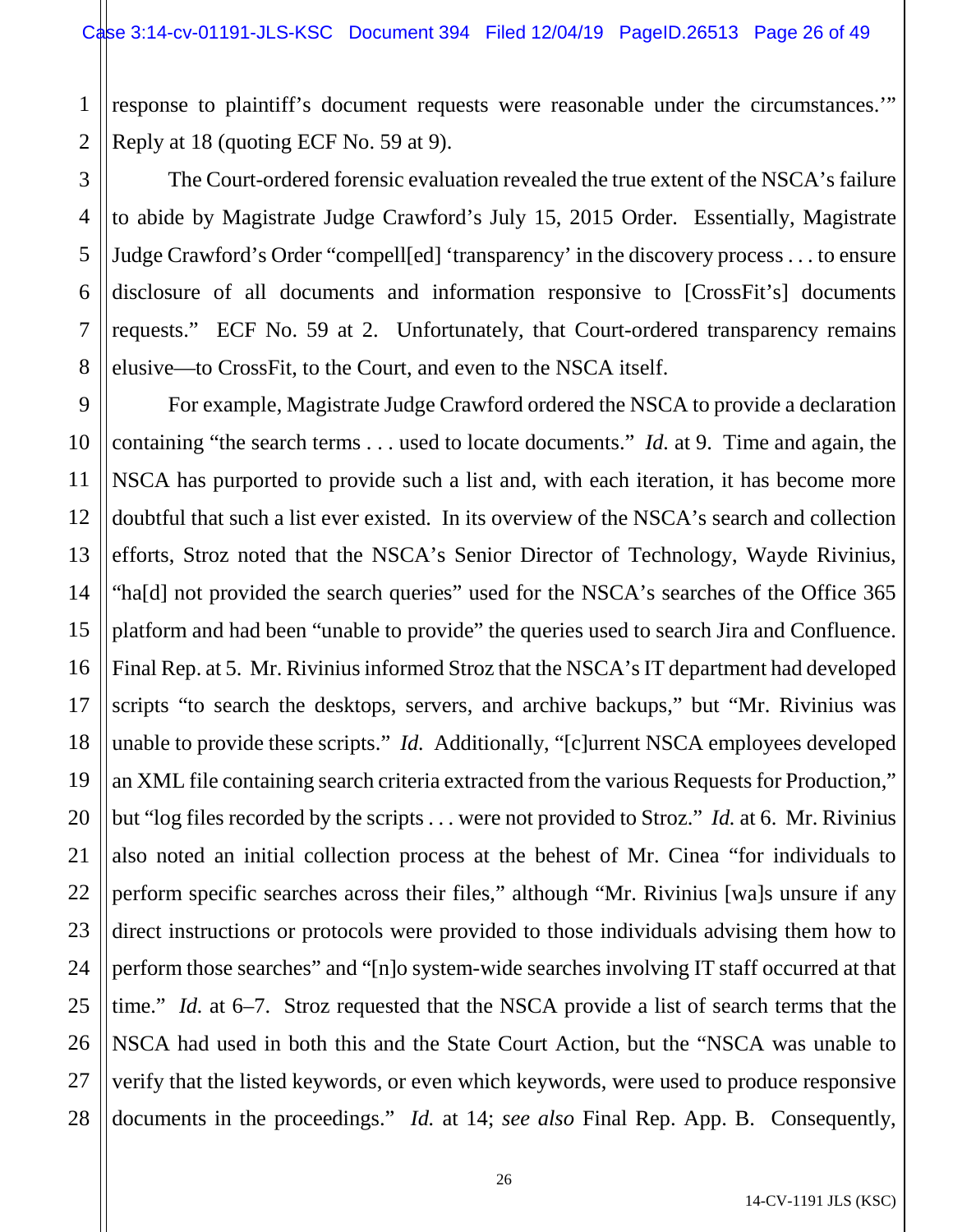response to plaintiff's document requests were reasonable under the circumstances.'" Reply at 18 (quoting ECF No. 59 at 9).

The Court-ordered forensic evaluation revealed the true extent of the NSCA's failure to abide by Magistrate Judge Crawford's July 15, 2015 Order. Essentially, Magistrate Judge Crawford's Order "compell[ed] 'transparency' in the discovery process . . . to ensure disclosure of all documents and information responsive to [CrossFit's] documents requests." ECF No. 59 at 2. Unfortunately, that Court-ordered transparency remains elusive—to CrossFit, to the Court, and even to the NSCA itself.

For example, Magistrate Judge Crawford ordered the NSCA to provide a declaration containing "the search terms . . . used to locate documents." *Id.* at 9. Time and again, the NSCA has purported to provide such a list and, with each iteration, it has become more doubtful that such a list ever existed. In its overview of the NSCA's search and collection efforts, Stroz noted that the NSCA's Senior Director of Technology, Wayde Rivinius, "ha[d] not provided the search queries" used for the NSCA's searches of the Office 365 platform and had been "unable to provide" the queries used to search Jira and Confluence. Final Rep. at 5. Mr. Rivinius informed Stroz that the NSCA's IT department had developed scripts "to search the desktops, servers, and archive backups," but "Mr. Rivinius was unable to provide these scripts." *Id.* Additionally, "[c]urrent NSCA employees developed an XML file containing search criteria extracted from the various Requests for Production," but "log files recorded by the scripts . . . were not provided to Stroz." *Id.* at 6. Mr. Rivinius also noted an initial collection process at the behest of Mr. Cinea "for individuals to perform specific searches across their files," although "Mr. Rivinius [wa]s unsure if any direct instructions or protocols were provided to those individuals advising them how to perform those searches" and "[n]o system-wide searches involving IT staff occurred at that time." *Id.* at 6–7. Stroz requested that the NSCA provide a list of search terms that the NSCA had used in both this and the State Court Action, but the "NSCA was unable to verify that the listed keywords, or even which keywords, were used to produce responsive documents in the proceedings." *Id.* at 14; *see also* Final Rep. App. B. Consequently,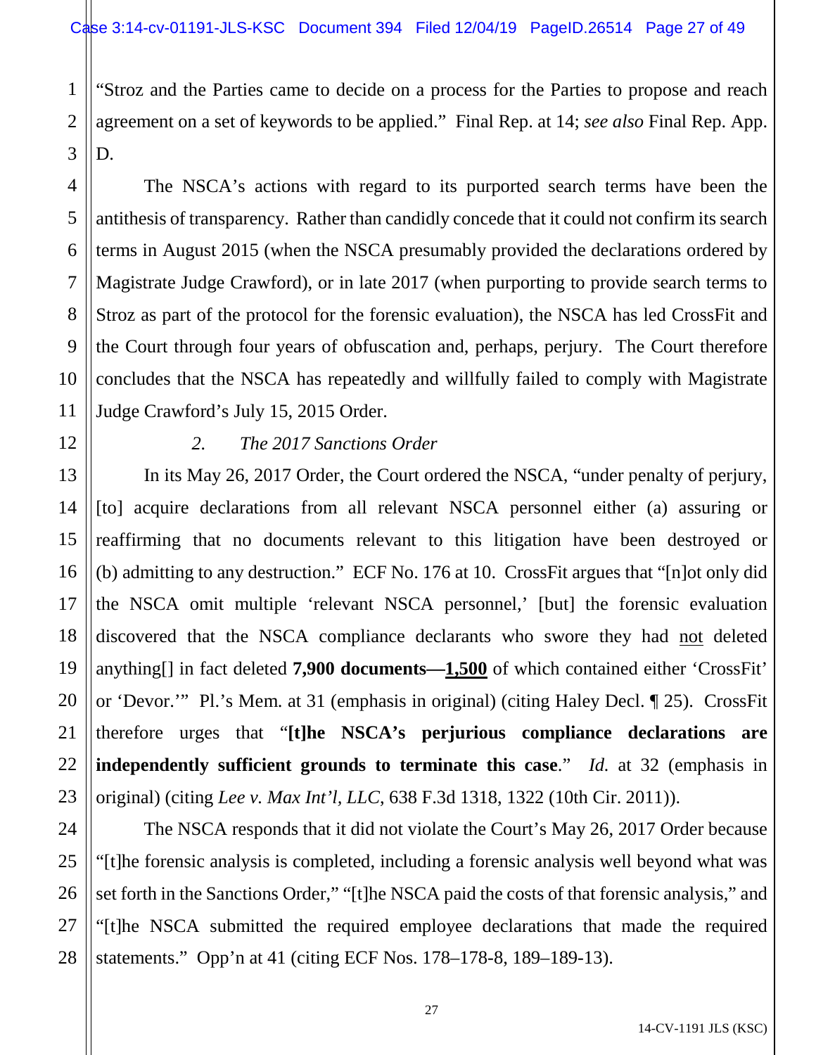"Stroz and the Parties came to decide on a process for the Parties to propose and reach agreement on a set of keywords to be applied." Final Rep. at 14; *see also* Final Rep. App. D.

The NSCA's actions with regard to its purported search terms have been the antithesis of transparency. Rather than candidly concede that it could not confirm its search terms in August 2015 (when the NSCA presumably provided the declarations ordered by Magistrate Judge Crawford), or in late 2017 (when purporting to provide search terms to Stroz as part of the protocol for the forensic evaluation), the NSCA has led CrossFit and the Court through four years of obfuscation and, perhaps, perjury. The Court therefore concludes that the NSCA has repeatedly and willfully failed to comply with Magistrate Judge Crawford's July 15, 2015 Order.

### 2. *The 2017 Sanctions Order*

In its May 26, 2017 Order, the Court ordered the NSCA, "under penalty of perjury, [to] acquire declarations from all relevant NSCA personnel either (a) assuring or reaffirming that no documents relevant to this litigation have been destroyed or (b) admitting to any destruction." ECF No. 176 at 10. CrossFit argues that "[n]ot only did the NSCA omit multiple 'relevant NSCA personnel,' [but] the forensic evaluation discovered that the NSCA compliance declarants who swore they had <u>not</u> deleted anything[] in fact deleted **7,900 documents—<u>1,500</u>** of which contained either 'CrossFit' or 'Devor.'" Pl.'s Mem. at 31 (emphasis in original) (citing Haley Decl. ¶ 25). CrossFit therefore urges that "**[t]he NSCA's perjurious compliance declarations are independently sufficient grounds to terminate this case**." *Id.* at 32 (emphasis in original) (citing *Lee v. Max Int'l, LLC*, 638 F.3d 1318, 1322 (10th Cir. 2011)).

The NSCA responds that it did not violate the Court's May 26, 2017 Order because "[t]he forensic analysis is completed, including a forensic analysis well beyond what was set forth in the Sanctions Order," "[t]he NSCA paid the costs of that forensic analysis," and "[t]he NSCA submitted the required employee declarations that made the required statements." Opp'n at 41 (citing ECF Nos. 178–178-8, 189–189-13).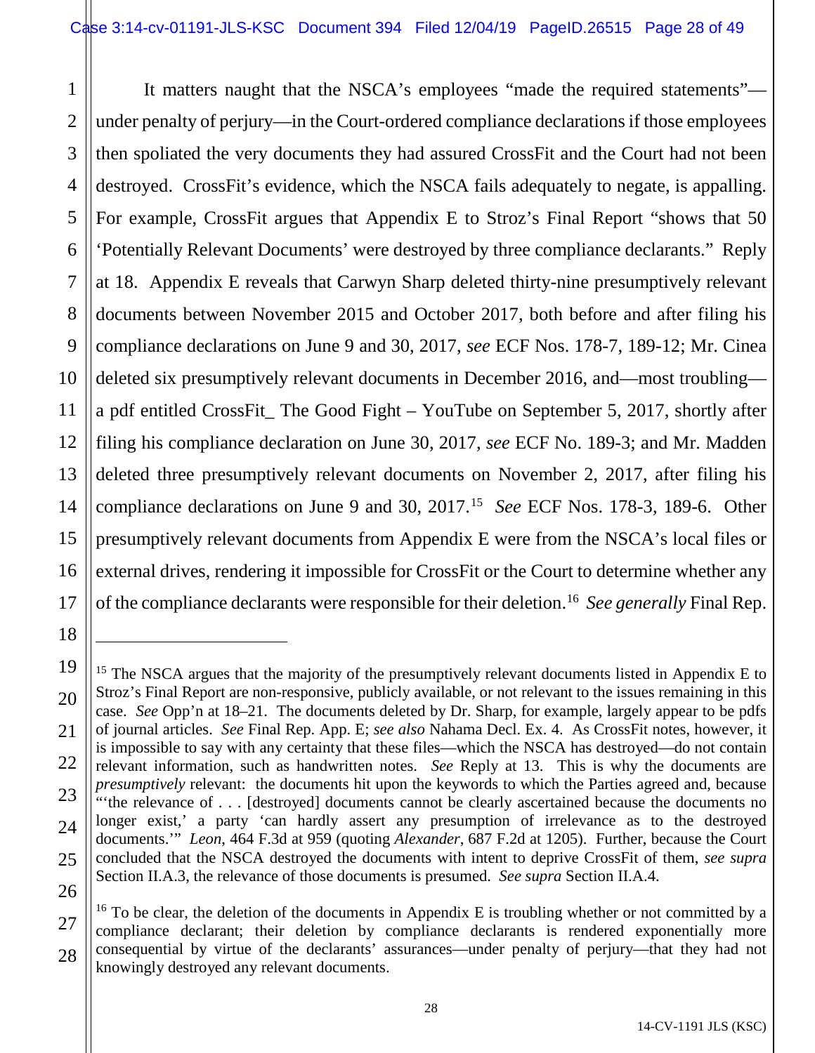It matters naught that the NSCA's employees "made the required statements"—under penalty of perjury—in the Court-ordered compliance declarations if those employees then spoliated the very documents they had assured CrossFit and the Court had not been destroyed. CrossFit's evidence, which the NSCA fails adequately to negate, is appalling. For example, CrossFit argues that Appendix E to Stroz's Final Report "shows that 50 'Potentially Relevant Documents' were destroyed by three compliance declarants." Reply at 18. Appendix E reveals that Carwyn Sharp deleted thirty-nine presumptively relevant documents between November 2015 and October 2017, both before and after filing his compliance declarations on June 9 and 30, 2017, *see* ECF Nos. 178-7, 189-12; Mr. Cinea deleted six presumptively relevant documents in December 2016, and—most troubling—a pdf entitled CrossFit_ The Good Fight – YouTube on September 5, 2017, shortly after filing his compliance declaration on June 30, 2017, *see* ECF No. 189-3; and Mr. Madden deleted three presumptively relevant documents on November 2, 2017, after filing his compliance declarations on June 9 and 30, 2017.[15] *See* ECF Nos. 178-3, 189-6. Other presumptively relevant documents from Appendix E were from the NSCA's local files or external drives, rendering it impossible for CrossFit or the Court to determine whether any of the compliance declarants were responsible for their deletion.[16] *See generally* Final Rep.

---

[15] The NSCA argues that the majority of the presumptively relevant documents listed in Appendix E to Stroz's Final Report are non-responsive, publicly available, or not relevant to the issues remaining in this case. *See* Opp'n at 18–21. The documents deleted by Dr. Sharp, for example, largely appear to be pdfs of journal articles. *See* Final Rep. App. E; *see also* Nahama Decl. Ex. 4. As CrossFit notes, however, it is impossible to say with any certainty that these files—which the NSCA has destroyed—do not contain relevant information, such as handwritten notes. *See* Reply at 13. This is why the documents are *presumptively* relevant: the documents hit upon the keywords to which the Parties agreed and, because "'the relevance of . . . [destroyed] documents cannot be clearly ascertained because the documents no longer exist,' a party 'can hardly assert any presumption of irrelevance as to the destroyed documents.'" *Leon*, 464 F.3d at 959 (quoting *Alexander*, 687 F.2d at 1205). Further, because the Court concluded that the NSCA destroyed the documents with intent to deprive CrossFit of them, *see supra* Section II.A.3, the relevance of those documents is presumed. *See supra* Section II.A.4.

[16] To be clear, the deletion of the documents in Appendix E is troubling whether or not committed by a compliance declarant; their deletion by compliance declarants is rendered exponentially more consequential by virtue of the declarants' assurances—under penalty of perjury—that they had not knowingly destroyed any relevant documents.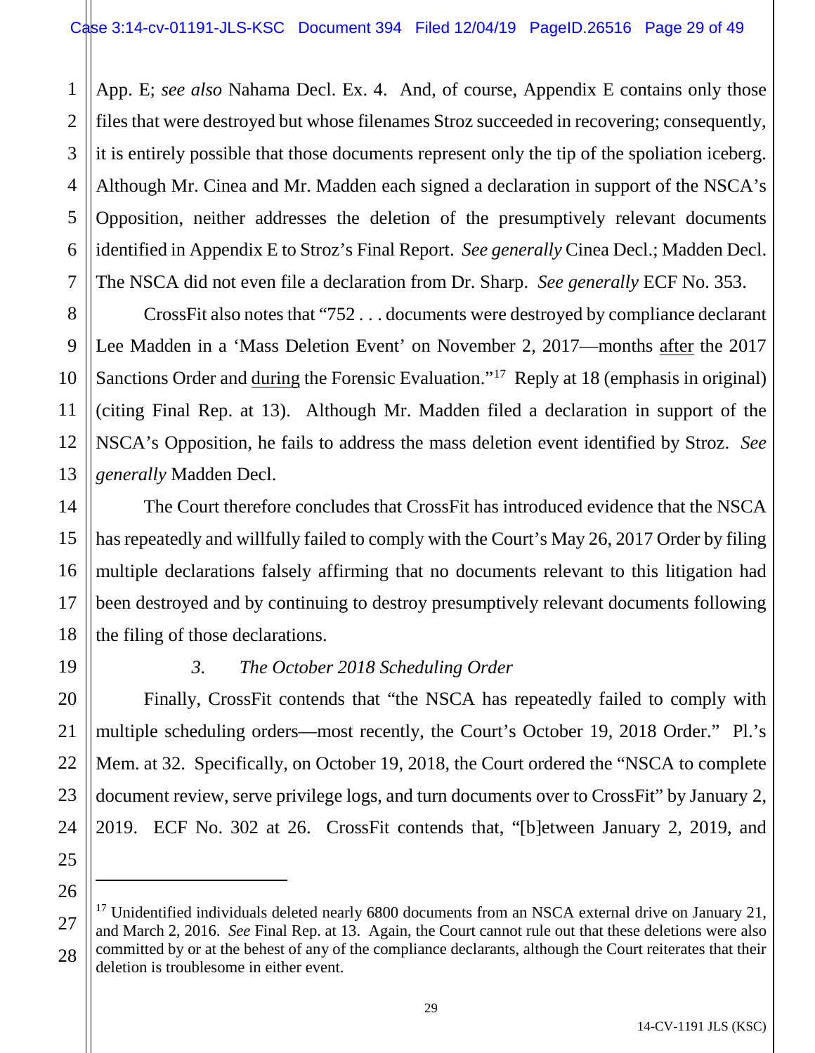App. E; *see also* Nahama Decl. Ex. 4. And, of course, Appendix E contains only those files that were destroyed but whose filenames Stroz succeeded in recovering; consequently, it is entirely possible that those documents represent only the tip of the spoliation iceberg. Although Mr. Cinea and Mr. Madden each signed a declaration in support of the NSCA's Opposition, neither addresses the deletion of the presumptively relevant documents identified in Appendix E to Stroz's Final Report. *See generally* Cinea Decl.; Madden Decl. The NSCA did not even file a declaration from Dr. Sharp. *See generally* ECF No. 353.

CrossFit also notes that "752 . . . documents were destroyed by compliance declarant Lee Madden in a 'Mass Deletion Event' on November 2, 2017—months after the 2017 Sanctions Order and during the Forensic Evaluation."[17] Reply at 18 (emphasis in original) (citing Final Rep. at 13). Although Mr. Madden filed a declaration in support of the NSCA's Opposition, he fails to address the mass deletion event identified by Stroz. *See generally* Madden Decl.

The Court therefore concludes that CrossFit has introduced evidence that the NSCA has repeatedly and willfully failed to comply with the Court's May 26, 2017 Order by filing multiple declarations falsely affirming that no documents relevant to this litigation had been destroyed and by continuing to destroy presumptively relevant documents following the filing of those declarations.

### *3. The October 2018 Scheduling Order*

Finally, CrossFit contends that "the NSCA has repeatedly failed to comply with multiple scheduling orders—most recently, the Court's October 19, 2018 Order." Pl.'s Mem. at 32. Specifically, on October 19, 2018, the Court ordered the "NSCA to complete document review, serve privilege logs, and turn documents over to CrossFit" by January 2, 2019. ECF No. 302 at 26. CrossFit contends that, "[b]etween January 2, 2019, and

---

[17] Unidentified individuals deleted nearly 6800 documents from an NSCA external drive on January 21, and March 2, 2016. *See* Final Rep. at 13. Again, the Court cannot rule out that these deletions were also committed by or at the behest of any of the compliance declarants, although the Court reiterates that their deletion is troublesome in either event.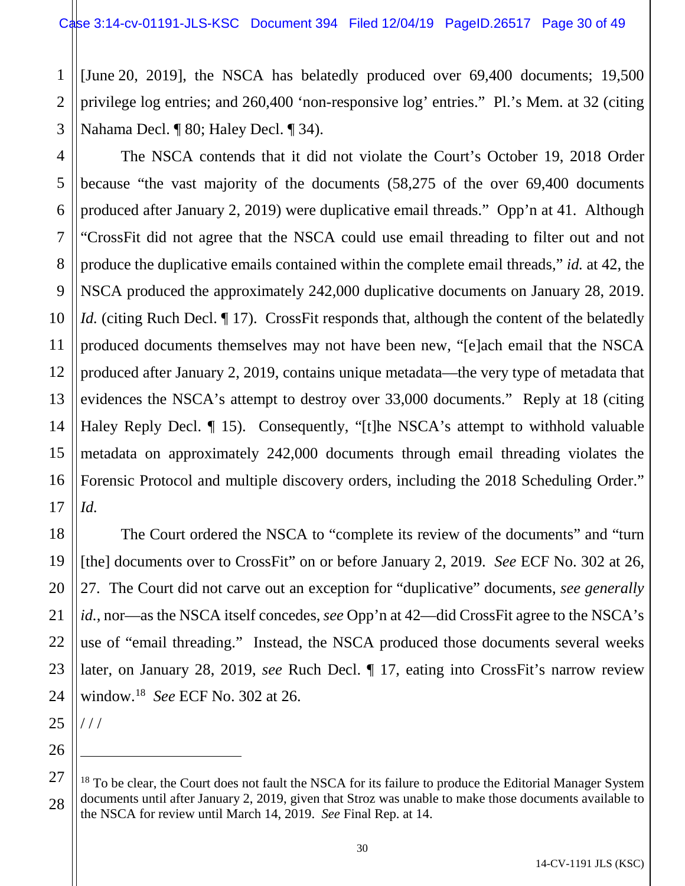[June 20, 2019], the NSCA has belatedly produced over 69,400 documents; 19,500 privilege log entries; and 260,400 'non-responsive log' entries." Pl.'s Mem. at 32 (citing Nahama Decl. ¶ 80; Haley Decl. ¶ 34).

The NSCA contends that it did not violate the Court's October 19, 2018 Order because "the vast majority of the documents (58,275 of the over 69,400 documents produced after January 2, 2019) were duplicative email threads." Opp'n at 41. Although "CrossFit did not agree that the NSCA could use email threading to filter out and not produce the duplicative emails contained within the complete email threads," *id.* at 42, the NSCA produced the approximately 242,000 duplicative documents on January 28, 2019. *Id.* (citing Ruch Decl. ¶ 17). CrossFit responds that, although the content of the belatedly produced documents themselves may not have been new, "[e]ach email that the NSCA produced after January 2, 2019, contains unique metadata—the very type of metadata that evidences the NSCA's attempt to destroy over 33,000 documents." Reply at 18 (citing Haley Reply Decl. ¶ 15). Consequently, "[t]he NSCA's attempt to withhold valuable metadata on approximately 242,000 documents through email threading violates the Forensic Protocol and multiple discovery orders, including the 2018 Scheduling Order." *Id.*

The Court ordered the NSCA to "complete its review of the documents" and "turn [the] documents over to CrossFit" on or before January 2, 2019. *See* ECF No. 302 at 26, 27. The Court did not carve out an exception for "duplicative" documents, *see generally id.*, nor—as the NSCA itself concedes, *see* Opp'n at 42—did CrossFit agree to the NSCA's use of "email threading." Instead, the NSCA produced those documents several weeks later, on January 28, 2019, *see* Ruch Decl. ¶ 17, eating into CrossFit's narrow review window.[18] *See* ECF No. 302 at 26.

/ / /

---

[18] To be clear, the Court does not fault the NSCA for its failure to produce the Editorial Manager System documents until after January 2, 2019, given that Stroz was unable to make those documents available to the NSCA for review until March 14, 2019. *See* Final Rep. at 14.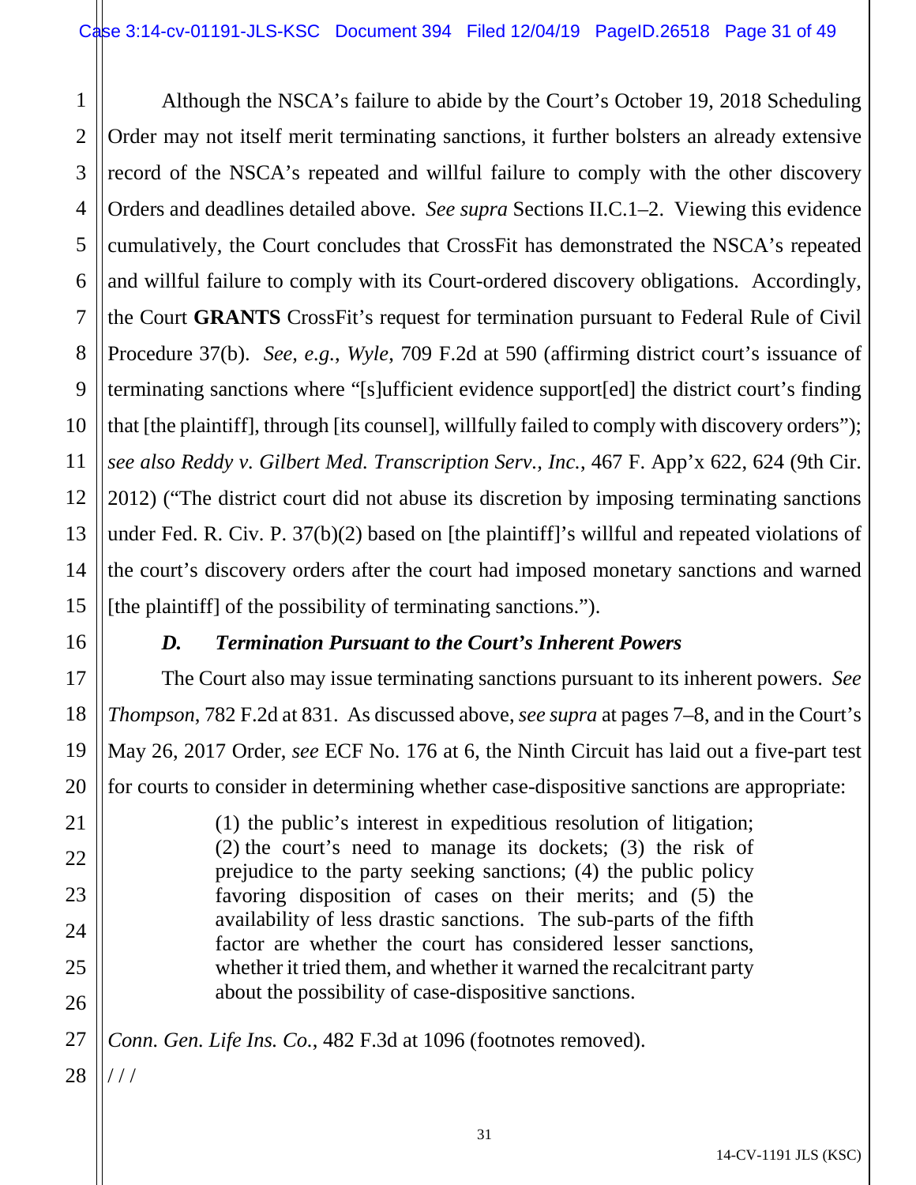Although the NSCA's failure to abide by the Court's October 19, 2018 Scheduling Order may not itself merit terminating sanctions, it further bolsters an already extensive record of the NSCA's repeated and willful failure to comply with the other discovery Orders and deadlines detailed above. *See supra* Sections II.C.1–2. Viewing this evidence cumulatively, the Court concludes that CrossFit has demonstrated the NSCA's repeated and willful failure to comply with its Court-ordered discovery obligations. Accordingly, the Court **GRANTS** CrossFit's request for termination pursuant to Federal Rule of Civil Procedure 37(b). *See, e.g.*, *Wyle*, 709 F.2d at 590 (affirming district court's issuance of terminating sanctions where "[s]ufficient evidence support[ed] the district court's finding that [the plaintiff], through [its counsel], willfully failed to comply with discovery orders"); *see also Reddy v. Gilbert Med. Transcription Serv., Inc.*, 467 F. App'x 622, 624 (9th Cir. 2012) ("The district court did not abuse its discretion by imposing terminating sanctions under Fed. R. Civ. P. 37(b)(2) based on [the plaintiff]'s willful and repeated violations of the court's discovery orders after the court had imposed monetary sanctions and warned [the plaintiff] of the possibility of terminating sanctions.").

### *D. Termination Pursuant to the Court's Inherent Powers*

The Court also may issue terminating sanctions pursuant to its inherent powers. *See Thompson*, 782 F.2d at 831. As discussed above, *see supra* at pages 7–8, and in the Court's May 26, 2017 Order, *see* ECF No. 176 at 6, the Ninth Circuit has laid out a five-part test for courts to consider in determining whether case-dispositive sanctions are appropriate:

> (1) the public's interest in expeditious resolution of litigation; (2) the court's need to manage its dockets; (3) the risk of prejudice to the party seeking sanctions; (4) the public policy favoring disposition of cases on their merits; and (5) the availability of less drastic sanctions. The sub-parts of the fifth factor are whether the court has considered lesser sanctions, whether it tried them, and whether it warned the recalcitrant party about the possibility of case-dispositive sanctions.

*Conn. Gen. Life Ins. Co.*, 482 F.3d at 1096 (footnotes removed).

/ / /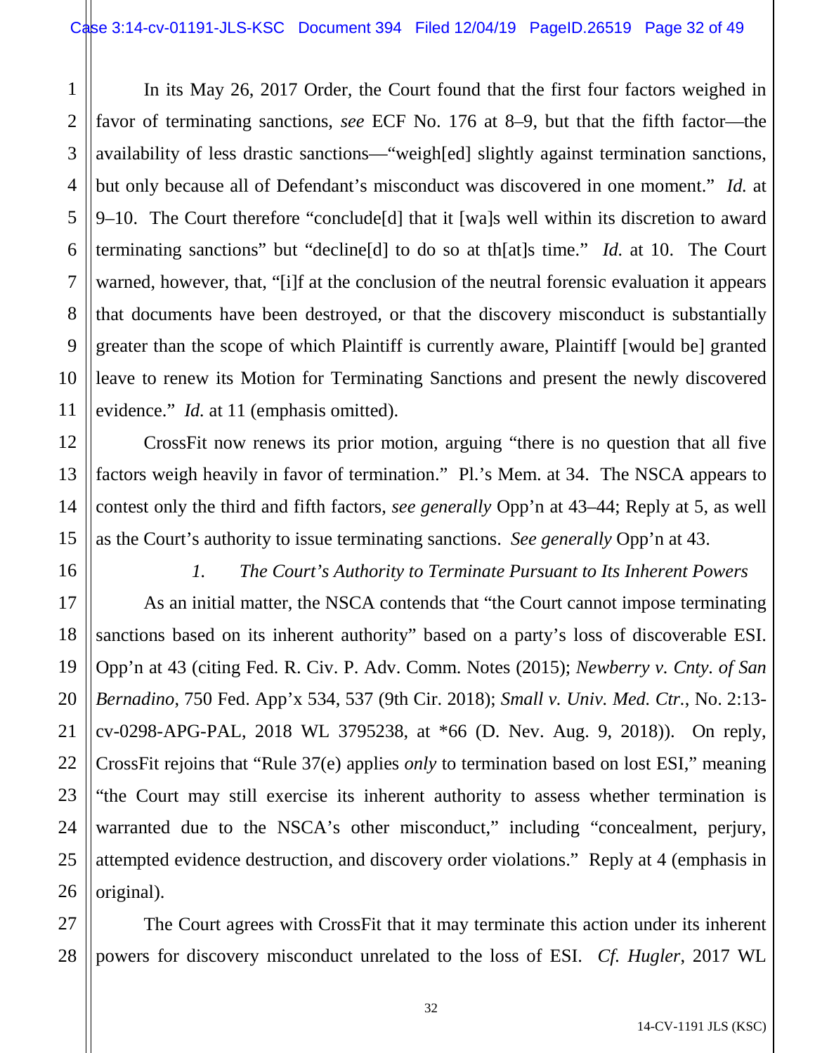In its May 26, 2017 Order, the Court found that the first four factors weighed in favor of terminating sanctions, *see* ECF No. 176 at 8–9, but that the fifth factor—the availability of less drastic sanctions—"weigh[ed] slightly against termination sanctions, but only because all of Defendant's misconduct was discovered in one moment." *Id.* at 9–10. The Court therefore "conclude[d] that it [wa]s well within its discretion to award terminating sanctions" but "decline[d] to do so at th[at]s time." *Id.* at 10. The Court warned, however, that, "[i]f at the conclusion of the neutral forensic evaluation it appears that documents have been destroyed, or that the discovery misconduct is substantially greater than the scope of which Plaintiff is currently aware, Plaintiff [would be] granted leave to renew its Motion for Terminating Sanctions and present the newly discovered evidence." *Id.* at 11 (emphasis omitted).

CrossFit now renews its prior motion, arguing "there is no question that all five factors weigh heavily in favor of termination." Pl.'s Mem. at 34. The NSCA appears to contest only the third and fifth factors, *see generally* Opp'n at 43–44; Reply at 5, as well as the Court's authority to issue terminating sanctions. *See generally* Opp'n at 43.

#### *1. The Court's Authority to Terminate Pursuant to Its Inherent Powers*

As an initial matter, the NSCA contends that "the Court cannot impose terminating sanctions based on its inherent authority" based on a party's loss of discoverable ESI. Opp'n at 43 (citing Fed. R. Civ. P. Adv. Comm. Notes (2015); *Newberry v. Cnty. of San Bernadino*, 750 Fed. App'x 534, 537 (9th Cir. 2018); *Small v. Univ. Med. Ctr.*, No. 2:13-cv-0298-APG-PAL, 2018 WL 3795238, at \*66 (D. Nev. Aug. 9, 2018)). On reply, CrossFit rejoins that "Rule 37(e) applies *only* to termination based on lost ESI," meaning "the Court may still exercise its inherent authority to assess whether termination is warranted due to the NSCA's other misconduct," including "concealment, perjury, attempted evidence destruction, and discovery order violations." Reply at 4 (emphasis in original).

The Court agrees with CrossFit that it may terminate this action under its inherent powers for discovery misconduct unrelated to the loss of ESI. *Cf. Hugler*, 2017 WL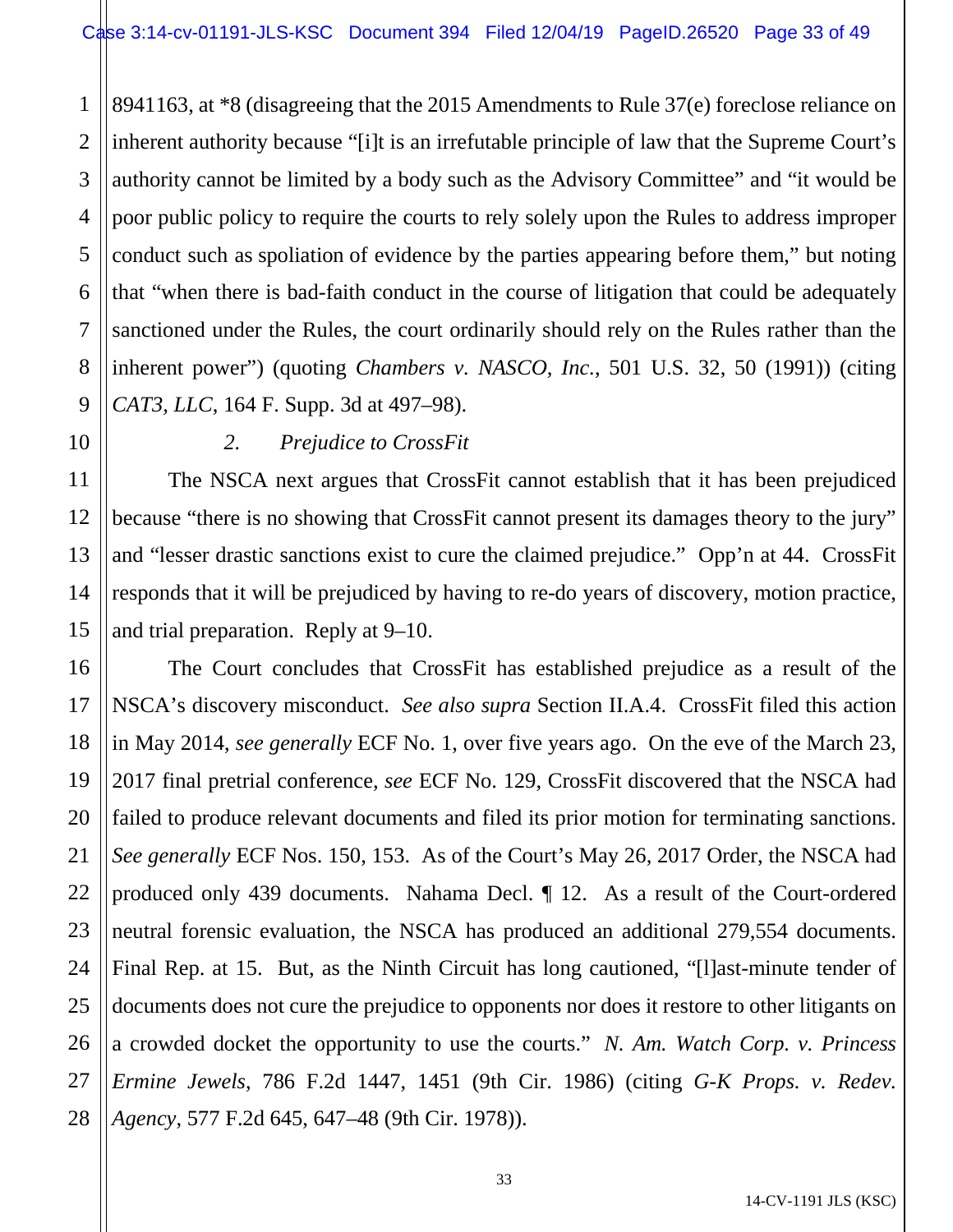8941163, at *8 (disagreeing that the 2015 Amendments to Rule 37(e) foreclose reliance on inherent authority because "[i]t is an irrefutable principle of law that the Supreme Court's authority cannot be limited by a body such as the Advisory Committee" and "it would be poor public policy to require the courts to rely solely upon the Rules to address improper conduct such as spoliation of evidence by the parties appearing before them," but noting that "when there is bad-faith conduct in the course of litigation that could be adequately sanctioned under the Rules, the court ordinarily should rely on the Rules rather than the inherent power") (quoting *Chambers v. NASCO, Inc.*, 501 U.S. 32, 50 (1991)) (citing *CAT3, LLC*, 164 F. Supp. 3d at 497–98).

*2. Prejudice to CrossFit*

The NSCA next argues that CrossFit cannot establish that it has been prejudiced because "there is no showing that CrossFit cannot present its damages theory to the jury" and "lesser drastic sanctions exist to cure the claimed prejudice." Opp'n at 44. CrossFit responds that it will be prejudiced by having to re-do years of discovery, motion practice, and trial preparation. Reply at 9–10.

The Court concludes that CrossFit has established prejudice as a result of the NSCA's discovery misconduct. *See also supra* Section II.A.4. CrossFit filed this action in May 2014, *see generally* ECF No. 1, over five years ago. On the eve of the March 23, 2017 final pretrial conference, *see* ECF No. 129, CrossFit discovered that the NSCA had failed to produce relevant documents and filed its prior motion for terminating sanctions. *See generally* ECF Nos. 150, 153. As of the Court's May 26, 2017 Order, the NSCA had produced only 439 documents. Nahama Decl. ¶ 12. As a result of the Court-ordered neutral forensic evaluation, the NSCA has produced an additional 279,554 documents. Final Rep. at 15. But, as the Ninth Circuit has long cautioned, "[l]ast-minute tender of documents does not cure the prejudice to opponents nor does it restore to other litigants on a crowded docket the opportunity to use the courts." *N. Am. Watch Corp. v. Princess Ermine Jewels*, 786 F.2d 1447, 1451 (9th Cir. 1986) (citing *G-K Props. v. Redev. Agency*, 577 F.2d 645, 647–48 (9th Cir. 1978)).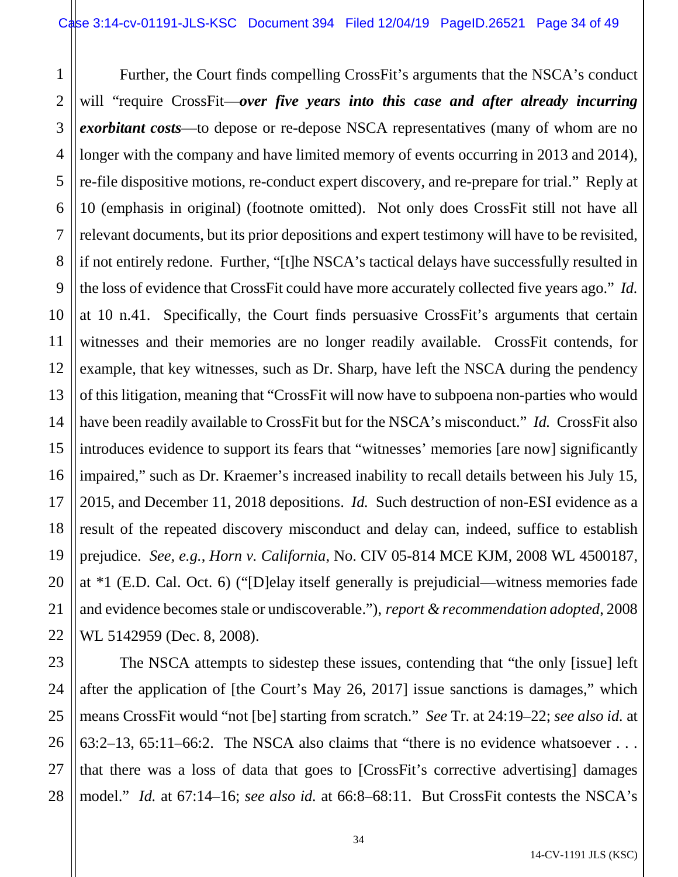Further, the Court finds compelling CrossFit's arguments that the NSCA's conduct will "require CrossFit—***over five years into this case and after already incurring exorbitant costs***—to depose or re-depose NSCA representatives (many of whom are no longer with the company and have limited memory of events occurring in 2013 and 2014), re-file dispositive motions, re-conduct expert discovery, and re-prepare for trial." Reply at 10 (emphasis in original) (footnote omitted). Not only does CrossFit still not have all relevant documents, but its prior depositions and expert testimony will have to be revisited, if not entirely redone. Further, "[t]he NSCA's tactical delays have successfully resulted in the loss of evidence that CrossFit could have more accurately collected five years ago." *Id.* at 10 n.41. Specifically, the Court finds persuasive CrossFit's arguments that certain witnesses and their memories are no longer readily available. CrossFit contends, for example, that key witnesses, such as Dr. Sharp, have left the NSCA during the pendency of this litigation, meaning that "CrossFit will now have to subpoena non-parties who would have been readily available to CrossFit but for the NSCA's misconduct." *Id.* CrossFit also introduces evidence to support its fears that "witnesses' memories [are now] significantly impaired," such as Dr. Kraemer's increased inability to recall details between his July 15, 2015, and December 11, 2018 depositions. *Id.* Such destruction of non-ESI evidence as a result of the repeated discovery misconduct and delay can, indeed, suffice to establish prejudice. *See, e.g.*, *Horn v. California*, No. CIV 05-814 MCE KJM, 2008 WL 4500187, at *1 (E.D. Cal. Oct. 6) ("[D]elay itself generally is prejudicial—witness memories fade and evidence becomes stale or undiscoverable."), *report & recommendation adopted*, 2008 WL 5142959 (Dec. 8, 2008).

The NSCA attempts to sidestep these issues, contending that "the only [issue] left after the application of [the Court's May 26, 2017] issue sanctions is damages," which means CrossFit would "not [be] starting from scratch." *See* Tr. at 24:19–22; *see also id.* at 63:2–13, 65:11–66:2. The NSCA also claims that "there is no evidence whatsoever . . . that there was a loss of data that goes to [CrossFit's corrective advertising] damages model." *Id.* at 67:14–16; *see also id.* at 66:8–68:11. But CrossFit contests the NSCA's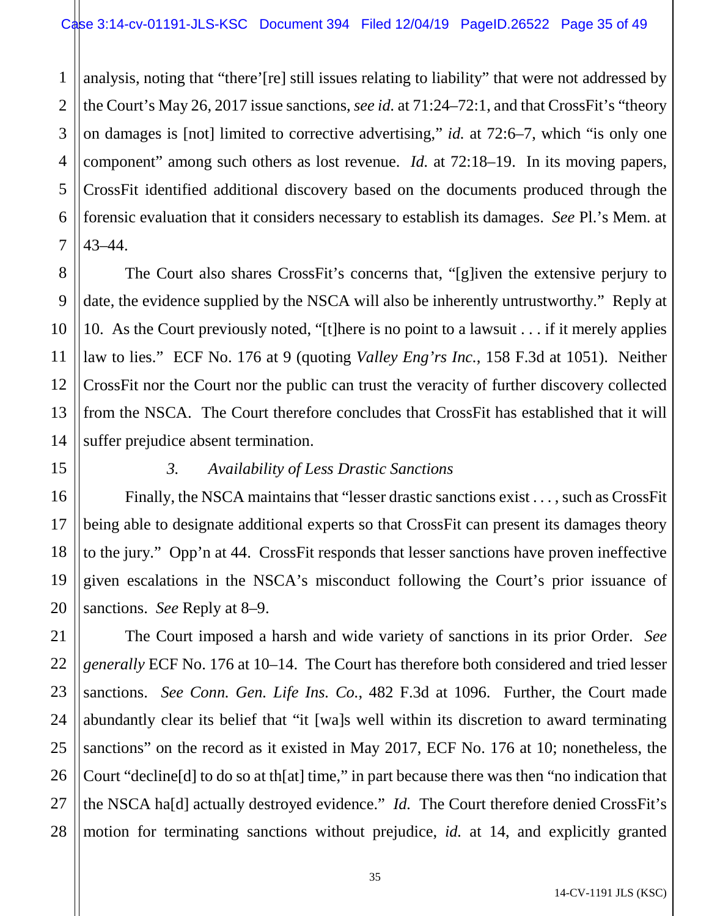analysis, noting that "there'[re] still issues relating to liability" that were not addressed by the Court's May 26, 2017 issue sanctions, *see id.* at 71:24–72:1, and that CrossFit's "theory on damages is [not] limited to corrective advertising," *id.* at 72:6–7, which "is only one component" among such others as lost revenue. *Id.* at 72:18–19. In its moving papers, CrossFit identified additional discovery based on the documents produced through the forensic evaluation that it considers necessary to establish its damages. *See* Pl.'s Mem. at 43–44.

The Court also shares CrossFit's concerns that, "[g]iven the extensive perjury to date, the evidence supplied by the NSCA will also be inherently untrustworthy." Reply at 10. As the Court previously noted, "[t]here is no point to a lawsuit . . . if it merely applies law to lies." ECF No. 176 at 9 (quoting *Valley Eng'rs Inc.*, 158 F.3d at 1051). Neither CrossFit nor the Court nor the public can trust the veracity of further discovery collected from the NSCA. The Court therefore concludes that CrossFit has established that it will suffer prejudice absent termination.

*3. Availability of Less Drastic Sanctions*

Finally, the NSCA maintains that "lesser drastic sanctions exist . . . , such as CrossFit being able to designate additional experts so that CrossFit can present its damages theory to the jury." Opp'n at 44. CrossFit responds that lesser sanctions have proven ineffective given escalations in the NSCA's misconduct following the Court's prior issuance of sanctions. *See* Reply at 8–9.

The Court imposed a harsh and wide variety of sanctions in its prior Order. *See generally* ECF No. 176 at 10–14. The Court has therefore both considered and tried lesser sanctions. *See Conn. Gen. Life Ins. Co.*, 482 F.3d at 1096. Further, the Court made abundantly clear its belief that "it [wa]s well within its discretion to award terminating sanctions" on the record as it existed in May 2017, ECF No. 176 at 10; nonetheless, the Court "decline[d] to do so at th[at] time," in part because there was then "no indication that the NSCA ha[d] actually destroyed evidence." *Id.* The Court therefore denied CrossFit's motion for terminating sanctions without prejudice, *id.* at 14, and explicitly granted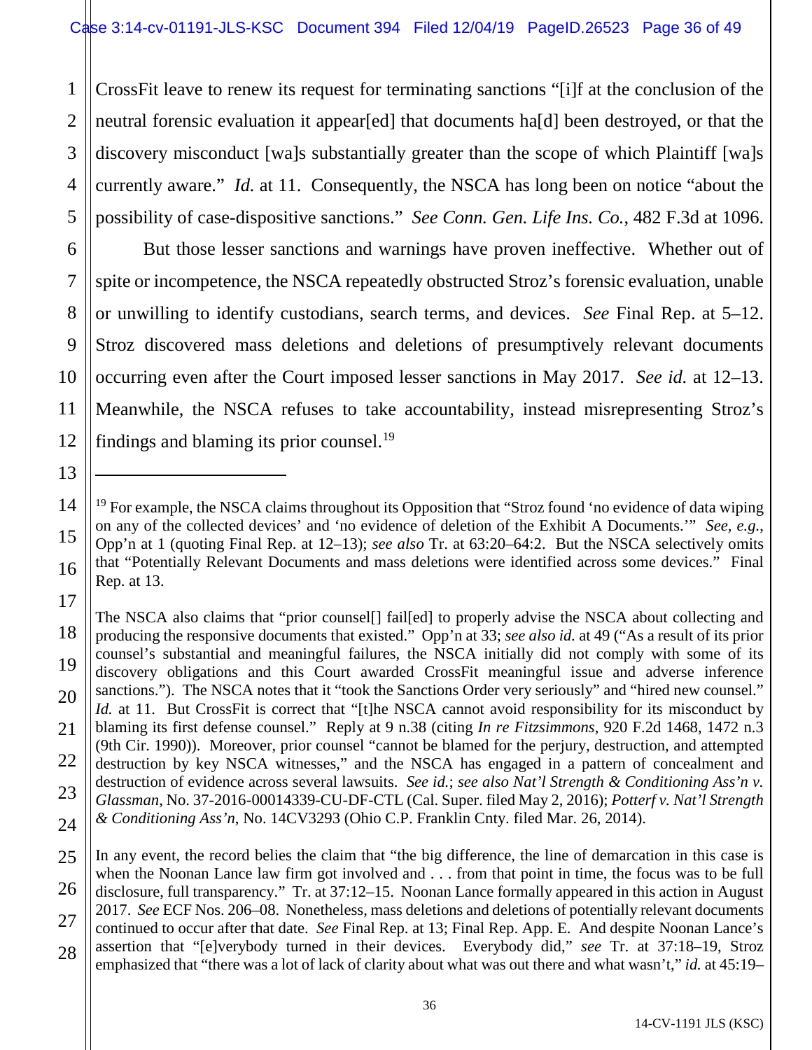CrossFit leave to renew its request for terminating sanctions "[i]f at the conclusion of the neutral forensic evaluation it appear[ed] that documents ha[d] been destroyed, or that the discovery misconduct [wa]s substantially greater than the scope of which Plaintiff [wa]s currently aware." *Id.* at 11. Consequently, the NSCA has long been on notice "about the possibility of case-dispositive sanctions." *See Conn. Gen. Life Ins. Co.*, 482 F.3d at 1096.

But those lesser sanctions and warnings have proven ineffective. Whether out of spite or incompetence, the NSCA repeatedly obstructed Stroz's forensic evaluation, unable or unwilling to identify custodians, search terms, and devices. *See* Final Rep. at 5–12. Stroz discovered mass deletions and deletions of presumptively relevant documents occurring even after the Court imposed lesser sanctions in May 2017. *See id.* at 12–13. Meanwhile, the NSCA refuses to take accountability, instead misrepresenting Stroz's findings and blaming its prior counsel.[19]

---

[19] For example, the NSCA claims throughout its Opposition that "Stroz found 'no evidence of data wiping on any of the collected devices' and 'no evidence of deletion of the Exhibit A Documents.'" *See, e.g.*, Opp'n at 1 (quoting Final Rep. at 12–13); *see also* Tr. at 63:20–64:2. But the NSCA selectively omits that "Potentially Relevant Documents and mass deletions were identified across some devices." Final Rep. at 13.

The NSCA also claims that "prior counsel[] fail[ed] to properly advise the NSCA about collecting and producing the responsive documents that existed." Opp'n at 33; *see also id.* at 49 ("As a result of its prior counsel's substantial and meaningful failures, the NSCA initially did not comply with some of its discovery obligations and this Court awarded CrossFit meaningful issue and adverse inference sanctions."). The NSCA notes that it "took the Sanctions Order very seriously" and "hired new counsel." *Id.* at 11. But CrossFit is correct that "[t]he NSCA cannot avoid responsibility for its misconduct by blaming its first defense counsel." Reply at 9 n.38 (citing *In re Fitzsimmons*, 920 F.2d 1468, 1472 n.3 (9th Cir. 1990)). Moreover, prior counsel "cannot be blamed for the perjury, destruction, and attempted destruction by key NSCA witnesses," and the NSCA has engaged in a pattern of concealment and destruction of evidence across several lawsuits. *See id.*; *see also Nat'l Strength & Conditioning Ass'n v. Glassman*, No. 37-2016-00014339-CU-DF-CTL (Cal. Super. filed May 2, 2016); *Potterf v. Nat'l Strength & Conditioning Ass'n*, No. 14CV3293 (Ohio C.P. Franklin Cnty. filed Mar. 26, 2014).

In any event, the record belies the claim that "the big difference, the line of demarcation in this case is when the Noonan Lance law firm got involved and . . . from that point in time, the focus was to be full disclosure, full transparency." Tr. at 37:12–15. Noonan Lance formally appeared in this action in August 2017. *See* ECF Nos. 206–08. Nonetheless, mass deletions and deletions of potentially relevant documents continued to occur after that date. *See* Final Rep. at 13; Final Rep. App. E. And despite Noonan Lance's assertion that "[e]verybody turned in their devices. Everybody did," *see* Tr. at 37:18–19, Stroz emphasized that "there was a lot of lack of clarity about what was out there and what wasn't," *id.* at 45:19–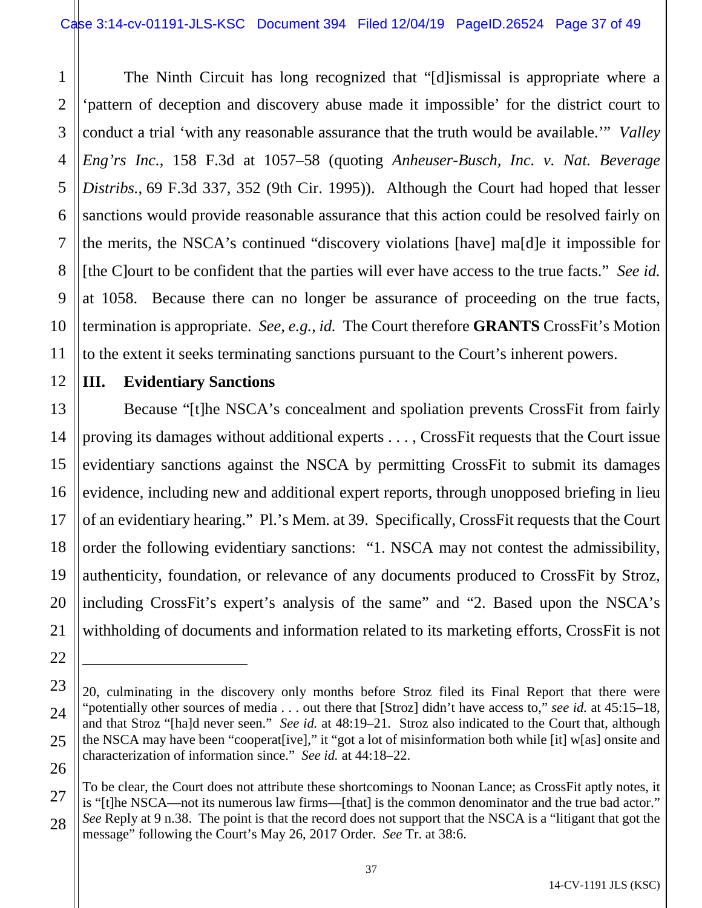The Ninth Circuit has long recognized that "[d]ismissal is appropriate where a 'pattern of deception and discovery abuse made it impossible' for the district court to conduct a trial 'with any reasonable assurance that the truth would be available.'" *Valley Eng'rs Inc.*, 158 F.3d at 1057–58 (quoting *Anheuser-Busch, Inc. v. Nat. Beverage Distribs.*, 69 F.3d 337, 352 (9th Cir. 1995)). Although the Court had hoped that lesser sanctions would provide reasonable assurance that this action could be resolved fairly on the merits, the NSCA's continued "discovery violations [have] ma[d]e it impossible for [the C]ourt to be confident that the parties will ever have access to the true facts." *See id.* at 1058. Because there can no longer be assurance of proceeding on the true facts, termination is appropriate. *See, e.g.*, *id.* The Court therefore **GRANTS** CrossFit's Motion to the extent it seeks terminating sanctions pursuant to the Court's inherent powers.

## III. Evidentiary Sanctions

Because "[t]he NSCA's concealment and spoliation prevents CrossFit from fairly proving its damages without additional experts . . . , CrossFit requests that the Court issue evidentiary sanctions against the NSCA by permitting CrossFit to submit its damages evidence, including new and additional expert reports, through unopposed briefing in lieu of an evidentiary hearing." Pl.'s Mem. at 39. Specifically, CrossFit requests that the Court order the following evidentiary sanctions: "1. NSCA may not contest the admissibility, authenticity, foundation, or relevance of any documents produced to CrossFit by Stroz, including CrossFit's expert's analysis of the same" and "2. Based upon the NSCA's withholding of documents and information related to its marketing efforts, CrossFit is not

---

20, culminating in the discovery only months before Stroz filed its Final Report that there were "potentially other sources of media . . . out there that [Stroz] didn't have access to," *see id.* at 45:15–18, and that Stroz "[ha]d never seen." *See id.* at 48:19–21. Stroz also indicated to the Court that, although the NSCA may have been "cooperat[ive]," it "got a lot of misinformation both while [it] w[as] onsite and characterization of information since." *See id.* at 44:18–22.

To be clear, the Court does not attribute these shortcomings to Noonan Lance; as CrossFit aptly notes, it is "[t]he NSCA—not its numerous law firms—[that] is the common denominator and the true bad actor." *See* Reply at 9 n.38. The point is that the record does not support that the NSCA is a "litigant that got the message" following the Court's May 26, 2017 Order. *See* Tr. at 38:6.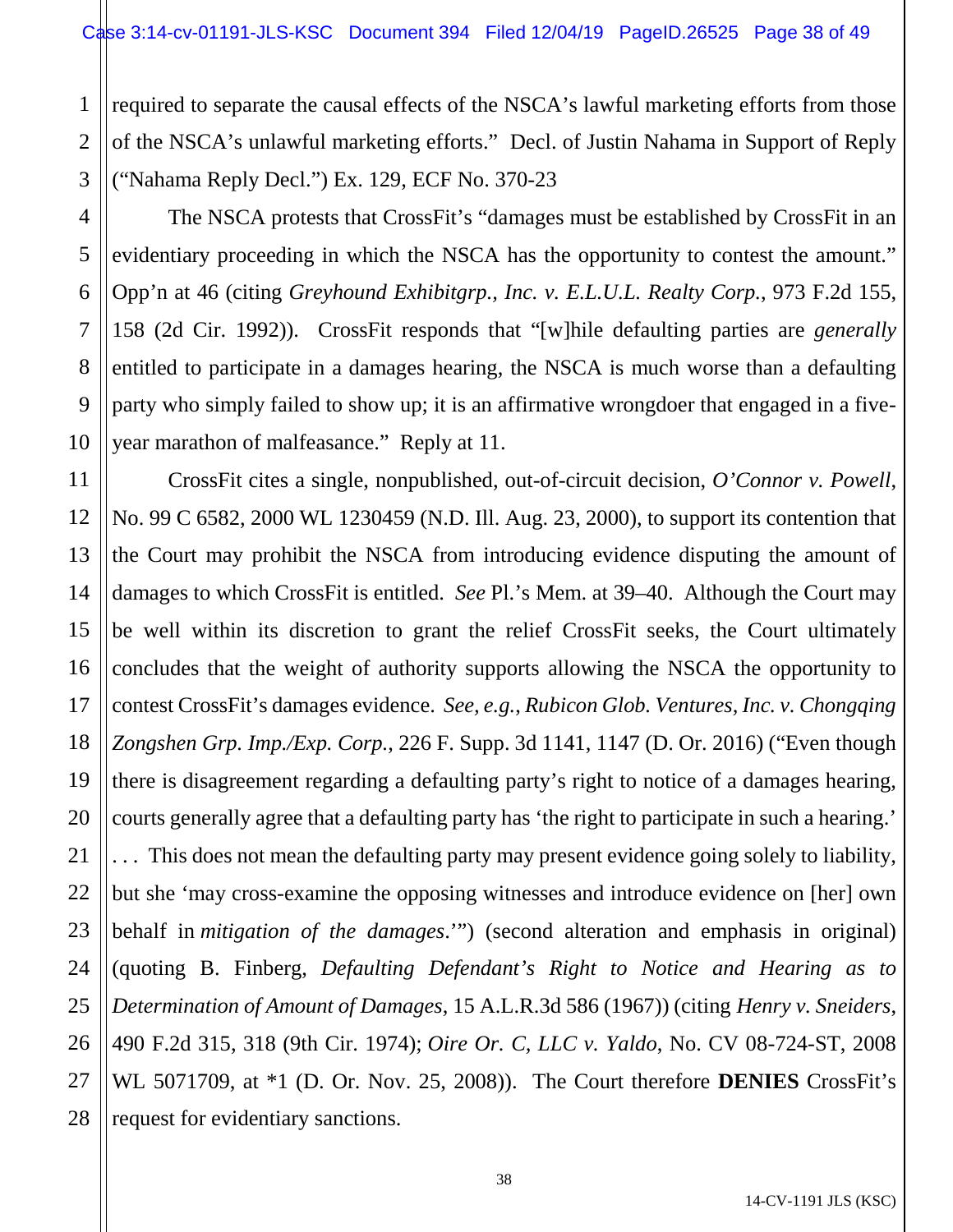required to separate the causal effects of the NSCA's lawful marketing efforts from those of the NSCA's unlawful marketing efforts." Decl. of Justin Nahama in Support of Reply ("Nahama Reply Decl.") Ex. 129, ECF No. 370-23

The NSCA protests that CrossFit's "damages must be established by CrossFit in an evidentiary proceeding in which the NSCA has the opportunity to contest the amount." Opp'n at 46 (citing *Greyhound Exhibitgrp., Inc. v. E.L.U.L. Realty Corp.*, 973 F.2d 155, 158 (2d Cir. 1992)). CrossFit responds that "[w]hile defaulting parties are *generally* entitled to participate in a damages hearing, the NSCA is much worse than a defaulting party who simply failed to show up; it is an affirmative wrongdoer that engaged in a five-year marathon of malfeasance." Reply at 11.

CrossFit cites a single, nonpublished, out-of-circuit decision, *O'Connor v. Powell*, No. 99 C 6582, 2000 WL 1230459 (N.D. Ill. Aug. 23, 2000), to support its contention that the Court may prohibit the NSCA from introducing evidence disputing the amount of damages to which CrossFit is entitled. *See* Pl.'s Mem. at 39–40. Although the Court may be well within its discretion to grant the relief CrossFit seeks, the Court ultimately concludes that the weight of authority supports allowing the NSCA the opportunity to contest CrossFit's damages evidence. *See, e.g.*, *Rubicon Glob. Ventures, Inc. v. Chongqing Zongshen Grp. Imp./Exp. Corp.*, 226 F. Supp. 3d 1141, 1147 (D. Or. 2016) ("Even though there is disagreement regarding a defaulting party's right to notice of a damages hearing, courts generally agree that a defaulting party has 'the right to participate in such a hearing.' . . . This does not mean the defaulting party may present evidence going solely to liability, but she 'may cross-examine the opposing witnesses and introduce evidence on [her] own behalf in *mitigation of the damages*.'") (second alteration and emphasis in original) (quoting B. Finberg, *Defaulting Defendant's Right to Notice and Hearing as to Determination of Amount of Damages*, 15 A.L.R.3d 586 (1967)) (citing *Henry v. Sneiders*, 490 F.2d 315, 318 (9th Cir. 1974); *Oire Or. C, LLC v. Yaldo*, No. CV 08-724-ST, 2008 WL 5071709, at *1 (D. Or. Nov. 25, 2008)). The Court therefore **DENIES** CrossFit's request for evidentiary sanctions.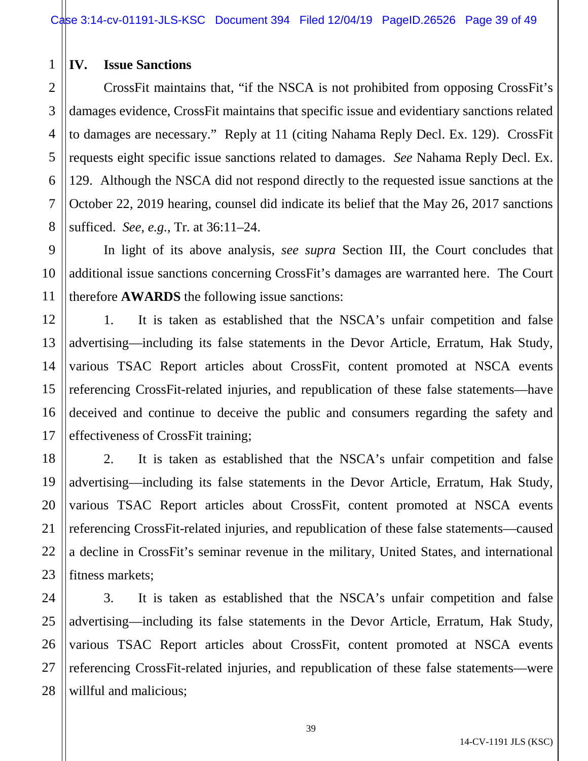## IV. Issue Sanctions

CrossFit maintains that, "if the NSCA is not prohibited from opposing CrossFit's damages evidence, CrossFit maintains that specific issue and evidentiary sanctions related to damages are necessary." Reply at 11 (citing Nahama Reply Decl. Ex. 129). CrossFit requests eight specific issue sanctions related to damages. *See* Nahama Reply Decl. Ex. 129. Although the NSCA did not respond directly to the requested issue sanctions at the October 22, 2019 hearing, counsel did indicate its belief that the May 26, 2017 sanctions sufficed. *See, e.g.*, Tr. at 36:11–24.

In light of its above analysis, *see supra* Section III, the Court concludes that additional issue sanctions concerning CrossFit's damages are warranted here. The Court therefore **AWARDS** the following issue sanctions:

1. It is taken as established that the NSCA's unfair competition and false advertising—including its false statements in the Devor Article, Erratum, Hak Study, various TSAC Report articles about CrossFit, content promoted at NSCA events referencing CrossFit-related injuries, and republication of these false statements—have deceived and continue to deceive the public and consumers regarding the safety and effectiveness of CrossFit training;

2. It is taken as established that the NSCA's unfair competition and false advertising—including its false statements in the Devor Article, Erratum, Hak Study, various TSAC Report articles about CrossFit, content promoted at NSCA events referencing CrossFit-related injuries, and republication of these false statements—caused a decline in CrossFit's seminar revenue in the military, United States, and international fitness markets;

3. It is taken as established that the NSCA's unfair competition and false advertising—including its false statements in the Devor Article, Erratum, Hak Study, various TSAC Report articles about CrossFit, content promoted at NSCA events referencing CrossFit-related injuries, and republication of these false statements—were willful and malicious;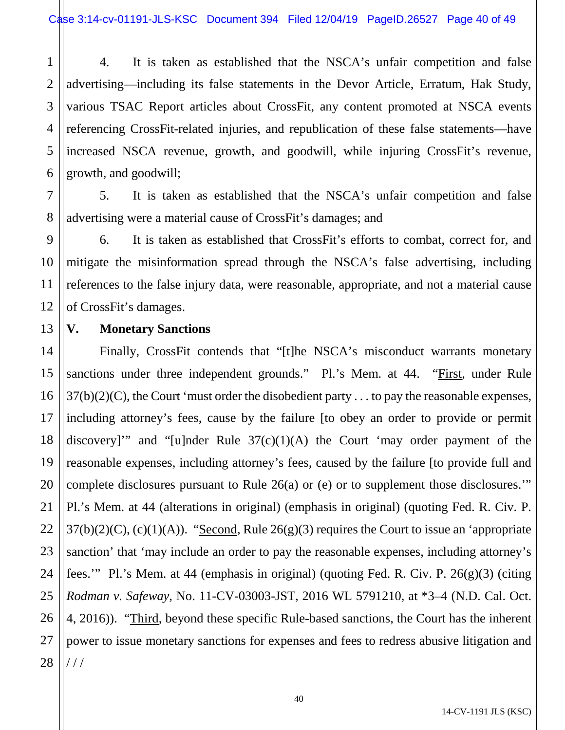4. It is taken as established that the NSCA's unfair competition and false advertising—including its false statements in the Devor Article, Erratum, Hak Study, various TSAC Report articles about CrossFit, any content promoted at NSCA events referencing CrossFit-related injuries, and republication of these false statements—have increased NSCA revenue, growth, and goodwill, while injuring CrossFit's revenue, growth, and goodwill;

5. It is taken as established that the NSCA's unfair competition and false advertising were a material cause of CrossFit's damages; and

6. It is taken as established that CrossFit's efforts to combat, correct for, and mitigate the misinformation spread through the NSCA's false advertising, including references to the false injury data, were reasonable, appropriate, and not a material cause of CrossFit's damages.

## V. Monetary Sanctions

Finally, CrossFit contends that "[t]he NSCA's misconduct warrants monetary sanctions under three independent grounds." Pl.'s Mem. at 44. "First, under Rule 37(b)(2)(C), the Court 'must order the disobedient party . . . to pay the reasonable expenses, including attorney's fees, cause by the failure [to obey an order to provide or permit discovery]'" and "[u]nder Rule 37(c)(1)(A) the Court 'may order payment of the reasonable expenses, including attorney's fees, caused by the failure [to provide full and complete disclosures pursuant to Rule 26(a) or (e) or to supplement those disclosures.'" Pl.'s Mem. at 44 (alterations in original) (emphasis in original) (quoting Fed. R. Civ. P. 37(b)(2)(C), (c)(1)(A)). "Second, Rule 26(g)(3) requires the Court to issue an 'appropriate sanction' that 'may include an order to pay the reasonable expenses, including attorney's fees.'" Pl.'s Mem. at 44 (emphasis in original) (quoting Fed. R. Civ. P. 26(g)(3) (citing *Rodman v. Safeway*, No. 11-CV-03003-JST, 2016 WL 5791210, at *3–4 (N.D. Cal. Oct. 4, 2016)). "Third, beyond these specific Rule-based sanctions, the Court has the inherent power to issue monetary sanctions for expenses and fees to redress abusive litigation and

/ / /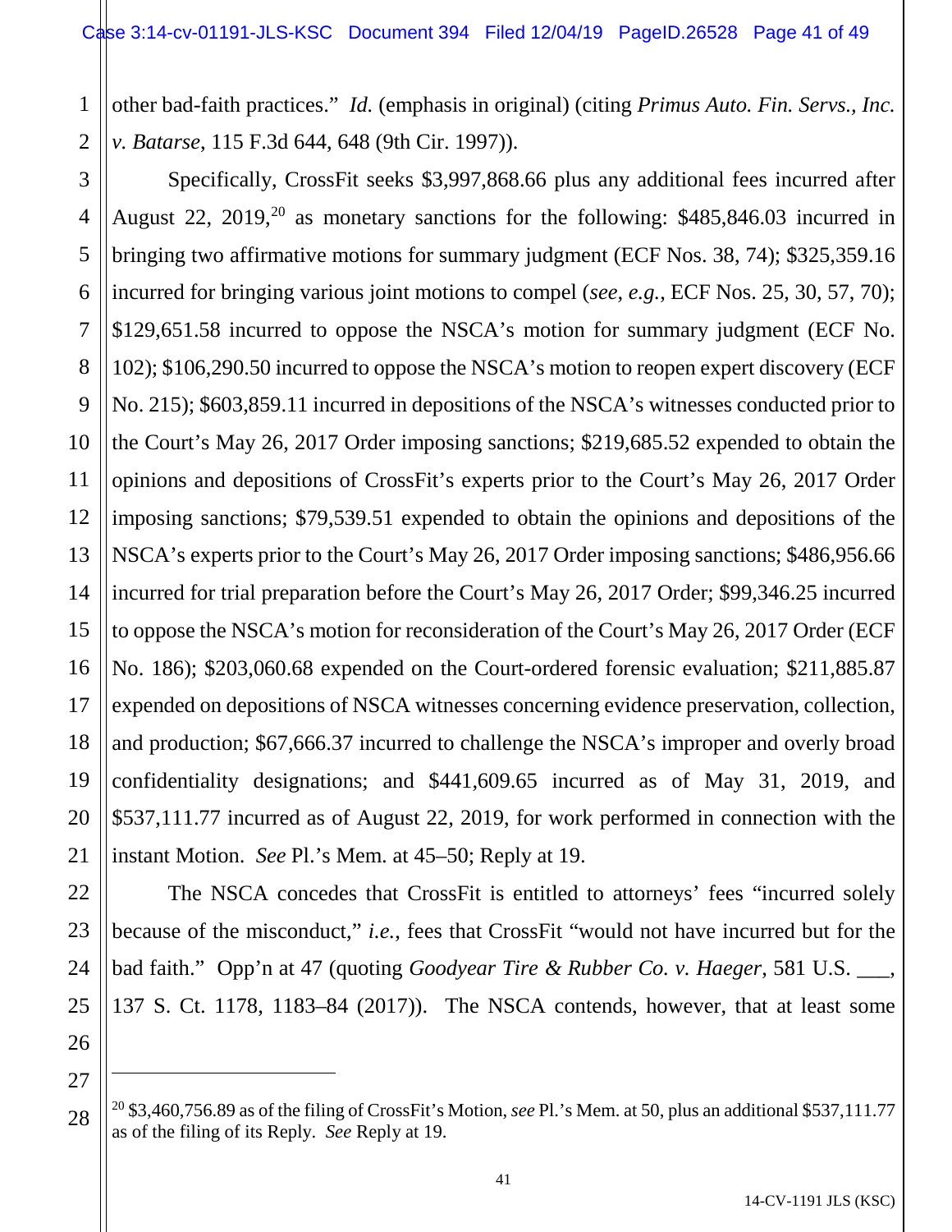other bad-faith practices." *Id.* (emphasis in original) (citing *Primus Auto. Fin. Servs., Inc. v. Batarse*, 115 F.3d 644, 648 (9th Cir. 1997)).

Specifically, CrossFit seeks $3,997,868.66 plus any additional fees incurred after August 22, 2019,[20] as monetary sanctions for the following: $485,846.03 incurred in bringing two affirmative motions for summary judgment (ECF Nos. 38, 74); $325,359.16 incurred for bringing various joint motions to compel (*see, e.g.*, ECF Nos. 25, 30, 57, 70); $129,651.58 incurred to oppose the NSCA's motion for summary judgment (ECF No. 102); $106,290.50 incurred to oppose the NSCA's motion to reopen expert discovery (ECF No. 215); $603,859.11 incurred in depositions of the NSCA's witnesses conducted prior to the Court's May 26, 2017 Order imposing sanctions; $219,685.52 expended to obtain the opinions and depositions of CrossFit's experts prior to the Court's May 26, 2017 Order imposing sanctions; $79,539.51 expended to obtain the opinions and depositions of the NSCA's experts prior to the Court's May 26, 2017 Order imposing sanctions; $486,956.66 incurred for trial preparation before the Court's May 26, 2017 Order; $99,346.25 incurred to oppose the NSCA's motion for reconsideration of the Court's May 26, 2017 Order (ECF No. 186); $203,060.68 expended on the Court-ordered forensic evaluation; $211,885.87 expended on depositions of NSCA witnesses concerning evidence preservation, collection, and production; $67,666.37 incurred to challenge the NSCA's improper and overly broad confidentiality designations; and $441,609.65 incurred as of May 31, 2019, and $537,111.77 incurred as of August 22, 2019, for work performed in connection with the instant Motion. *See* Pl.'s Mem. at 45–50; Reply at 19.

The NSCA concedes that CrossFit is entitled to attorneys' fees "incurred solely because of the misconduct," *i.e.*, fees that CrossFit "would not have incurred but for the bad faith." Opp'n at 47 (quoting *Goodyear Tire & Rubber Co. v. Haeger*, 581 U.S. \_\_\_, 137 S. Ct. 1178, 1183–84 (2017)). The NSCA contends, however, that at least some

---

[20] $3,460,756.89 as of the filing of CrossFit's Motion, *see* Pl.'s Mem. at 50, plus an additional $537,111.77 as of the filing of its Reply. *See* Reply at 19.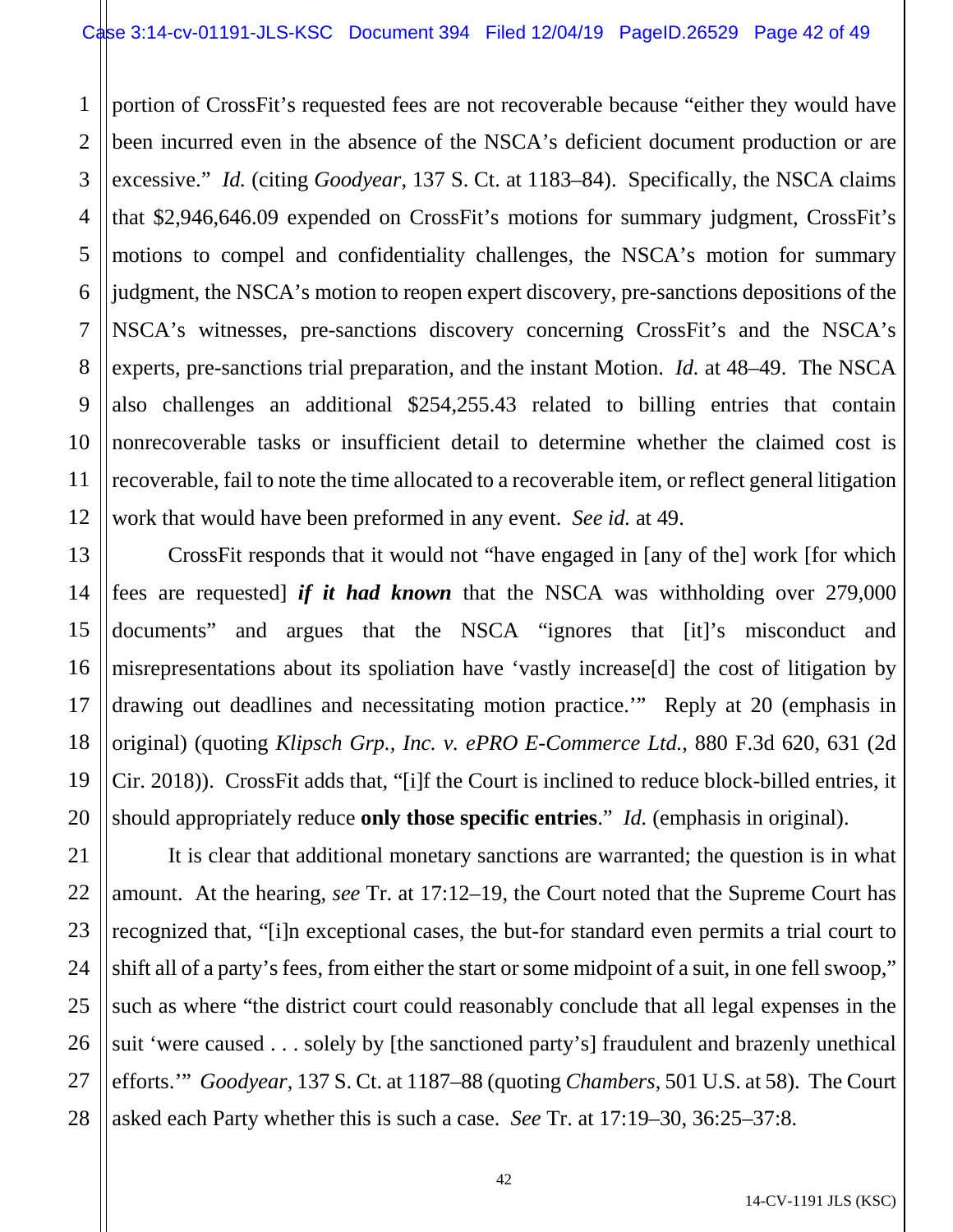portion of CrossFit's requested fees are not recoverable because "either they would have been incurred even in the absence of the NSCA's deficient document production or are excessive." *Id.* (citing *Goodyear*, 137 S. Ct. at 1183–84). Specifically, the NSCA claims that $2,946,646.09 expended on CrossFit's motions for summary judgment, CrossFit's motions to compel and confidentiality challenges, the NSCA's motion for summary judgment, the NSCA's motion to reopen expert discovery, pre-sanctions depositions of the NSCA's witnesses, pre-sanctions discovery concerning CrossFit's and the NSCA's experts, pre-sanctions trial preparation, and the instant Motion. *Id.* at 48–49. The NSCA also challenges an additional $254,255.43 related to billing entries that contain nonrecoverable tasks or insufficient detail to determine whether the claimed cost is recoverable, fail to note the time allocated to a recoverable item, or reflect general litigation work that would have been preformed in any event. *See id.* at 49.

CrossFit responds that it would not "have engaged in [any of the] work [for which fees are requested] ***if it had known*** that the NSCA was withholding over 279,000 documents" and argues that the NSCA "ignores that [it]'s misconduct and misrepresentations about its spoliation have 'vastly increase[d] the cost of litigation by drawing out deadlines and necessitating motion practice.'" Reply at 20 (emphasis in original) (quoting *Klipsch Grp., Inc. v. ePRO E-Commerce Ltd.*, 880 F.3d 620, 631 (2d Cir. 2018)). CrossFit adds that, "[i]f the Court is inclined to reduce block-billed entries, it should appropriately reduce **only those specific entries**." *Id.* (emphasis in original).

It is clear that additional monetary sanctions are warranted; the question is in what amount. At the hearing, *see* Tr. at 17:12–19, the Court noted that the Supreme Court has recognized that, "[i]n exceptional cases, the but-for standard even permits a trial court to shift all of a party's fees, from either the start or some midpoint of a suit, in one fell swoop," such as where "the district court could reasonably conclude that all legal expenses in the suit 'were caused . . . solely by [the sanctioned party's] fraudulent and brazenly unethical efforts.'" *Goodyear*, 137 S. Ct. at 1187–88 (quoting *Chambers*, 501 U.S. at 58). The Court asked each Party whether this is such a case. *See* Tr. at 17:19–30, 36:25–37:8.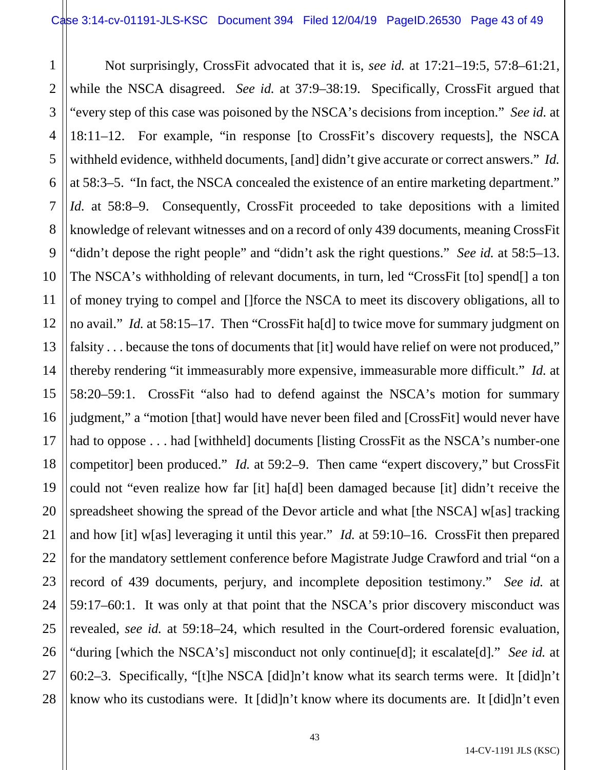Not surprisingly, CrossFit advocated that it is, *see id.* at 17:21–19:5, 57:8–61:21, while the NSCA disagreed. *See id.* at 37:9–38:19. Specifically, CrossFit argued that "every step of this case was poisoned by the NSCA's decisions from inception." *See id.* at 18:11–12. For example, "in response [to CrossFit's discovery requests], the NSCA withheld evidence, withheld documents, [and] didn't give accurate or correct answers." *Id.* at 58:3–5. "In fact, the NSCA concealed the existence of an entire marketing department." *Id.* at 58:8–9. Consequently, CrossFit proceeded to take depositions with a limited knowledge of relevant witnesses and on a record of only 439 documents, meaning CrossFit "didn't depose the right people" and "didn't ask the right questions." *See id.* at 58:5–13. The NSCA's withholding of relevant documents, in turn, led "CrossFit [to] spend[] a ton of money trying to compel and []force the NSCA to meet its discovery obligations, all to no avail." *Id.* at 58:15–17. Then "CrossFit ha[d] to twice move for summary judgment on falsity . . . because the tons of documents that [it] would have relief on were not produced," thereby rendering "it immeasurably more expensive, immeasurable more difficult." *Id.* at 58:20–59:1. CrossFit "also had to defend against the NSCA's motion for summary judgment," a "motion [that] would have never been filed and [CrossFit] would never have had to oppose . . . had [withheld] documents [listing CrossFit as the NSCA's number-one competitor] been produced." *Id.* at 59:2–9. Then came "expert discovery," but CrossFit could not "even realize how far [it] ha[d] been damaged because [it] didn't receive the spreadsheet showing the spread of the Devor article and what [the NSCA] w[as] tracking and how [it] w[as] leveraging it until this year." *Id.* at 59:10–16. CrossFit then prepared for the mandatory settlement conference before Magistrate Judge Crawford and trial "on a record of 439 documents, perjury, and incomplete deposition testimony." *See id.* at 59:17–60:1. It was only at that point that the NSCA's prior discovery misconduct was revealed, *see id.* at 59:18–24, which resulted in the Court-ordered forensic evaluation, "during [which the NSCA's] misconduct not only continue[d]; it escalate[d]." *See id.* at 60:2–3. Specifically, "[t]he NSCA [did]n't know what its search terms were. It [did]n't know who its custodians were. It [did]n't know where its documents are. It [did]n't even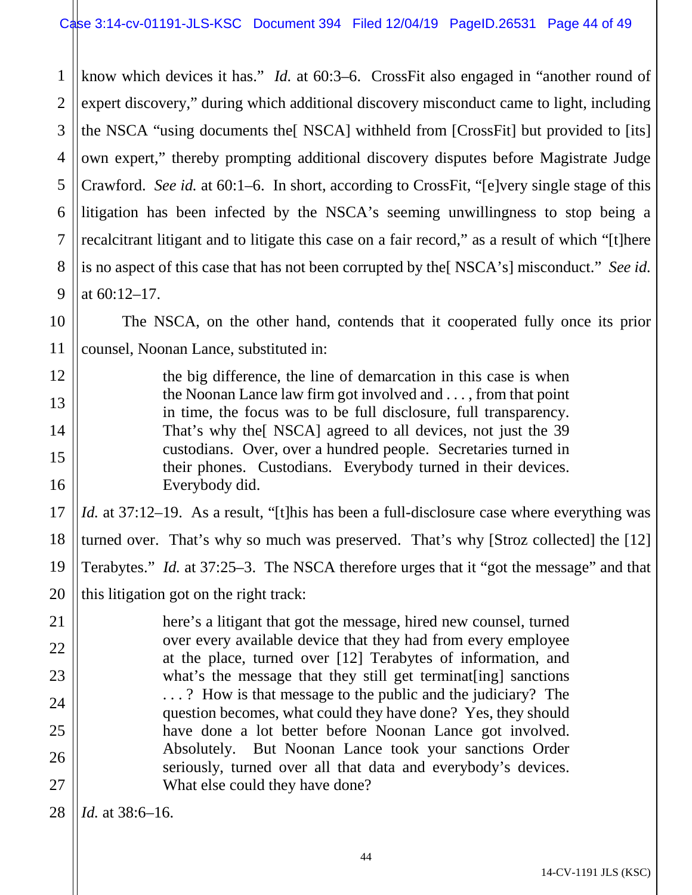know which devices it has." *Id.* at 60:3–6. CrossFit also engaged in "another round of expert discovery," during which additional discovery misconduct came to light, including the NSCA "using documents the[ NSCA] withheld from [CrossFit] but provided to [its] own expert," thereby prompting additional discovery disputes before Magistrate Judge Crawford. *See id.* at 60:1–6. In short, according to CrossFit, "[e]very single stage of this litigation has been infected by the NSCA's seeming unwillingness to stop being a recalcitrant litigant and to litigate this case on a fair record," as a result of which "[t]here is no aspect of this case that has not been corrupted by the[ NSCA's] misconduct." *See id.* at 60:12–17.

The NSCA, on the other hand, contends that it cooperated fully once its prior counsel, Noonan Lance, substituted in:

> the big difference, the line of demarcation in this case is when the Noonan Lance law firm got involved and . . . , from that point in time, the focus was to be full disclosure, full transparency. That's why the[ NSCA] agreed to all devices, not just the 39 custodians. Over, over a hundred people. Secretaries turned in their phones. Custodians. Everybody turned in their devices. Everybody did.

*Id.* at 37:12–19. As a result, "[t]his has been a full-disclosure case where everything was turned over. That's why so much was preserved. That's why [Stroz collected] the [12] Terabytes." *Id.* at 37:25–3. The NSCA therefore urges that it "got the message" and that this litigation got on the right track:

> here's a litigant that got the message, hired new counsel, turned over every available device that they had from every employee at the place, turned over [12] Terabytes of information, and what's the message that they still get terminat[ing] sanctions . . . ? How is that message to the public and the judiciary? The question becomes, what could they have done? Yes, they should have done a lot better before Noonan Lance got involved. Absolutely. But Noonan Lance took your sanctions Order seriously, turned over all that data and everybody's devices. What else could they have done?

*Id.* at 38:6–16.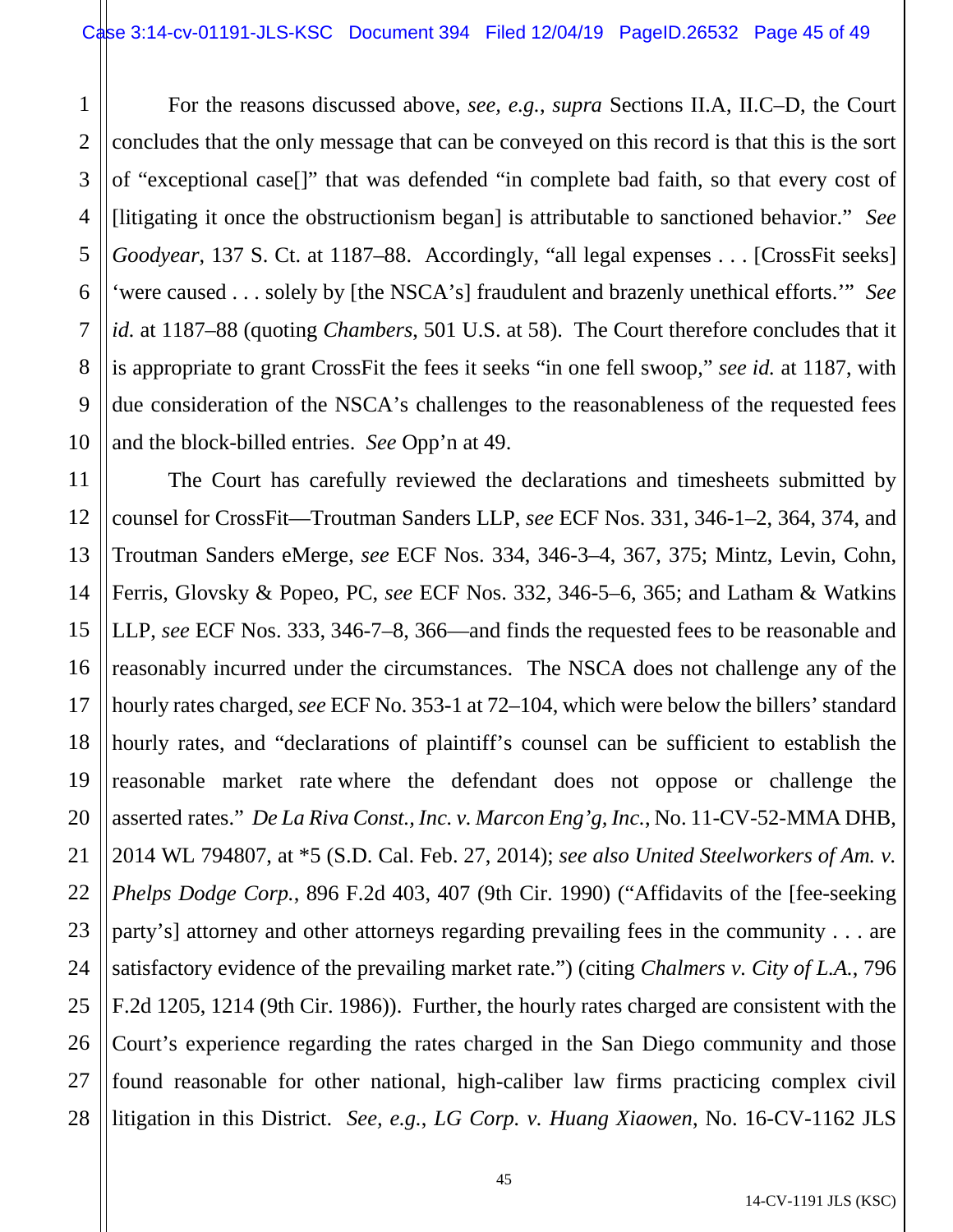For the reasons discussed above, *see, e.g.*, *supra* Sections II.A, II.C–D, the Court concludes that the only message that can be conveyed on this record is that this is the sort of "exceptional case[]" that was defended "in complete bad faith, so that every cost of [litigating it once the obstructionism began] is attributable to sanctioned behavior." *See Goodyear*, 137 S. Ct. at 1187–88. Accordingly, "all legal expenses . . . [CrossFit seeks] 'were caused . . . solely by [the NSCA's] fraudulent and brazenly unethical efforts.'" *See id.* at 1187–88 (quoting *Chambers*, 501 U.S. at 58). The Court therefore concludes that it is appropriate to grant CrossFit the fees it seeks "in one fell swoop," *see id.* at 1187, with due consideration of the NSCA's challenges to the reasonableness of the requested fees and the block-billed entries. *See* Opp'n at 49.

The Court has carefully reviewed the declarations and timesheets submitted by counsel for CrossFit—Troutman Sanders LLP, *see* ECF Nos. 331, 346-1–2, 364, 374, and Troutman Sanders eMerge, *see* ECF Nos. 334, 346-3–4, 367, 375; Mintz, Levin, Cohn, Ferris, Glovsky & Popeo, PC, *see* ECF Nos. 332, 346-5–6, 365; and Latham & Watkins LLP, *see* ECF Nos. 333, 346-7–8, 366—and finds the requested fees to be reasonable and reasonably incurred under the circumstances. The NSCA does not challenge any of the hourly rates charged, *see* ECF No. 353-1 at 72–104, which were below the billers' standard hourly rates, and "declarations of plaintiff's counsel can be sufficient to establish the reasonable market rate where the defendant does not oppose or challenge the asserted rates." *De La Riva Const., Inc. v. Marcon Eng'g, Inc.*, No. 11-CV-52-MMA DHB, 2014 WL 794807, at *5 (S.D. Cal. Feb. 27, 2014); *see also United Steelworkers of Am. v. Phelps Dodge Corp.*, 896 F.2d 403, 407 (9th Cir. 1990) ("Affidavits of the [fee-seeking party's] attorney and other attorneys regarding prevailing fees in the community . . . are satisfactory evidence of the prevailing market rate.") (citing *Chalmers v. City of L.A.*, 796 F.2d 1205, 1214 (9th Cir. 1986)). Further, the hourly rates charged are consistent with the Court's experience regarding the rates charged in the San Diego community and those found reasonable for other national, high-caliber law firms practicing complex civil litigation in this District. *See, e.g.*, *LG Corp. v. Huang Xiaowen*, No. 16-CV-1162 JLS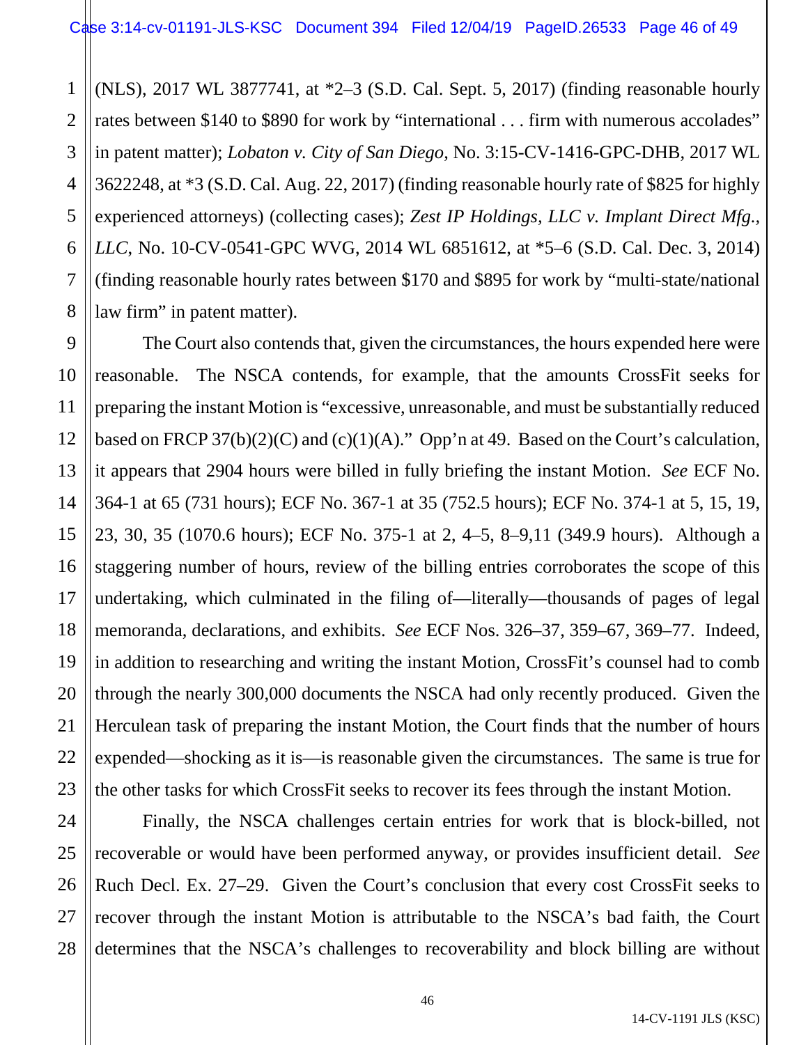(NLS), 2017 WL 3877741, at *2–3 (S.D. Cal. Sept. 5, 2017) (finding reasonable hourly rates between $140 to $890 for work by "international . . . firm with numerous accolades" in patent matter); *Lobaton v. City of San Diego*, No. 3:15-CV-1416-GPC-DHB, 2017 WL 3622248, at *3 (S.D. Cal. Aug. 22, 2017) (finding reasonable hourly rate of $825 for highly experienced attorneys) (collecting cases); *Zest IP Holdings, LLC v. Implant Direct Mfg., LLC*, No. 10-CV-0541-GPC WVG, 2014 WL 6851612, at *5–6 (S.D. Cal. Dec. 3, 2014) (finding reasonable hourly rates between $170 and $895 for work by "multi-state/national law firm" in patent matter).

The Court also contends that, given the circumstances, the hours expended here were reasonable. The NSCA contends, for example, that the amounts CrossFit seeks for preparing the instant Motion is "excessive, unreasonable, and must be substantially reduced based on FRCP 37(b)(2)(C) and (c)(1)(A)." Opp'n at 49. Based on the Court's calculation, it appears that 2904 hours were billed in fully briefing the instant Motion. *See* ECF No. 364-1 at 65 (731 hours); ECF No. 367-1 at 35 (752.5 hours); ECF No. 374-1 at 5, 15, 19, 23, 30, 35 (1070.6 hours); ECF No. 375-1 at 2, 4–5, 8–9,11 (349.9 hours). Although a staggering number of hours, review of the billing entries corroborates the scope of this undertaking, which culminated in the filing of—literally—thousands of pages of legal memoranda, declarations, and exhibits. *See* ECF Nos. 326–37, 359–67, 369–77. Indeed, in addition to researching and writing the instant Motion, CrossFit's counsel had to comb through the nearly 300,000 documents the NSCA had only recently produced. Given the Herculean task of preparing the instant Motion, the Court finds that the number of hours expended—shocking as it is—is reasonable given the circumstances. The same is true for the other tasks for which CrossFit seeks to recover its fees through the instant Motion.

Finally, the NSCA challenges certain entries for work that is block-billed, not recoverable or would have been performed anyway, or provides insufficient detail. *See* Ruch Decl. Ex. 27–29. Given the Court's conclusion that every cost CrossFit seeks to recover through the instant Motion is attributable to the NSCA's bad faith, the Court determines that the NSCA's challenges to recoverability and block billing are without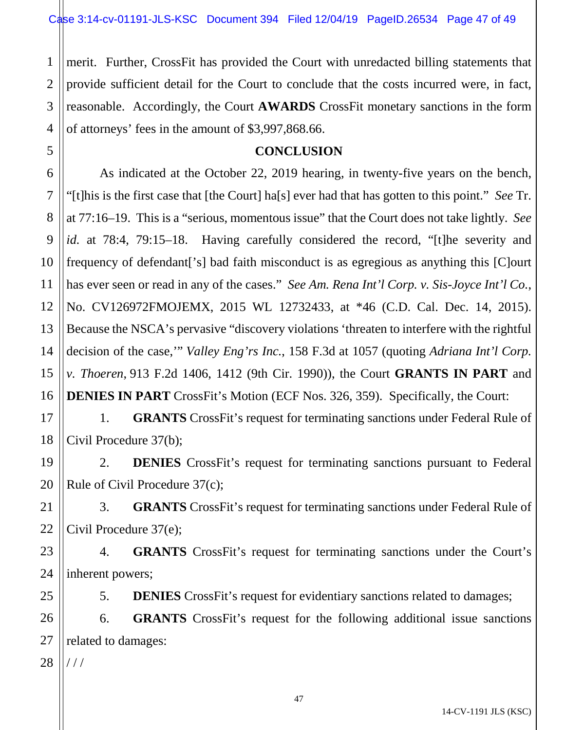merit. Further, CrossFit has provided the Court with unredacted billing statements that provide sufficient detail for the Court to conclude that the costs incurred were, in fact, reasonable. Accordingly, the Court **AWARDS** CrossFit monetary sanctions in the form of attorneys' fees in the amount of $3,997,868.66.

## CONCLUSION

As indicated at the October 22, 2019 hearing, in twenty-five years on the bench, "[t]his is the first case that [the Court] ha[s] ever had that has gotten to this point." *See* Tr. at 77:16–19. This is a "serious, momentous issue" that the Court does not take lightly. *See id.* at 78:4, 79:15–18. Having carefully considered the record, "[t]he severity and frequency of defendant['s] bad faith misconduct is as egregious as anything this [C]ourt has ever seen or read in any of the cases." *See Am. Rena Int'l Corp. v. Sis-Joyce Int'l Co.*, No. CV126972FMOJEMX, 2015 WL 12732433, at *46 (C.D. Cal. Dec. 14, 2015). Because the NSCA's pervasive "discovery violations 'threaten to interfere with the rightful decision of the case,'" *Valley Eng'rs Inc.*, 158 F.3d at 1057 (quoting *Adriana Int'l Corp. v. Thoeren*, 913 F.2d 1406, 1412 (9th Cir. 1990)), the Court **GRANTS IN PART** and **DENIES IN PART** CrossFit's Motion (ECF Nos. 326, 359). Specifically, the Court:

1. **GRANTS** CrossFit's request for terminating sanctions under Federal Rule of Civil Procedure 37(b);

2. **DENIES** CrossFit's request for terminating sanctions pursuant to Federal Rule of Civil Procedure 37(c);

3. **GRANTS** CrossFit's request for terminating sanctions under Federal Rule of Civil Procedure 37(e);

4. **GRANTS** CrossFit's request for terminating sanctions under the Court's inherent powers;

5. **DENIES** CrossFit's request for evidentiary sanctions related to damages;

6. **GRANTS** CrossFit's request for the following additional issue sanctions related to damages:

/ / /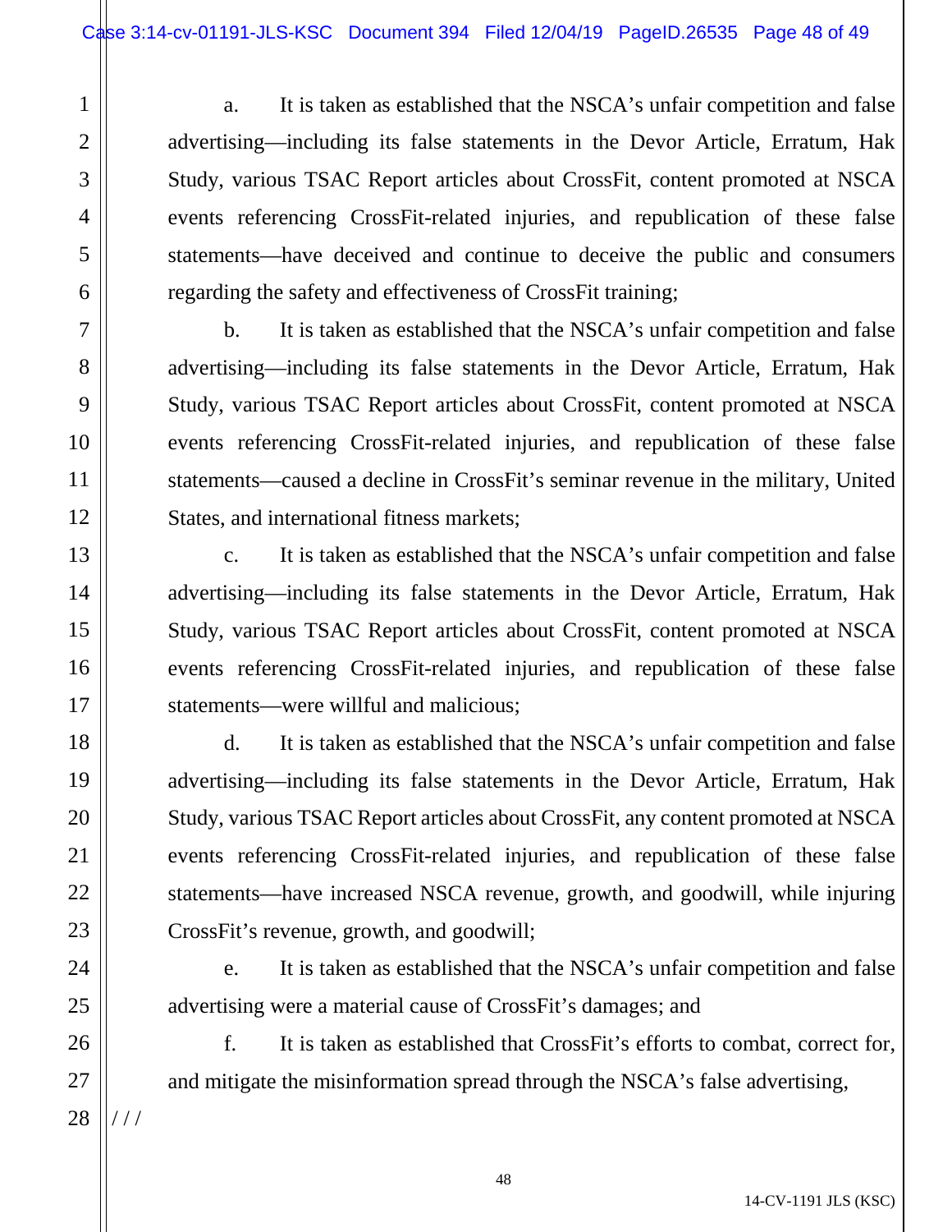a. It is taken as established that the NSCA's unfair competition and false advertising—including its false statements in the Devor Article, Erratum, Hak Study, various TSAC Report articles about CrossFit, content promoted at NSCA events referencing CrossFit-related injuries, and republication of these false statements—have deceived and continue to deceive the public and consumers regarding the safety and effectiveness of CrossFit training;

b. It is taken as established that the NSCA's unfair competition and false advertising—including its false statements in the Devor Article, Erratum, Hak Study, various TSAC Report articles about CrossFit, content promoted at NSCA events referencing CrossFit-related injuries, and republication of these false statements—caused a decline in CrossFit's seminar revenue in the military, United States, and international fitness markets;

c. It is taken as established that the NSCA's unfair competition and false advertising—including its false statements in the Devor Article, Erratum, Hak Study, various TSAC Report articles about CrossFit, content promoted at NSCA events referencing CrossFit-related injuries, and republication of these false statements—were willful and malicious;

d. It is taken as established that the NSCA's unfair competition and false advertising—including its false statements in the Devor Article, Erratum, Hak Study, various TSAC Report articles about CrossFit, any content promoted at NSCA events referencing CrossFit-related injuries, and republication of these false statements—have increased NSCA revenue, growth, and goodwill, while injuring CrossFit's revenue, growth, and goodwill;

e. It is taken as established that the NSCA's unfair competition and false advertising were a material cause of CrossFit's damages; and

f. It is taken as established that CrossFit's efforts to combat, correct for, and mitigate the misinformation spread through the NSCA's false advertising,

/ / /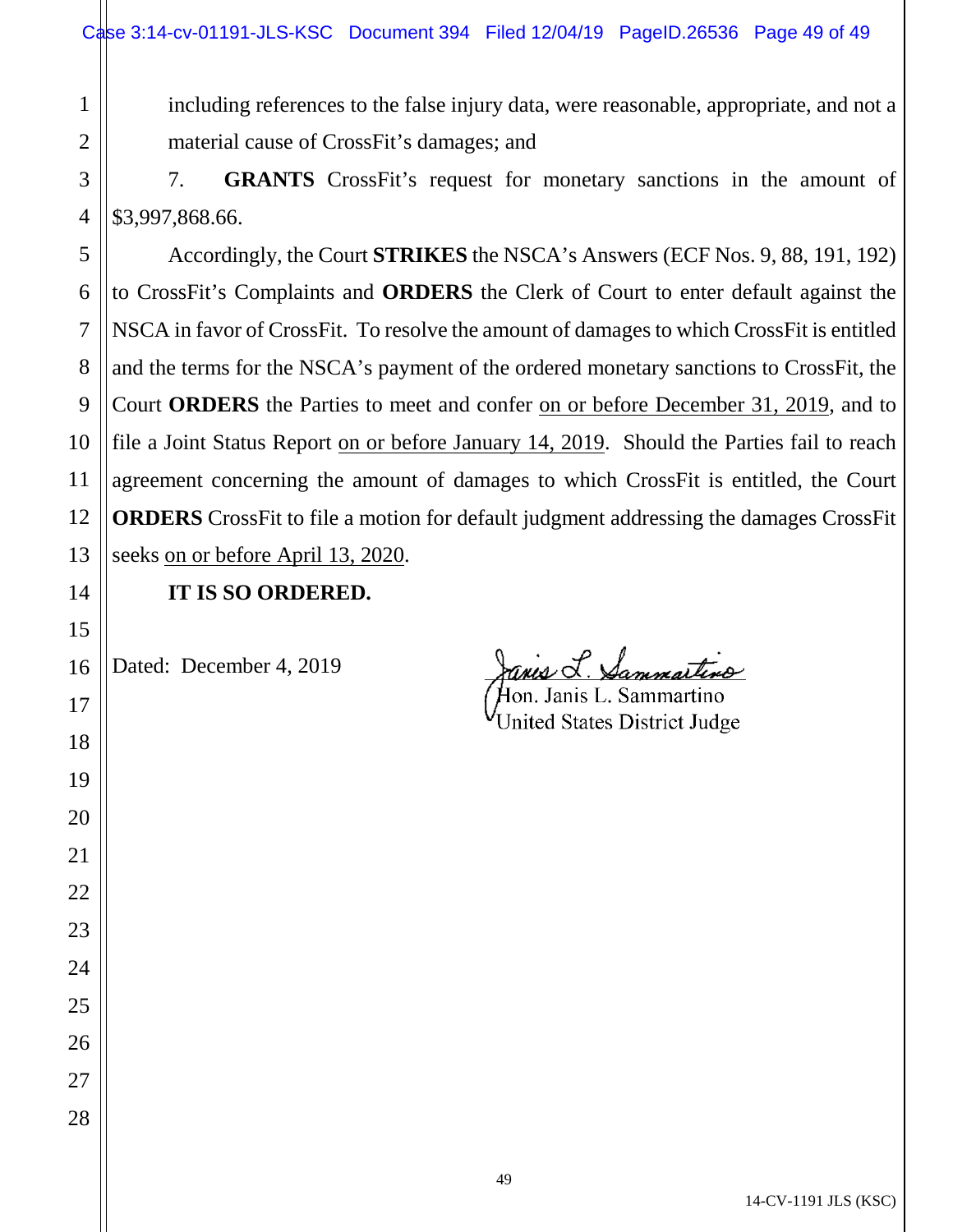including references to the false injury data, were reasonable, appropriate, and not a material cause of CrossFit's damages; and

7. **GRANTS** CrossFit's request for monetary sanctions in the amount of $3,997,868.66.

Accordingly, the Court **STRIKES** the NSCA's Answers (ECF Nos. 9, 88, 191, 192) to CrossFit's Complaints and **ORDERS** the Clerk of Court to enter default against the NSCA in favor of CrossFit. To resolve the amount of damages to which CrossFit is entitled and the terms for the NSCA's payment of the ordered monetary sanctions to CrossFit, the Court **ORDERS** the Parties to meet and confer on or before December 31, 2019, and to file a Joint Status Report on or before January 14, 2019. Should the Parties fail to reach agreement concerning the amount of damages to which CrossFit is entitled, the Court **ORDERS** CrossFit to file a motion for default judgment addressing the damages CrossFit seeks on or before April 13, 2020.

**IT IS SO ORDERED.**

Dated: December 4, 2019

Janis L. Sammartino

Hon. Janis L. Sammartino
United States District Judge